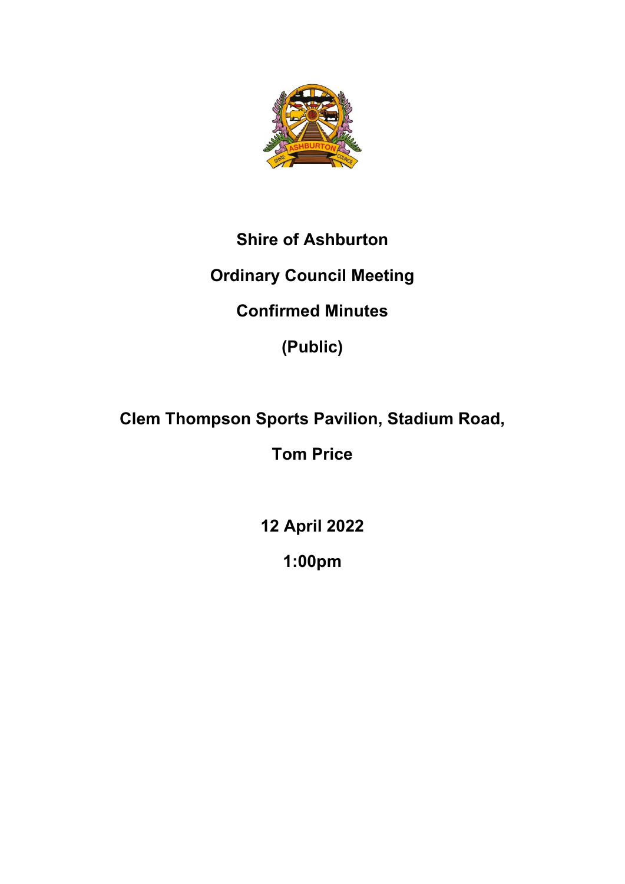# Shire of Ashburton

## Ordinary Council Meeting

## Confirmed Minutes

## (Public)

**Clem Thompson Sports Pavilion, Stadium Road,**

**Tom Price**

**12 April 2022**

**1:00pm**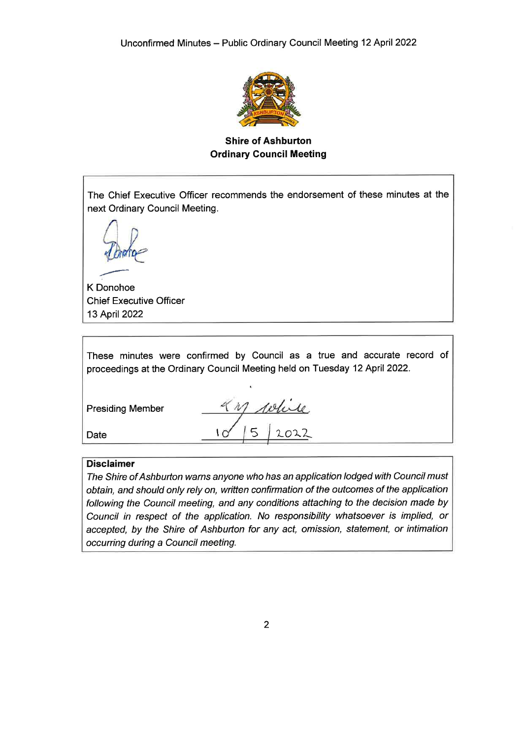**Shire of Ashburton**
**Ordinary Council Meeting**

The Chief Executive Officer recommends the endorsement of these minutes at the next Ordinary Council Meeting.

K Donohoe
Chief Executive Officer
13 April 2022

These minutes were confirmed by Council as a true and accurate record of proceedings at the Ordinary Council Meeting held on Tuesday 12 April 2022.

| | |
|---|---|
| Presiding Member | K M White |
| Date | 10 / 5 / 2022 |

**Disclaimer**

*The Shire of Ashburton warns anyone who has an application lodged with Council must obtain, and should only rely on, written confirmation of the outcomes of the application following the Council meeting, and any conditions attaching to the decision made by Council in respect of the application. No responsibility whatsoever is implied, or accepted, by the Shire of Ashburton for any act, omission, statement, or intimation occurring during a Council meeting.*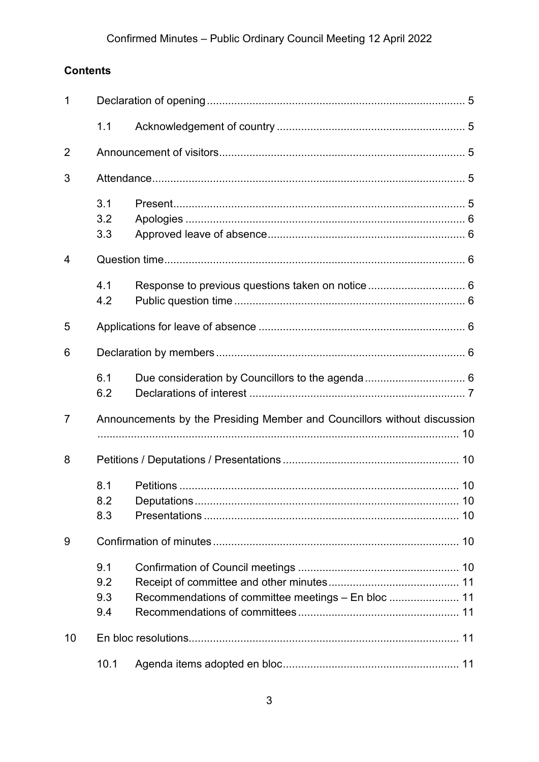**Contents**

| | | | |
|---|---|---|---|
| 1 | Declaration of opening | | 5 |
| | 1.1 | Acknowledgement of country | 5 |
| 2 | Announcement of visitors | | 5 |
| 3 | Attendance | | 5 |
| | 3.1 | Present | 5 |
| | 3.2 | Apologies | 6 |
| | 3.3 | Approved leave of absence | 6 |
| 4 | Question time | | 6 |
| | 4.1 | Response to previous questions taken on notice | 6 |
| | 4.2 | Public question time | 6 |
| 5 | Applications for leave of absence | | 6 |
| 6 | Declaration by members | | 6 |
| | 6.1 | Due consideration by Councillors to the agenda | 6 |
| | 6.2 | Declarations of interest | 7 |
| 7 | Announcements by the Presiding Member and Councillors without discussion | | 10 |
| 8 | Petitions / Deputations / Presentations | | 10 |
| | 8.1 | Petitions | 10 |
| | 8.2 | Deputations | 10 |
| | 8.3 | Presentations | 10 |
| 9 | Confirmation of minutes | | 10 |
| | 9.1 | Confirmation of Council meetings | 10 |
| | 9.2 | Receipt of committee and other minutes | 11 |
| | 9.3 | Recommendations of committee meetings – En bloc | 11 |
| | 9.4 | Recommendations of committees | 11 |
| 10 | En bloc resolutions | | 11 |
| | 10.1 | Agenda items adopted en bloc | 11 |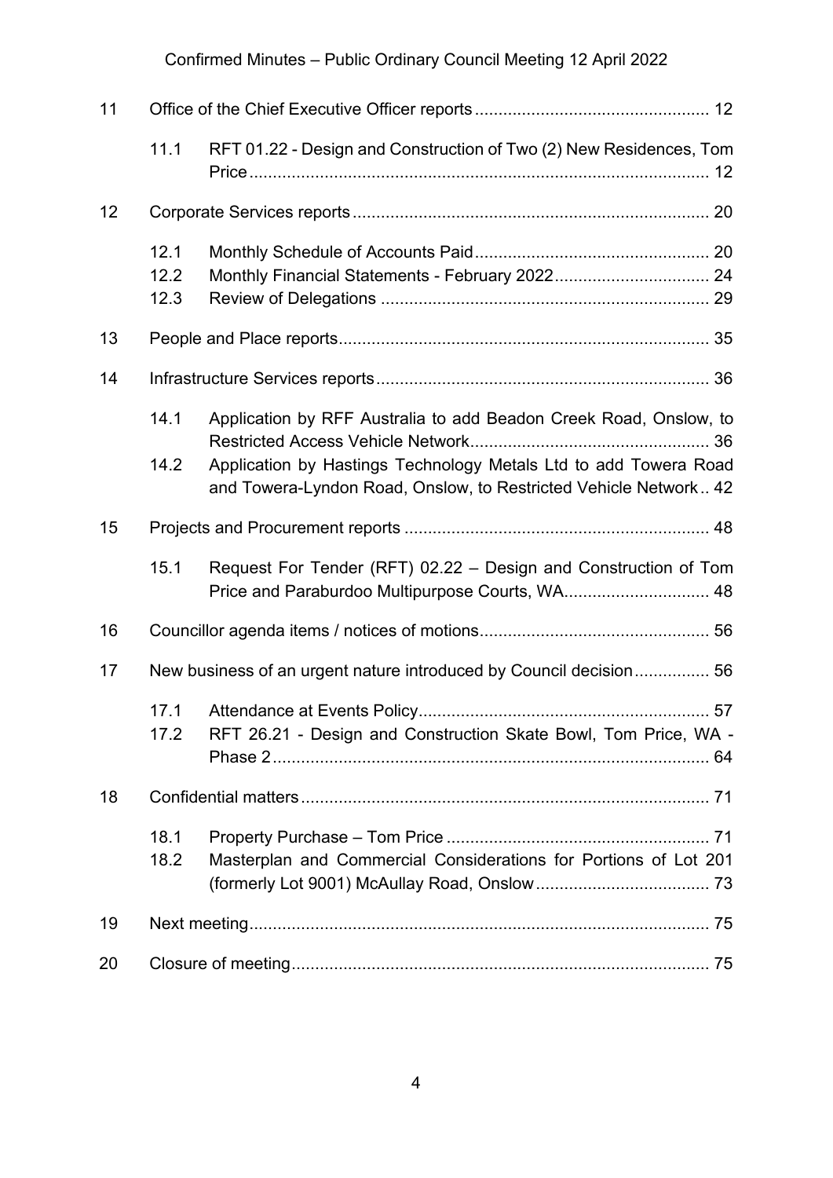| | | | |
|---|---|---|---|
| 11 | | Office of the Chief Executive Officer reports | 12 |
| | 11.1 | RFT 01.22 - Design and Construction of Two (2) New Residences, Tom Price | 12 |
| 12 | | Corporate Services reports | 20 |
| | 12.1 | Monthly Schedule of Accounts Paid | 20 |
| | 12.2 | Monthly Financial Statements - February 2022 | 24 |
| | 12.3 | Review of Delegations | 29 |
| 13 | | People and Place reports | 35 |
| 14 | | Infrastructure Services reports | 36 |
| | 14.1 | Application by RFF Australia to add Beadon Creek Road, Onslow, to Restricted Access Vehicle Network | 36 |
| | 14.2 | Application by Hastings Technology Metals Ltd to add Towera Road and Towera-Lyndon Road, Onslow, to Restricted Vehicle Network | 42 |
| 15 | | Projects and Procurement reports | 48 |
| | 15.1 | Request For Tender (RFT) 02.22 – Design and Construction of Tom Price and Paraburdoo Multipurpose Courts, WA | 48 |
| 16 | | Councillor agenda items / notices of motions | 56 |
| 17 | | New business of an urgent nature introduced by Council decision | 56 |
| | 17.1 | Attendance at Events Policy | 57 |
| | 17.2 | RFT 26.21 - Design and Construction Skate Bowl, Tom Price, WA - Phase 2 | 64 |
| 18 | | Confidential matters | 71 |
| | 18.1 | Property Purchase – Tom Price | 71 |
| | 18.2 | Masterplan and Commercial Considerations for Portions of Lot 201 (formerly Lot 9001) McAullay Road, Onslow | 73 |
| 19 | | Next meeting | 75 |
| 20 | | Closure of meeting | 75 |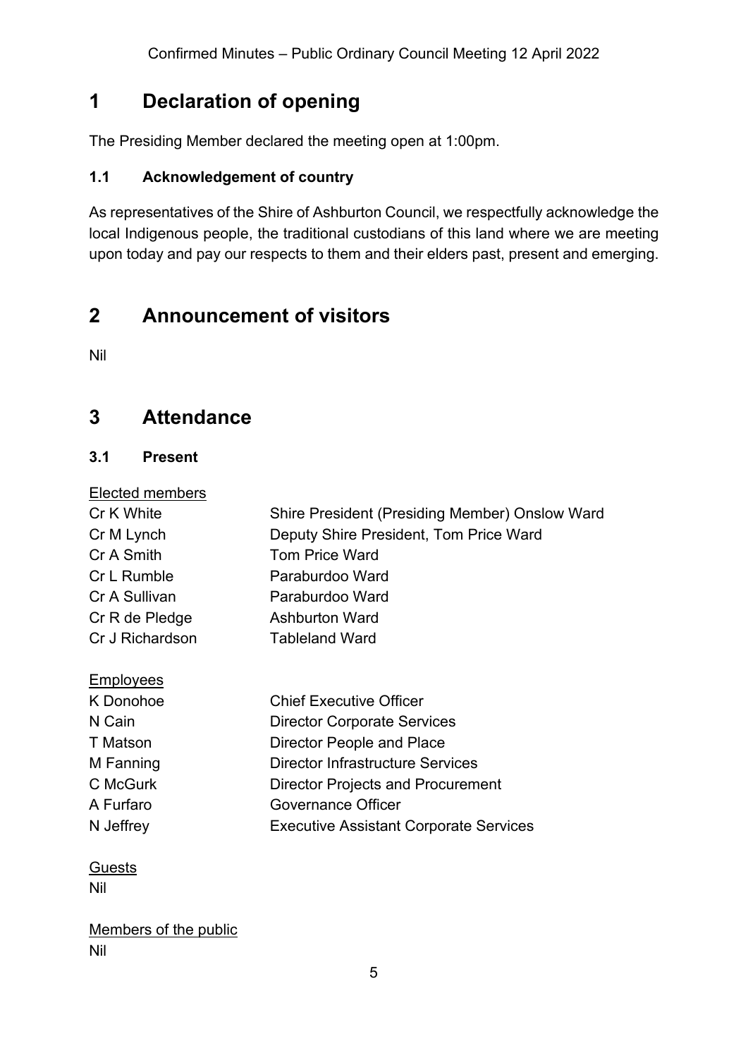# 1 Declaration of opening

The Presiding Member declared the meeting open at 1:00pm.

### 1.1 Acknowledgement of country

As representatives of the Shire of Ashburton Council, we respectfully acknowledge the local Indigenous people, the traditional custodians of this land where we are meeting upon today and pay our respects to them and their elders past, present and emerging.

# 2 Announcement of visitors

Nil

# 3 Attendance

### 3.1 Present

Elected members

| | |
|---|---|
| Cr K White | Shire President (Presiding Member) Onslow Ward |
| Cr M Lynch | Deputy Shire President, Tom Price Ward |
| Cr A Smith | Tom Price Ward |
| Cr L Rumble | Paraburdoo Ward |
| Cr A Sullivan | Paraburdoo Ward |
| Cr R de Pledge | Ashburton Ward |
| Cr J Richardson | Tableland Ward |

Employees

| | |
|---|---|
| K Donohoe | Chief Executive Officer |
| N Cain | Director Corporate Services |
| T Matson | Director People and Place |
| M Fanning | Director Infrastructure Services |
| C McGurk | Director Projects and Procurement |
| A Furfaro | Governance Officer |
| N Jeffrey | Executive Assistant Corporate Services |

Guests

Nil

Members of the public

Nil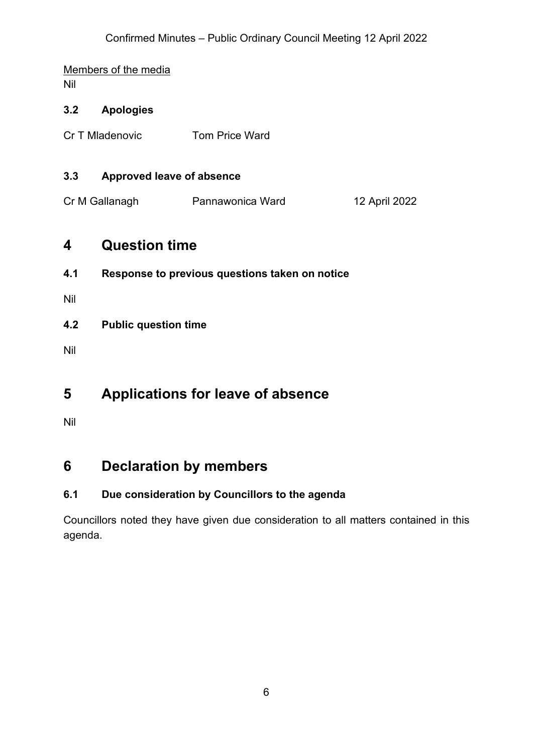Members of the media

Nil

### 3.2 Apologies

| | |
|---|---|
| Cr T Mladenovic | Tom Price Ward |

### 3.3 Approved leave of absence

| | | |
|---|---|---|
| Cr M Gallanagh | Pannawonica Ward | 12 April 2022 |

## 4 Question time

### 4.1 Response to previous questions taken on notice

Nil

### 4.2 Public question time

Nil

## 5 Applications for leave of absence

Nil

## 6 Declaration by members

### 6.1 Due consideration by Councillors to the agenda

Councillors noted they have given due consideration to all matters contained in this agenda.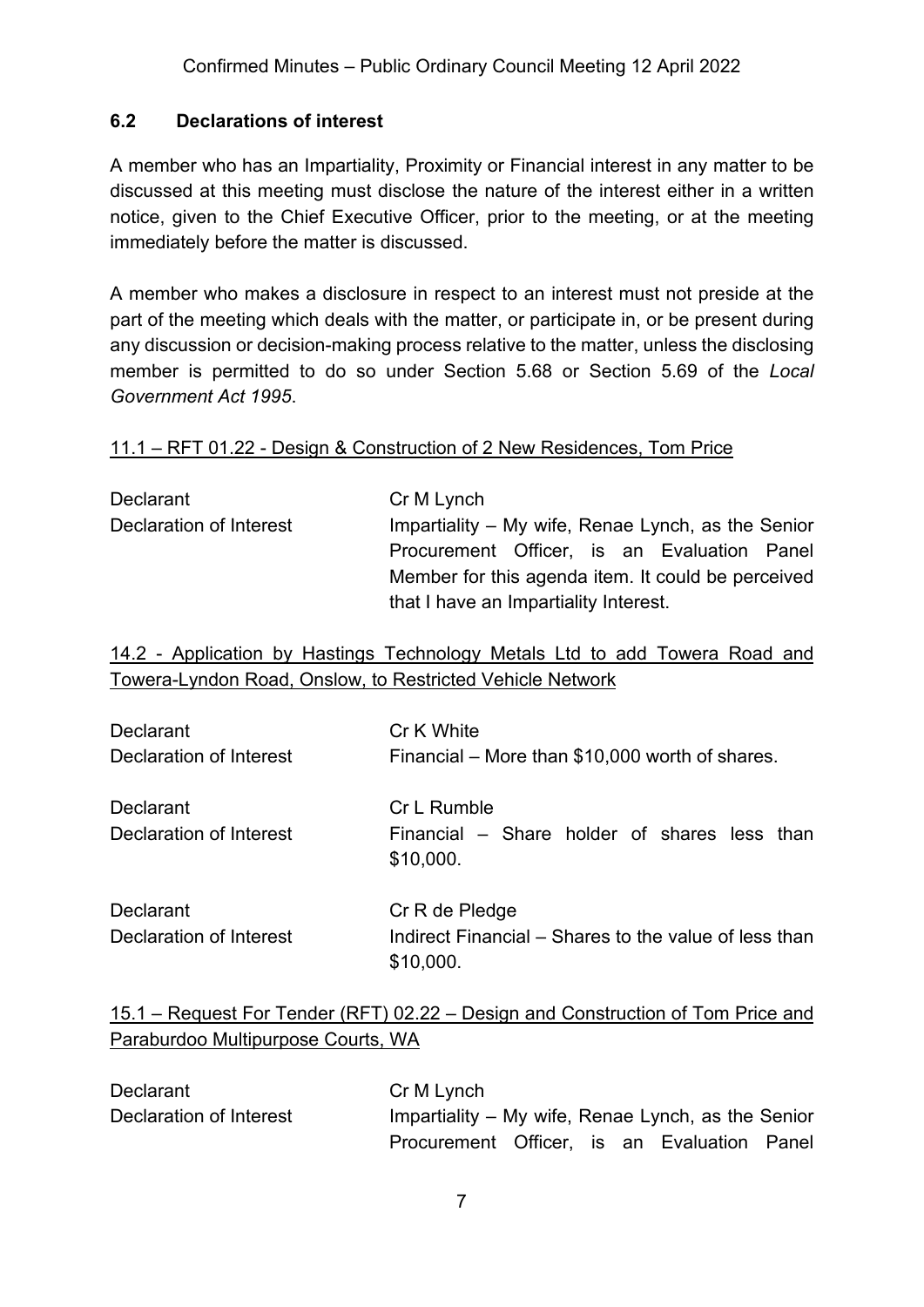### 6.2 Declarations of interest

A member who has an Impartiality, Proximity or Financial interest in any matter to be discussed at this meeting must disclose the nature of the interest either in a written notice, given to the Chief Executive Officer, prior to the meeting, or at the meeting immediately before the matter is discussed.

A member who makes a disclosure in respect to an interest must not preside at the part of the meeting which deals with the matter, or participate in, or be present during any discussion or decision-making process relative to the matter, unless the disclosing member is permitted to do so under Section 5.68 or Section 5.69 of the *Local Government Act 1995*.

<u>11.1 – RFT 01.22 - Design & Construction of 2 New Residences, Tom Price</u>

| | |
|---|---|
| Declarant | Cr M Lynch |
| Declaration of Interest | Impartiality – My wife, Renae Lynch, as the Senior Procurement Officer, is an Evaluation Panel Member for this agenda item. It could be perceived that I have an Impartiality Interest. |

<u>14.2 - Application by Hastings Technology Metals Ltd to add Towera Road and Towera-Lyndon Road, Onslow, to Restricted Vehicle Network</u>

| | |
|---|---|
| Declarant | Cr K White |
| Declaration of Interest | Financial – More than $10,000 worth of shares. |
| Declarant | Cr L Rumble |
| Declaration of Interest | Financial – Share holder of shares less than $10,000. |
| Declarant | Cr R de Pledge |
| Declaration of Interest | Indirect Financial – Shares to the value of less than $10,000. |

<u>15.1 – Request For Tender (RFT) 02.22 – Design and Construction of Tom Price and Paraburdoo Multipurpose Courts, WA</u>

| | |
|---|---|
| Declarant | Cr M Lynch |
| Declaration of Interest | Impartiality – My wife, Renae Lynch, as the Senior Procurement Officer, is an Evaluation Panel |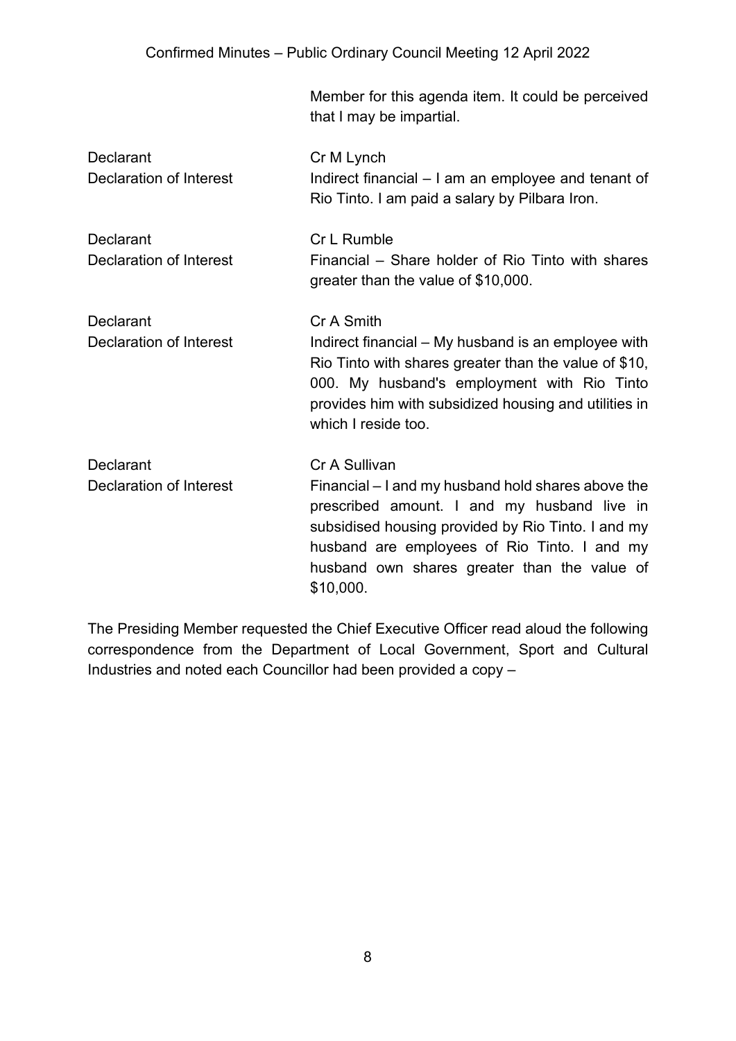Member for this agenda item. It could be perceived that I may be impartial.

| | |
|---|---|
| Declarant | Cr M Lynch |
| Declaration of Interest | Indirect financial – I am an employee and tenant of Rio Tinto. I am paid a salary by Pilbara Iron. |
| Declarant | Cr L Rumble |
| Declaration of Interest | Financial – Share holder of Rio Tinto with shares greater than the value of $10,000. |
| Declarant | Cr A Smith |
| Declaration of Interest | Indirect financial – My husband is an employee with Rio Tinto with shares greater than the value of $10, 000. My husband's employment with Rio Tinto provides him with subsidized housing and utilities in which I reside too. |
| Declarant | Cr A Sullivan |
| Declaration of Interest | Financial – I and my husband hold shares above the prescribed amount. I and my husband live in subsidised housing provided by Rio Tinto. I and my husband are employees of Rio Tinto. I and my husband own shares greater than the value of $10,000. |

The Presiding Member requested the Chief Executive Officer read aloud the following correspondence from the Department of Local Government, Sport and Cultural Industries and noted each Councillor had been provided a copy –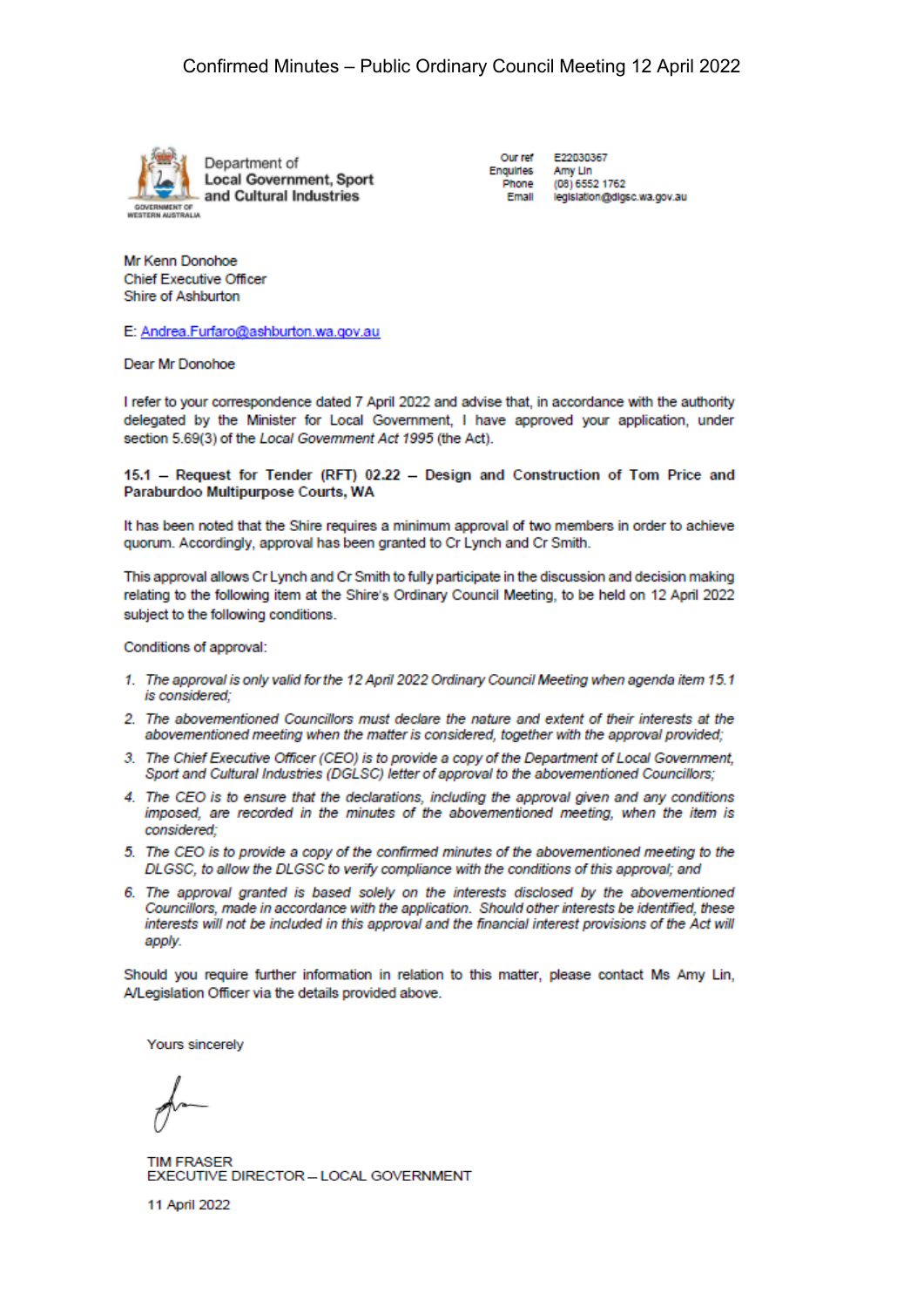Department of Local Government, Sport and Cultural Industries

GOVERNMENT OF WESTERN AUSTRALIA

Our ref E22030367
Enquiries Amy Lin
Phone (08) 6552 1762
Email legislation@dlgsc.wa.gov.au

Mr Kenn Donohoe
Chief Executive Officer
Shire of Ashburton

E: Andrea.Furfaro@ashburton.wa.gov.au

Dear Mr Donohoe

I refer to your correspondence dated 7 April 2022 and advise that, in accordance with the authority delegated by the Minister for Local Government, I have approved your application, under section 5.69(3) of the *Local Government Act 1995* (the Act).

**15.1 – Request for Tender (RFT) 02.22 – Design and Construction of Tom Price and Paraburdoo Multipurpose Courts, WA**

It has been noted that the Shire requires a minimum approval of two members in order to achieve quorum. Accordingly, approval has been granted to Cr Lynch and Cr Smith.

This approval allows Cr Lynch and Cr Smith to fully participate in the discussion and decision making relating to the following item at the Shire's Ordinary Council Meeting, to be held on 12 April 2022 subject to the following conditions.

Conditions of approval:

1. *The approval is only valid for the 12 April 2022 Ordinary Council Meeting when agenda item 15.1 is considered;*
2. *The abovementioned Councillors must declare the nature and extent of their interests at the abovementioned meeting when the matter is considered, together with the approval provided;*
3. *The Chief Executive Officer (CEO) is to provide a copy of the Department of Local Government, Sport and Cultural Industries (DGLSC) letter of approval to the abovementioned Councillors;*
4. *The CEO is to ensure that the declarations, including the approval given and any conditions imposed, are recorded in the minutes of the abovementioned meeting, when the item is considered;*
5. *The CEO is to provide a copy of the confirmed minutes of the abovementioned meeting to the DLGSC, to allow the DLGSC to verify compliance with the conditions of this approval; and*
6. *The approval granted is based solely on the interests disclosed by the abovementioned Councillors, made in accordance with the application. Should other interests be identified, these interests will not be included in this approval and the financial interest provisions of the Act will apply.*

Should you require further information in relation to this matter, please contact Ms Amy Lin, A/Legislation Officer via the details provided above.

Yours sincerely

TIM FRASER
EXECUTIVE DIRECTOR – LOCAL GOVERNMENT

11 April 2022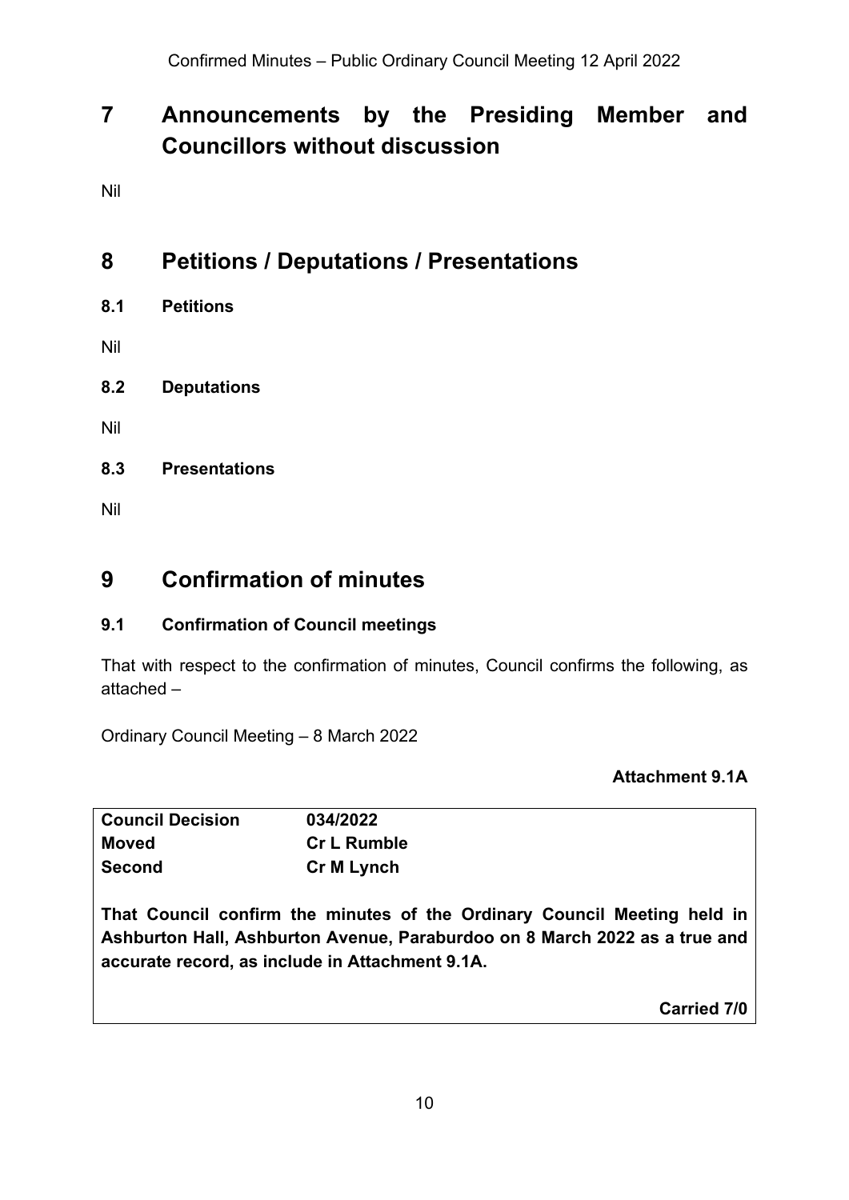# 7 Announcements by the Presiding Member and Councillors without discussion

Nil

# 8 Petitions / Deputations / Presentations

## 8.1 Petitions

Nil

## 8.2 Deputations

Nil

## 8.3 Presentations

Nil

# 9 Confirmation of minutes

## 9.1 Confirmation of Council meetings

That with respect to the confirmation of minutes, Council confirms the following, as attached –

Ordinary Council Meeting – 8 March 2022

**Attachment 9.1A**

| **Council Decision** | **034/2022** |
|---|---|
| **Moved** | **Cr L Rumble** |
| **Second** | **Cr M Lynch** |

**That Council confirm the minutes of the Ordinary Council Meeting held in Ashburton Hall, Ashburton Avenue, Paraburdoo on 8 March 2022 as a true and accurate record, as include in Attachment 9.1A.**

**Carried 7/0**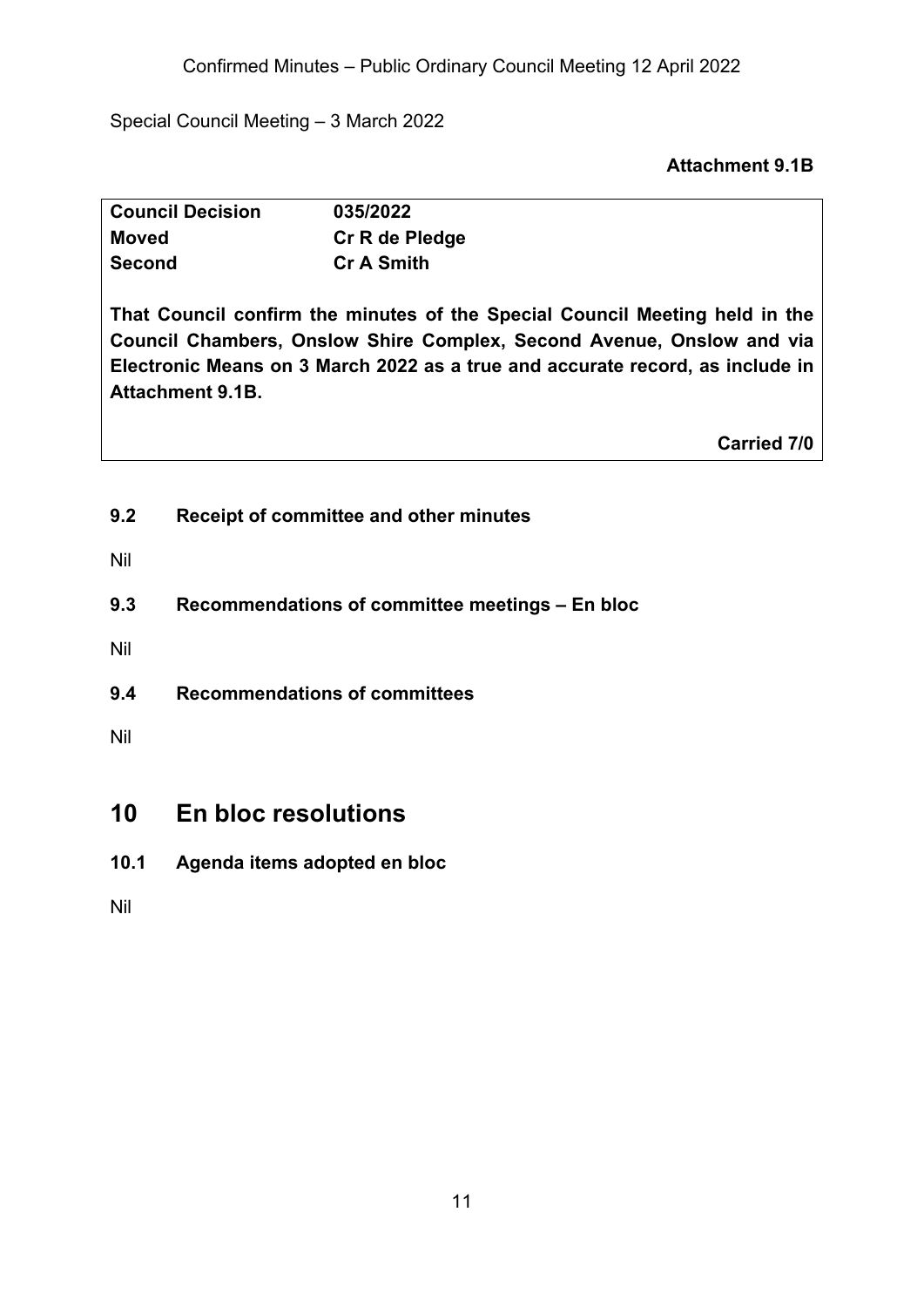Special Council Meeting – 3 March 2022

**Attachment 9.1B**

| **Council Decision** | **035/2022** |
| --- | --- |
| **Moved** | **Cr R de Pledge** |
| **Second** | **Cr A Smith** |

**That Council confirm the minutes of the Special Council Meeting held in the Council Chambers, Onslow Shire Complex, Second Avenue, Onslow and via Electronic Means on 3 March 2022 as a true and accurate record, as include in Attachment 9.1B.**

**Carried 7/0**

### 9.2 Receipt of committee and other minutes

Nil

### 9.3 Recommendations of committee meetings – En bloc

Nil

### 9.4 Recommendations of committees

Nil

## 10 En bloc resolutions

### 10.1 Agenda items adopted en bloc

Nil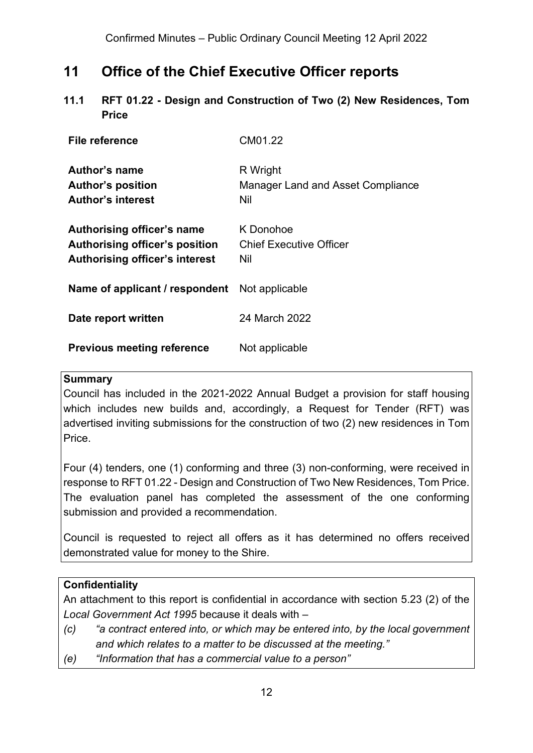# 11 Office of the Chief Executive Officer reports

## 11.1 RFT 01.22 - Design and Construction of Two (2) New Residences, Tom Price

| | |
|---|---|
| **File reference** | CM01.22 |
| **Author's name** | R Wright |
| **Author's position** | Manager Land and Asset Compliance |
| **Author's interest** | Nil |
| **Authorising officer's name** | K Donohoe |
| **Authorising officer's position** | Chief Executive Officer |
| **Authorising officer's interest** | Nil |
| **Name of applicant / respondent** | Not applicable |
| **Date report written** | 24 March 2022 |
| **Previous meeting reference** | Not applicable |

**Summary**

Council has included in the 2021-2022 Annual Budget a provision for staff housing which includes new builds and, accordingly, a Request for Tender (RFT) was advertised inviting submissions for the construction of two (2) new residences in Tom Price.

Four (4) tenders, one (1) conforming and three (3) non-conforming, were received in response to RFT 01.22 - Design and Construction of Two New Residences, Tom Price. The evaluation panel has completed the assessment of the one conforming submission and provided a recommendation.

Council is requested to reject all offers as it has determined no offers received demonstrated value for money to the Shire.

**Confidentiality**

An attachment to this report is confidential in accordance with section 5.23 (2) of the *Local Government Act 1995* because it deals with –

*(c) "a contract entered into, or which may be entered into, by the local government and which relates to a matter to be discussed at the meeting."*

*(e) "Information that has a commercial value to a person"*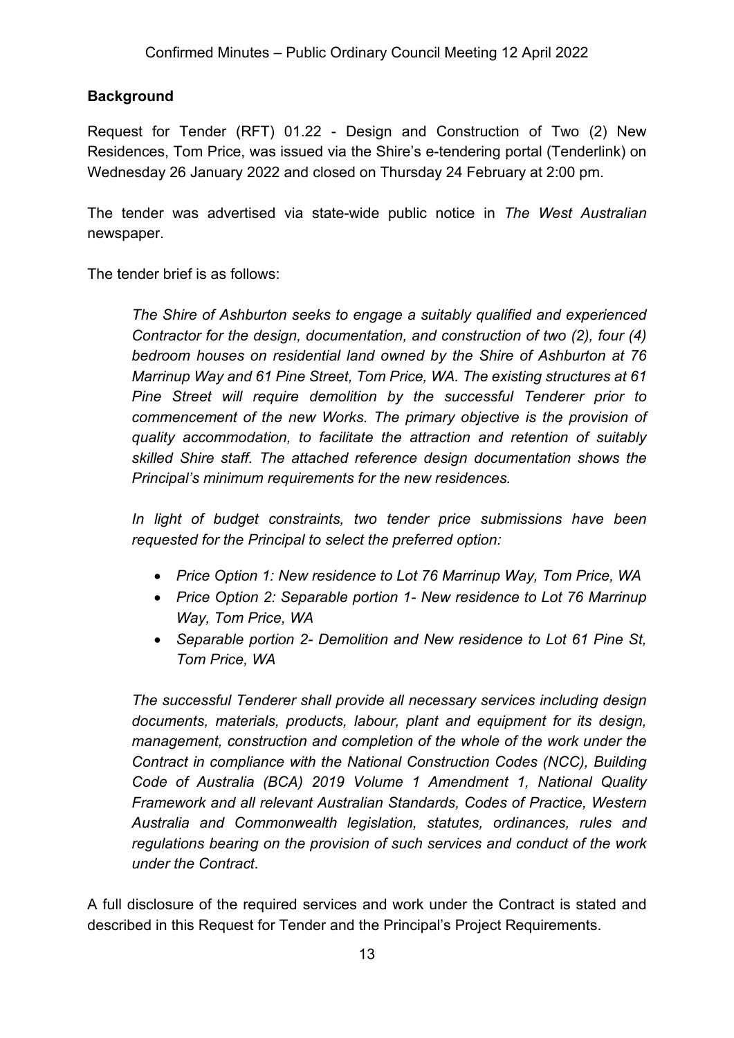**Background**

Request for Tender (RFT) 01.22 - Design and Construction of Two (2) New Residences, Tom Price, was issued via the Shire's e-tendering portal (Tenderlink) on Wednesday 26 January 2022 and closed on Thursday 24 February at 2:00 pm.

The tender was advertised via state-wide public notice in *The West Australian* newspaper.

The tender brief is as follows:

> *The Shire of Ashburton seeks to engage a suitably qualified and experienced Contractor for the design, documentation, and construction of two (2), four (4) bedroom houses on residential land owned by the Shire of Ashburton at 76 Marrinup Way and 61 Pine Street, Tom Price, WA. The existing structures at 61 Pine Street will require demolition by the successful Tenderer prior to commencement of the new Works. The primary objective is the provision of quality accommodation, to facilitate the attraction and retention of suitably skilled Shire staff. The attached reference design documentation shows the Principal's minimum requirements for the new residences.*
>
> *In light of budget constraints, two tender price submissions have been requested for the Principal to select the preferred option:*
>
> - *Price Option 1: New residence to Lot 76 Marrinup Way, Tom Price, WA*
> - *Price Option 2: Separable portion 1- New residence to Lot 76 Marrinup Way, Tom Price, WA*
> - *Separable portion 2- Demolition and New residence to Lot 61 Pine St, Tom Price, WA*
>
> *The successful Tenderer shall provide all necessary services including design documents, materials, products, labour, plant and equipment for its design, management, construction and completion of the whole of the work under the Contract in compliance with the National Construction Codes (NCC), Building Code of Australia (BCA) 2019 Volume 1 Amendment 1, National Quality Framework and all relevant Australian Standards, Codes of Practice, Western Australia and Commonwealth legislation, statutes, ordinances, rules and regulations bearing on the provision of such services and conduct of the work under the Contract.*

A full disclosure of the required services and work under the Contract is stated and described in this Request for Tender and the Principal's Project Requirements.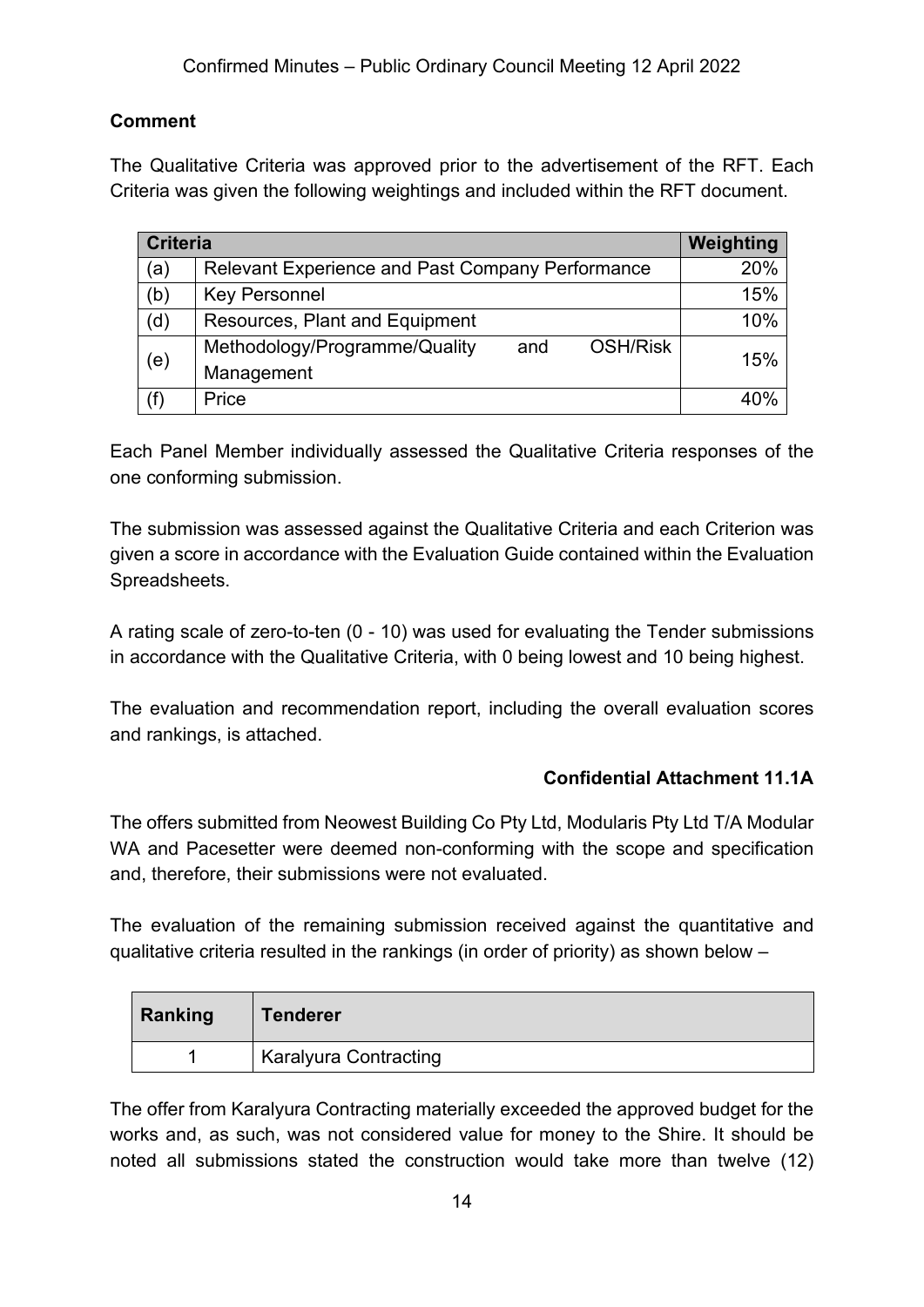**Comment**

The Qualitative Criteria was approved prior to the advertisement of the RFT. Each Criteria was given the following weightings and included within the RFT document.

| Criteria | | Weighting |
|---|---|---|
| (a) | Relevant Experience and Past Company Performance | 20% |
| (b) | Key Personnel | 15% |
| (d) | Resources, Plant and Equipment | 10% |
| (e) | Methodology/Programme/Quality and OSH/Risk Management | 15% |
| (f) | Price | 40% |

Each Panel Member individually assessed the Qualitative Criteria responses of the one conforming submission.

The submission was assessed against the Qualitative Criteria and each Criterion was given a score in accordance with the Evaluation Guide contained within the Evaluation Spreadsheets.

A rating scale of zero-to-ten (0 - 10) was used for evaluating the Tender submissions in accordance with the Qualitative Criteria, with 0 being lowest and 10 being highest.

The evaluation and recommendation report, including the overall evaluation scores and rankings, is attached.

**Confidential Attachment 11.1A**

The offers submitted from Neowest Building Co Pty Ltd, Modularis Pty Ltd T/A Modular WA and Pacesetter were deemed non-conforming with the scope and specification and, therefore, their submissions were not evaluated.

The evaluation of the remaining submission received against the quantitative and qualitative criteria resulted in the rankings (in order of priority) as shown below –

| Ranking | Tenderer |
|---|---|
| 1 | Karalyura Contracting |

The offer from Karalyura Contracting materially exceeded the approved budget for the works and, as such, was not considered value for money to the Shire. It should be noted all submissions stated the construction would take more than twelve (12)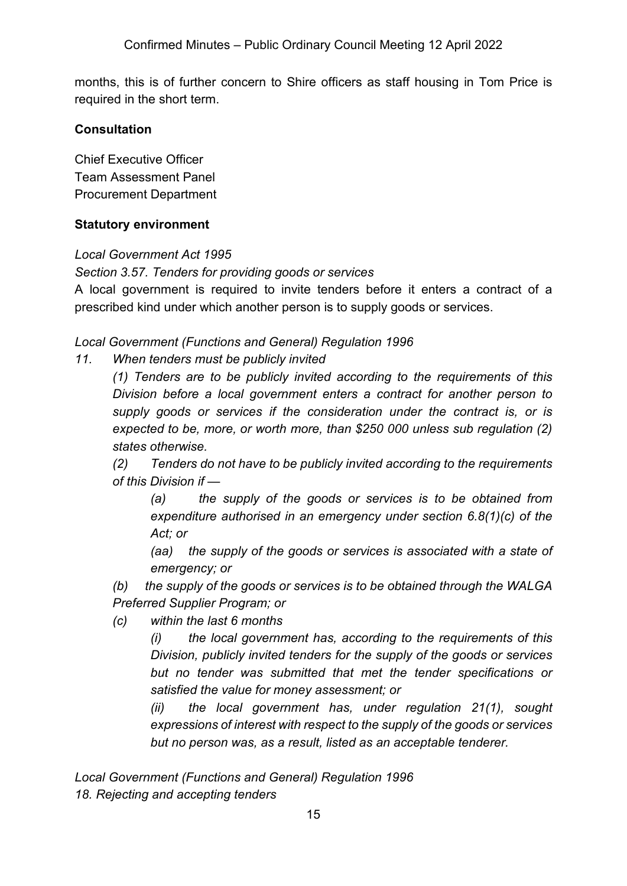months, this is of further concern to Shire officers as staff housing in Tom Price is required in the short term.

**Consultation**

Chief Executive Officer
Team Assessment Panel
Procurement Department

**Statutory environment**

*Local Government Act 1995*

*Section 3.57. Tenders for providing goods or services*

A local government is required to invite tenders before it enters a contract of a prescribed kind under which another person is to supply goods or services.

*Local Government (Functions and General) Regulation 1996*

*11. When tenders must be publicly invited*

*(1) Tenders are to be publicly invited according to the requirements of this Division before a local government enters a contract for another person to supply goods or services if the consideration under the contract is, or is expected to be, more, or worth more, than $250 000 unless sub regulation (2) states otherwise.*

*(2) Tenders do not have to be publicly invited according to the requirements of this Division if —*

*(a) the supply of the goods or services is to be obtained from expenditure authorised in an emergency under section 6.8(1)(c) of the Act; or*

*(aa) the supply of the goods or services is associated with a state of emergency; or*

*(b) the supply of the goods or services is to be obtained through the WALGA Preferred Supplier Program; or*

*(c) within the last 6 months*

*(i) the local government has, according to the requirements of this Division, publicly invited tenders for the supply of the goods or services but no tender was submitted that met the tender specifications or satisfied the value for money assessment; or*

*(ii) the local government has, under regulation 21(1), sought expressions of interest with respect to the supply of the goods or services but no person was, as a result, listed as an acceptable tenderer.*

*Local Government (Functions and General) Regulation 1996*

*18. Rejecting and accepting tenders*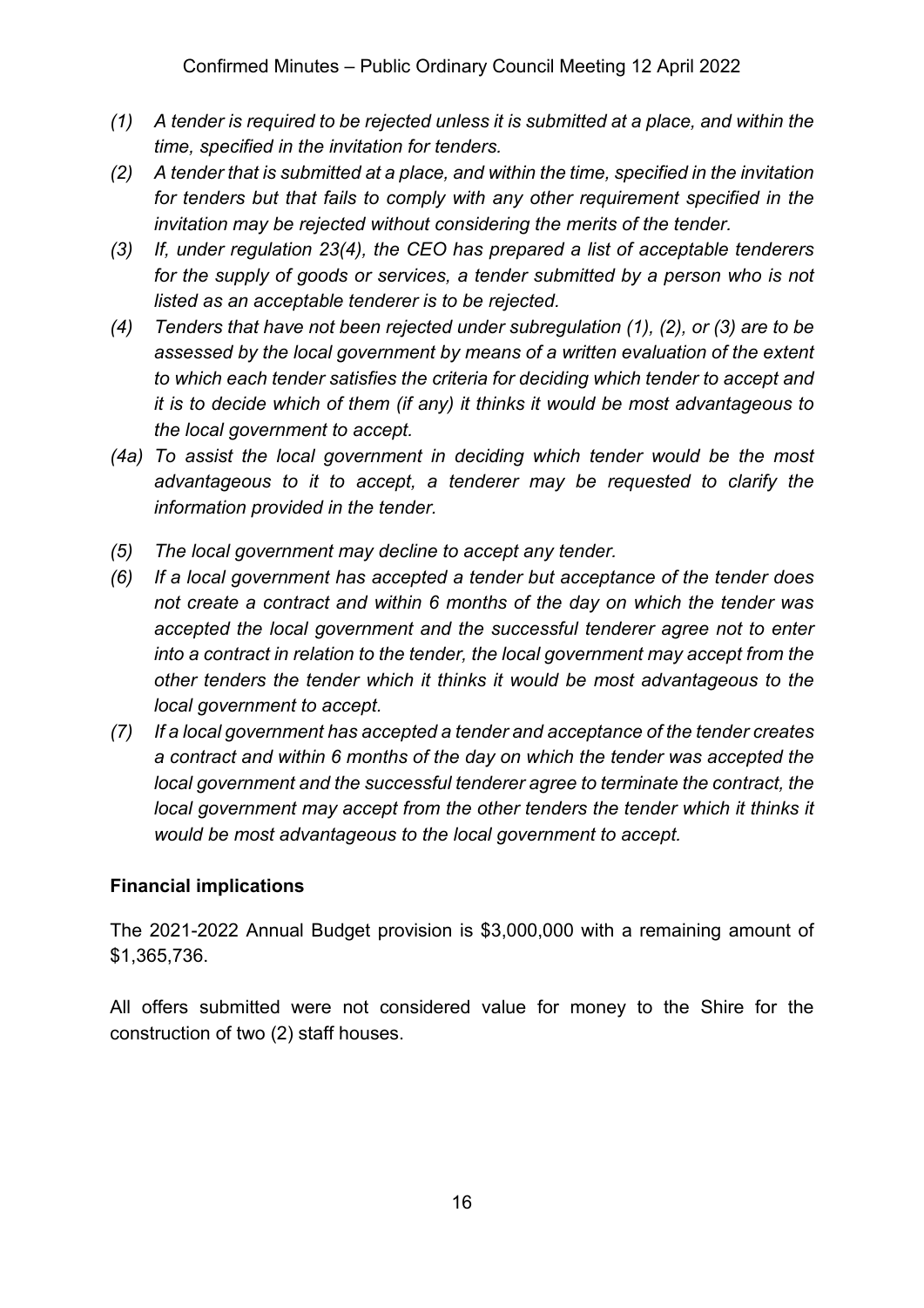*(1) A tender is required to be rejected unless it is submitted at a place, and within the time, specified in the invitation for tenders.*

*(2) A tender that is submitted at a place, and within the time, specified in the invitation for tenders but that fails to comply with any other requirement specified in the invitation may be rejected without considering the merits of the tender.*

*(3) If, under regulation 23(4), the CEO has prepared a list of acceptable tenderers for the supply of goods or services, a tender submitted by a person who is not listed as an acceptable tenderer is to be rejected.*

*(4) Tenders that have not been rejected under subregulation (1), (2), or (3) are to be assessed by the local government by means of a written evaluation of the extent to which each tender satisfies the criteria for deciding which tender to accept and it is to decide which of them (if any) it thinks it would be most advantageous to the local government to accept.*

*(4a) To assist the local government in deciding which tender would be the most advantageous to it to accept, a tenderer may be requested to clarify the information provided in the tender.*

*(5) The local government may decline to accept any tender.*

*(6) If a local government has accepted a tender but acceptance of the tender does not create a contract and within 6 months of the day on which the tender was accepted the local government and the successful tenderer agree not to enter into a contract in relation to the tender, the local government may accept from the other tenders the tender which it thinks it would be most advantageous to the local government to accept.*

*(7) If a local government has accepted a tender and acceptance of the tender creates a contract and within 6 months of the day on which the tender was accepted the local government and the successful tenderer agree to terminate the contract, the local government may accept from the other tenders the tender which it thinks it would be most advantageous to the local government to accept.*

**Financial implications**

The 2021-2022 Annual Budget provision is $3,000,000 with a remaining amount of $1,365,736.

All offers submitted were not considered value for money to the Shire for the construction of two (2) staff houses.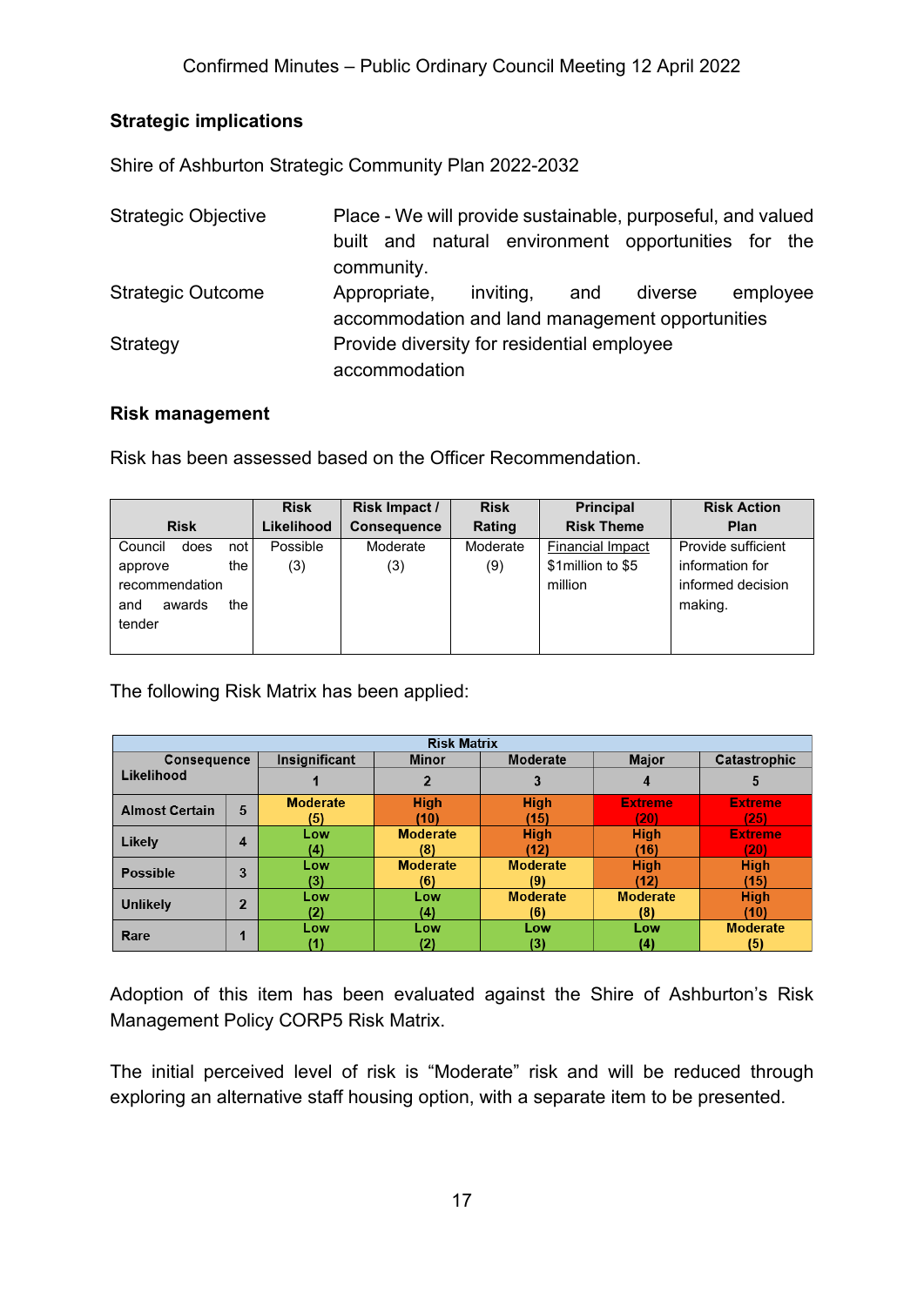**Strategic implications**

Shire of Ashburton Strategic Community Plan 2022-2032

| | |
|---|---|
| Strategic Objective | Place - We will provide sustainable, purposeful, and valued built and natural environment opportunities for the community. |
| Strategic Outcome | Appropriate, inviting, and diverse employee accommodation and land management opportunities |
| Strategy | Provide diversity for residential employee accommodation |

**Risk management**

Risk has been assessed based on the Officer Recommendation.

| Risk | Risk Likelihood | Risk Impact / Consequence | Risk Rating | Principal Risk Theme | Risk Action Plan |
|---|---|---|---|---|---|
| Council does not approve the recommendation and awards the tender | Possible (3) | Moderate (3) | Moderate (9) | Financial Impact $1million to $5 million | Provide sufficient information for informed decision making. |

The following Risk Matrix has been applied:

| Risk Matrix | | | | | | |
|---|---|---|---|---|---|---|
| Consequence / Likelihood | | Insignificant | Minor | Moderate | Major | Catastrophic |
| | | 1 | 2 | 3 | 4 | 5 |
| Almost Certain | 5 | Moderate (5) | High (10) | High (15) | Extreme (20) | Extreme (25) |
| Likely | 4 | Low (4) | Moderate (8) | High (12) | High (16) | Extreme (20) |
| Possible | 3 | Low (3) | Moderate (6) | Moderate (9) | High (12) | High (15) |
| Unlikely | 2 | Low (2) | Low (4) | Moderate (6) | Moderate (8) | High (10) |
| Rare | 1 | Low (1) | Low (2) | Low (3) | Low (4) | Moderate (5) |

Adoption of this item has been evaluated against the Shire of Ashburton's Risk Management Policy CORP5 Risk Matrix.

The initial perceived level of risk is "Moderate" risk and will be reduced through exploring an alternative staff housing option, with a separate item to be presented.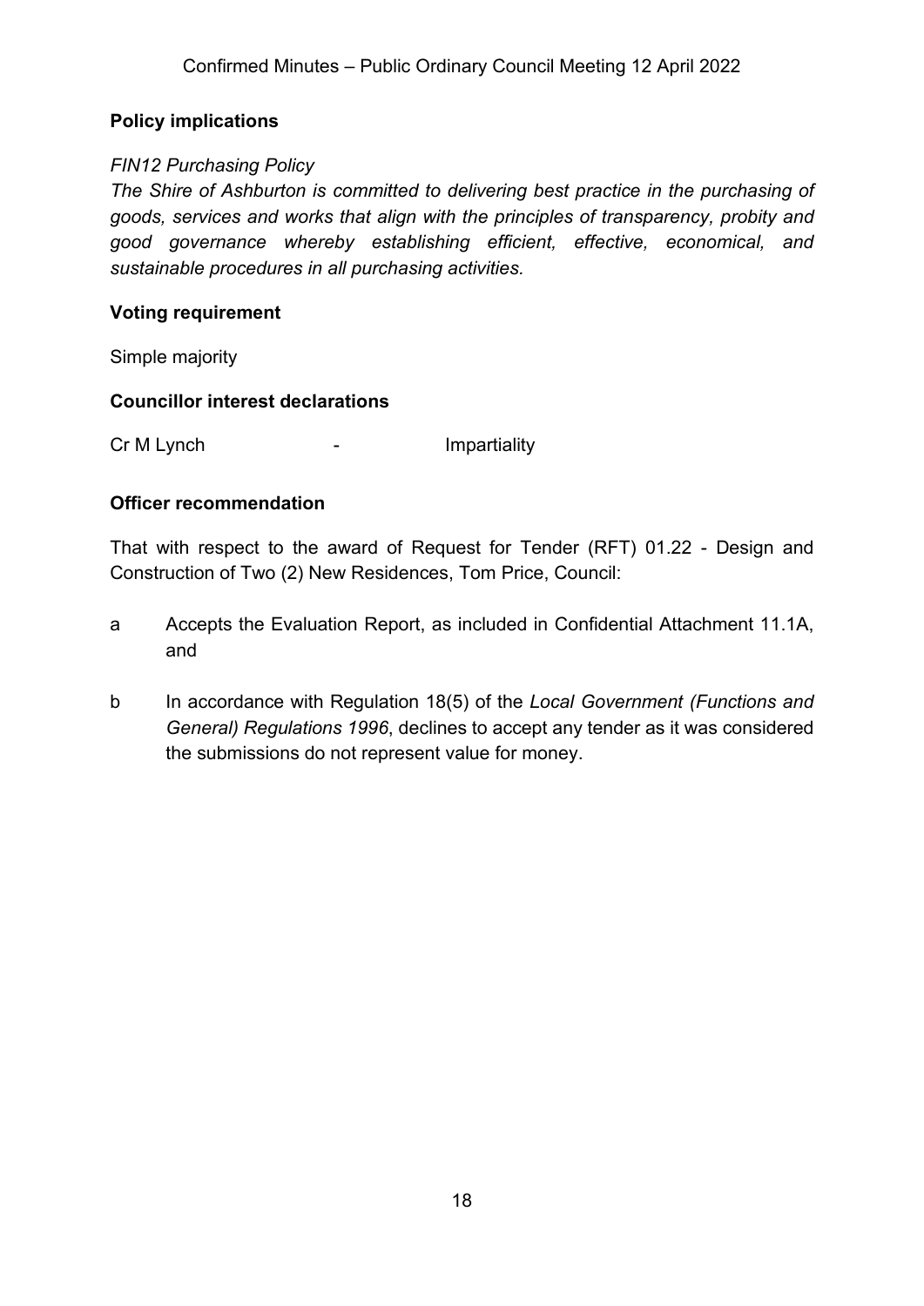**Policy implications**

*FIN12 Purchasing Policy*

*The Shire of Ashburton is committed to delivering best practice in the purchasing of goods, services and works that align with the principles of transparency, probity and good governance whereby establishing efficient, effective, economical, and sustainable procedures in all purchasing activities.*

**Voting requirement**

Simple majority

**Councillor interest declarations**

Cr M Lynch - Impartiality

**Officer recommendation**

That with respect to the award of Request for Tender (RFT) 01.22 - Design and Construction of Two (2) New Residences, Tom Price, Council:

a Accepts the Evaluation Report, as included in Confidential Attachment 11.1A, and

b In accordance with Regulation 18(5) of the *Local Government (Functions and General) Regulations 1996*, declines to accept any tender as it was considered the submissions do not represent value for money.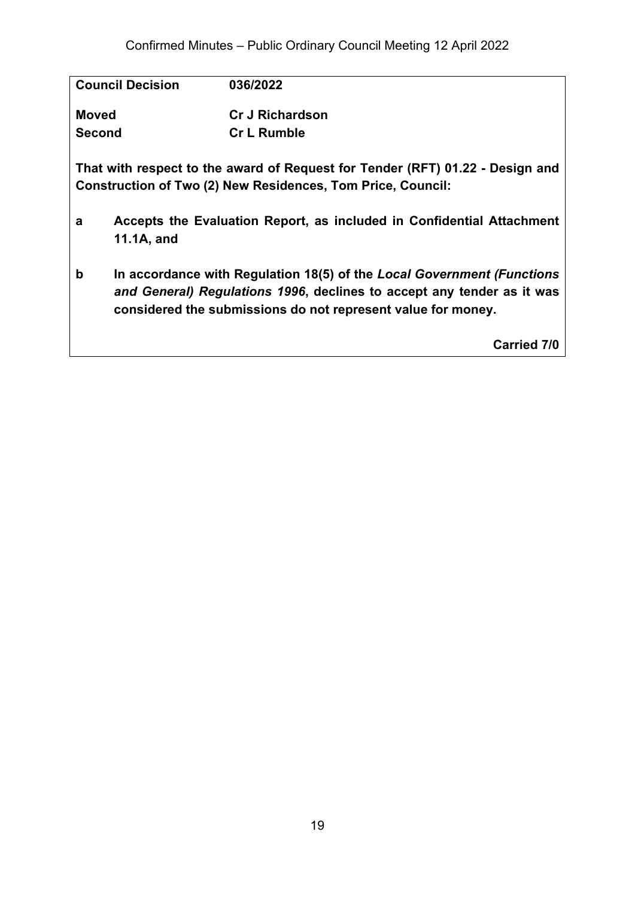**Council Decision** **036/2022**

**Moved** **Cr J Richardson**
**Second** **Cr L Rumble**

**That with respect to the award of Request for Tender (RFT) 01.22 - Design and Construction of Two (2) New Residences, Tom Price, Council:**

**a** **Accepts the Evaluation Report, as included in Confidential Attachment 11.1A, and**

**b** **In accordance with Regulation 18(5) of the *Local Government (Functions and General) Regulations 1996*, declines to accept any tender as it was considered the submissions do not represent value for money.**

**Carried 7/0**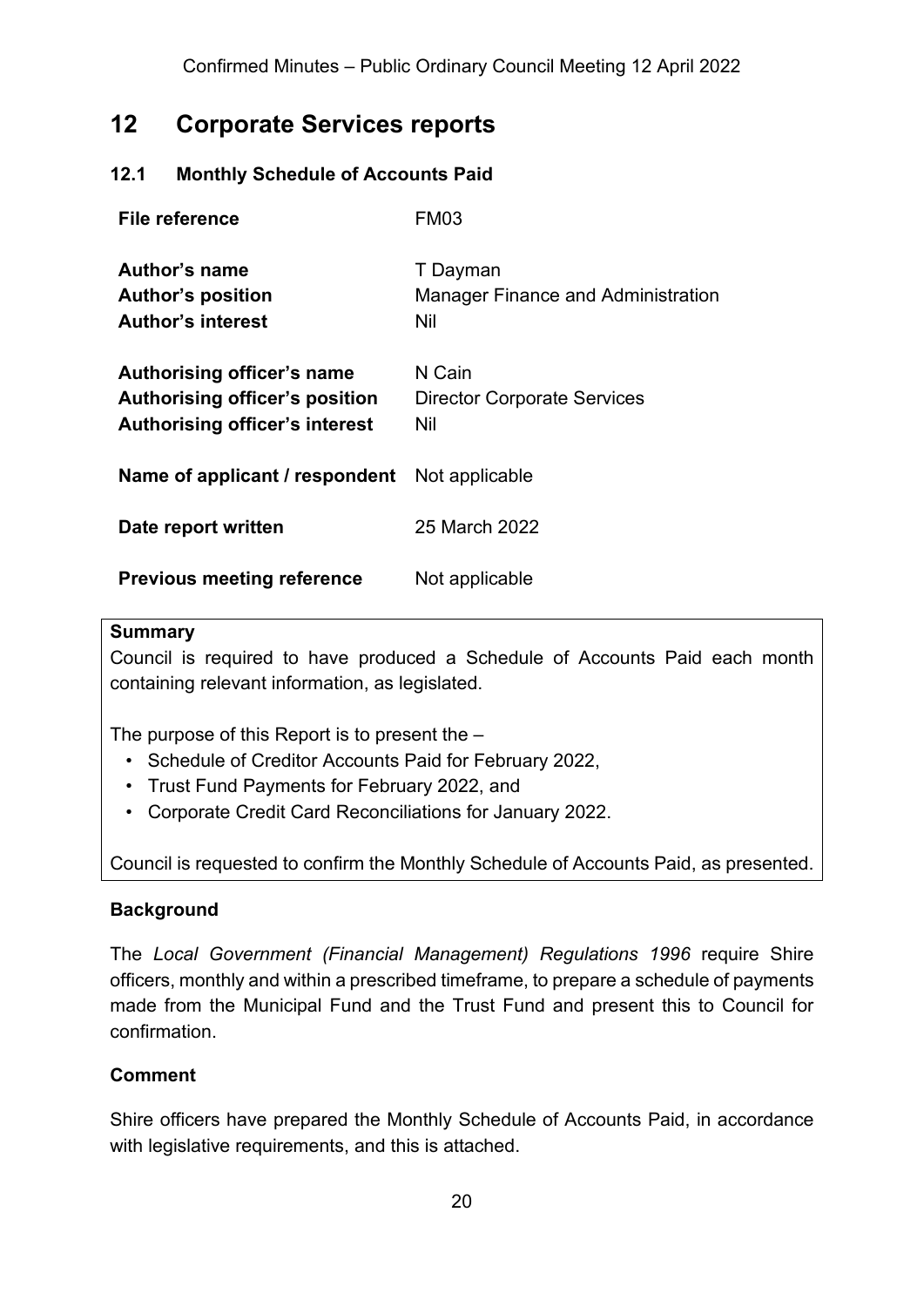# 12 Corporate Services reports

## 12.1 Monthly Schedule of Accounts Paid

| | |
|---|---|
| **File reference** | FM03 |
| **Author's name** | T Dayman |
| **Author's position** | Manager Finance and Administration |
| **Author's interest** | Nil |
| **Authorising officer's name** | N Cain |
| **Authorising officer's position** | Director Corporate Services |
| **Authorising officer's interest** | Nil |
| **Name of applicant / respondent** | Not applicable |
| **Date report written** | 25 March 2022 |
| **Previous meeting reference** | Not applicable |

**Summary**

Council is required to have produced a Schedule of Accounts Paid each month containing relevant information, as legislated.

The purpose of this Report is to present the –

- Schedule of Creditor Accounts Paid for February 2022,
- Trust Fund Payments for February 2022, and
- Corporate Credit Card Reconciliations for January 2022.

Council is requested to confirm the Monthly Schedule of Accounts Paid, as presented.

**Background**

The *Local Government (Financial Management) Regulations 1996* require Shire officers, monthly and within a prescribed timeframe, to prepare a schedule of payments made from the Municipal Fund and the Trust Fund and present this to Council for confirmation.

**Comment**

Shire officers have prepared the Monthly Schedule of Accounts Paid, in accordance with legislative requirements, and this is attached.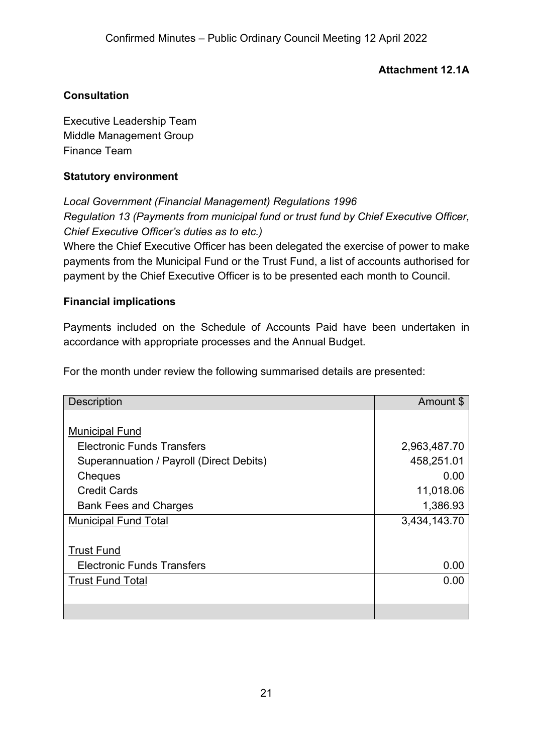**Attachment 12.1A**

**Consultation**

Executive Leadership Team
Middle Management Group
Finance Team

**Statutory environment**

*Local Government (Financial Management) Regulations 1996*
*Regulation 13 (Payments from municipal fund or trust fund by Chief Executive Officer, Chief Executive Officer's duties as to etc.)*
Where the Chief Executive Officer has been delegated the exercise of power to make payments from the Municipal Fund or the Trust Fund, a list of accounts authorised for payment by the Chief Executive Officer is to be presented each month to Council.

**Financial implications**

Payments included on the Schedule of Accounts Paid have been undertaken in accordance with appropriate processes and the Annual Budget.

For the month under review the following summarised details are presented:

| Description | Amount $ |
|---|---:|
| Municipal Fund | |
| Electronic Funds Transfers | 2,963,487.70 |
| Superannuation / Payroll (Direct Debits) | 458,251.01 |
| Cheques | 0.00 |
| Credit Cards | 11,018.06 |
| Bank Fees and Charges | 1,386.93 |
| Municipal Fund Total | 3,434,143.70 |
| Trust Fund | |
| Electronic Funds Transfers | 0.00 |
| Trust Fund Total | 0.00 |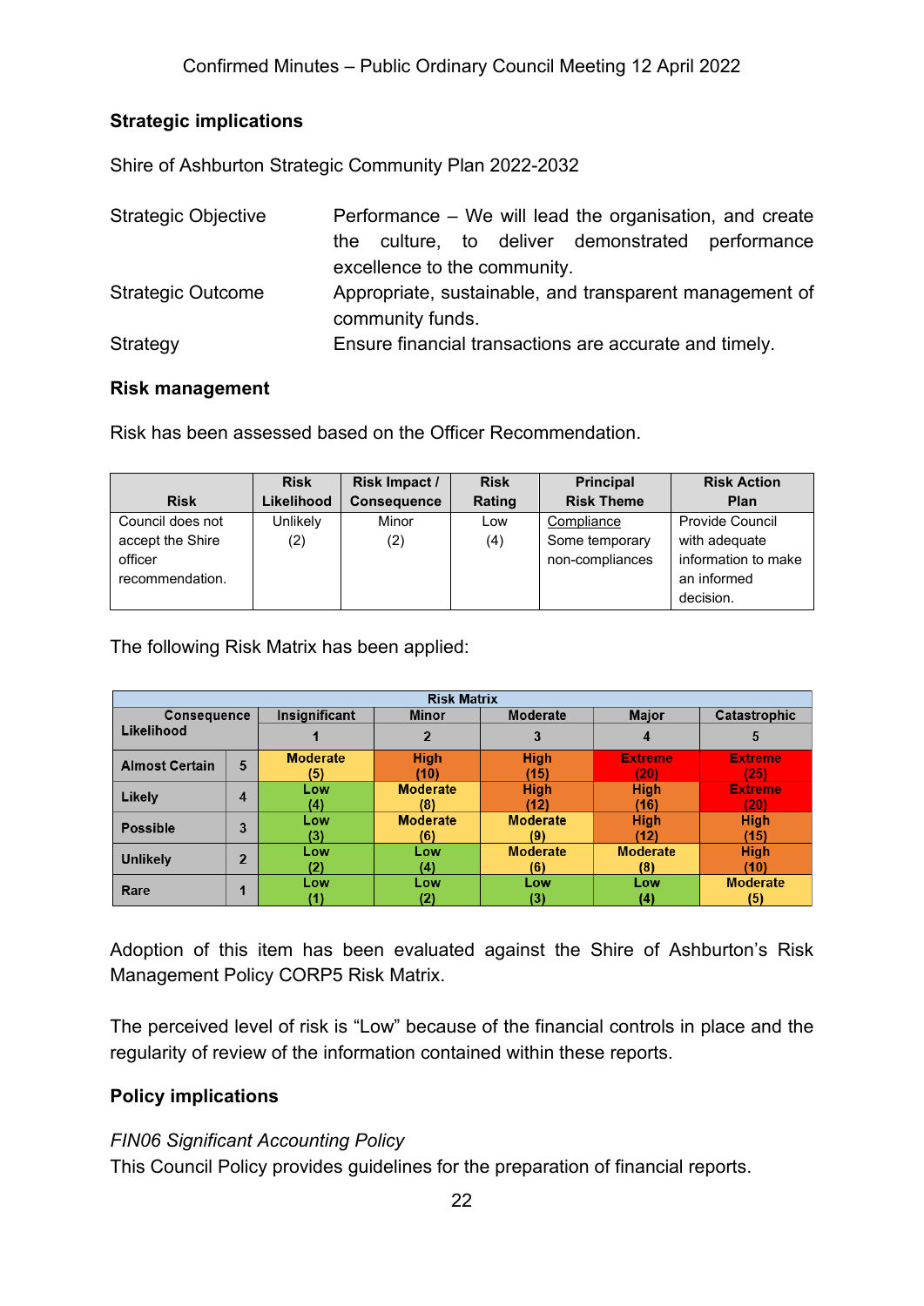### Strategic implications

Shire of Ashburton Strategic Community Plan 2022-2032

| | |
|---|---|
| Strategic Objective | Performance – We will lead the organisation, and create the culture, to deliver demonstrated performance excellence to the community. |
| Strategic Outcome | Appropriate, sustainable, and transparent management of community funds. |
| Strategy | Ensure financial transactions are accurate and timely. |

### Risk management

Risk has been assessed based on the Officer Recommendation.

| Risk | Risk Likelihood | Risk Impact / Consequence | Risk Rating | Principal Risk Theme | Risk Action Plan |
|---|---|---|---|---|---|
| Council does not accept the Shire officer recommendation. | Unlikely (2) | Minor (2) | Low (4) | Compliance<br>Some temporary non-compliances | Provide Council with adequate information to make an informed decision. |

The following Risk Matrix has been applied:

| Risk Matrix | | | | | | |
|---|---|---|---|---|---|---|
| Likelihood / Consequence | | Insignificant | Minor | Moderate | Major | Catastrophic |
| | | 1 | 2 | 3 | 4 | 5 |
| Almost Certain | 5 | Moderate (5) | High (10) | High (15) | Extreme (20) | Extreme (25) |
| Likely | 4 | Low (4) | Moderate (8) | High (12) | High (16) | Extreme (20) |
| Possible | 3 | Low (3) | Moderate (6) | Moderate (9) | High (12) | High (15) |
| Unlikely | 2 | Low (2) | Low (4) | Moderate (6) | Moderate (8) | High (10) |
| Rare | 1 | Low (1) | Low (2) | Low (3) | Low (4) | Moderate (5) |

Adoption of this item has been evaluated against the Shire of Ashburton's Risk Management Policy CORP5 Risk Matrix.

The perceived level of risk is "Low" because of the financial controls in place and the regularity of review of the information contained within these reports.

### Policy implications

*FIN06 Significant Accounting Policy*
This Council Policy provides guidelines for the preparation of financial reports.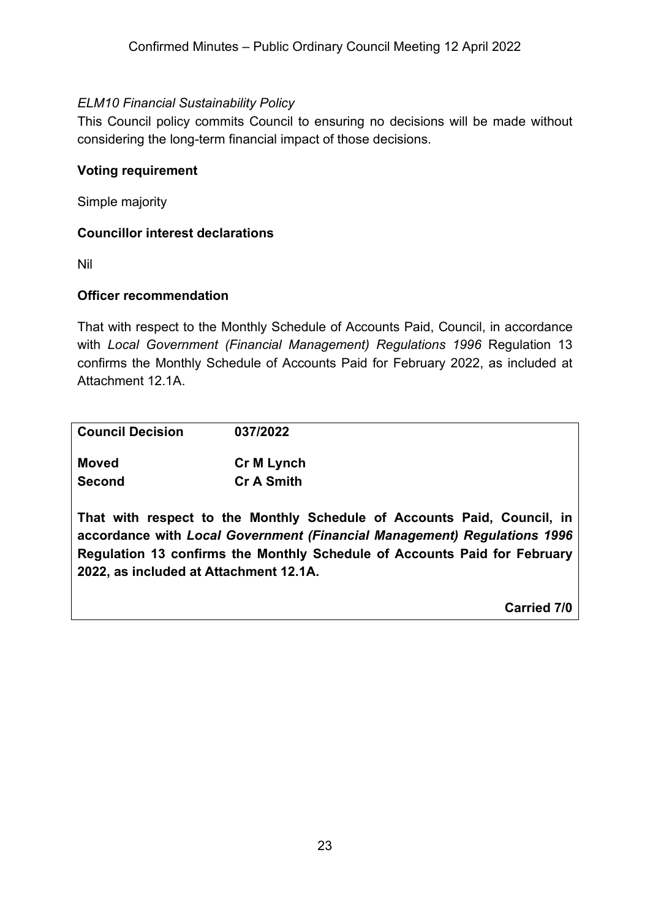*ELM10 Financial Sustainability Policy*

This Council policy commits Council to ensuring no decisions will be made without considering the long-term financial impact of those decisions.

**Voting requirement**

Simple majority

**Councillor interest declarations**

Nil

**Officer recommendation**

That with respect to the Monthly Schedule of Accounts Paid, Council, in accordance with *Local Government (Financial Management) Regulations 1996* Regulation 13 confirms the Monthly Schedule of Accounts Paid for February 2022, as included at Attachment 12.1A.

| **Council Decision** | **037/2022** |
| --- | --- |
| **Moved** | **Cr M Lynch** |
| **Second** | **Cr A Smith** |

**That with respect to the Monthly Schedule of Accounts Paid, Council, in accordance with *Local Government (Financial Management) Regulations 1996* Regulation 13 confirms the Monthly Schedule of Accounts Paid for February 2022, as included at Attachment 12.1A.**

**Carried 7/0**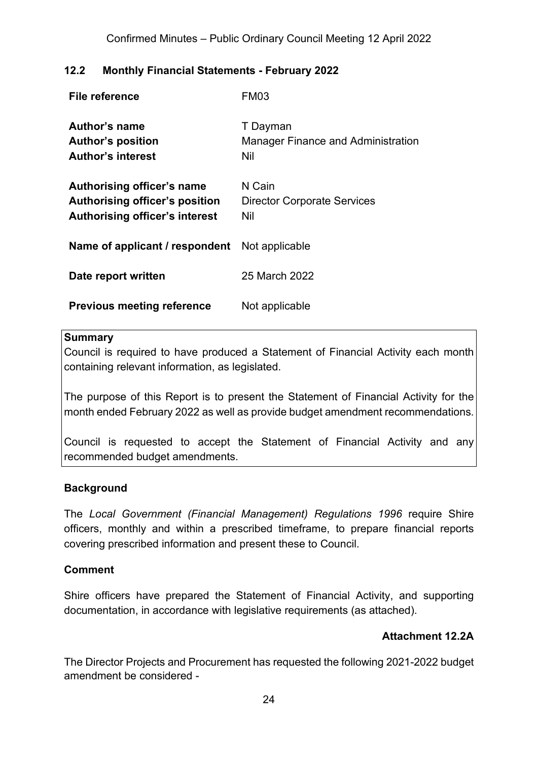## 12.2 Monthly Financial Statements - February 2022

| | |
|---|---|
| **File reference** | FM03 |
| **Author's name** | T Dayman |
| **Author's position** | Manager Finance and Administration |
| **Author's interest** | Nil |
| **Authorising officer's name** | N Cain |
| **Authorising officer's position** | Director Corporate Services |
| **Authorising officer's interest** | Nil |
| **Name of applicant / respondent** | Not applicable |
| **Date report written** | 25 March 2022 |
| **Previous meeting reference** | Not applicable |

**Summary**

Council is required to have produced a Statement of Financial Activity each month containing relevant information, as legislated.

The purpose of this Report is to present the Statement of Financial Activity for the month ended February 2022 as well as provide budget amendment recommendations.

Council is requested to accept the Statement of Financial Activity and any recommended budget amendments.

### Background

The *Local Government (Financial Management) Regulations 1996* require Shire officers, monthly and within a prescribed timeframe, to prepare financial reports covering prescribed information and present these to Council.

### Comment

Shire officers have prepared the Statement of Financial Activity, and supporting documentation, in accordance with legislative requirements (as attached).

**Attachment 12.2A**

The Director Projects and Procurement has requested the following 2021-2022 budget amendment be considered -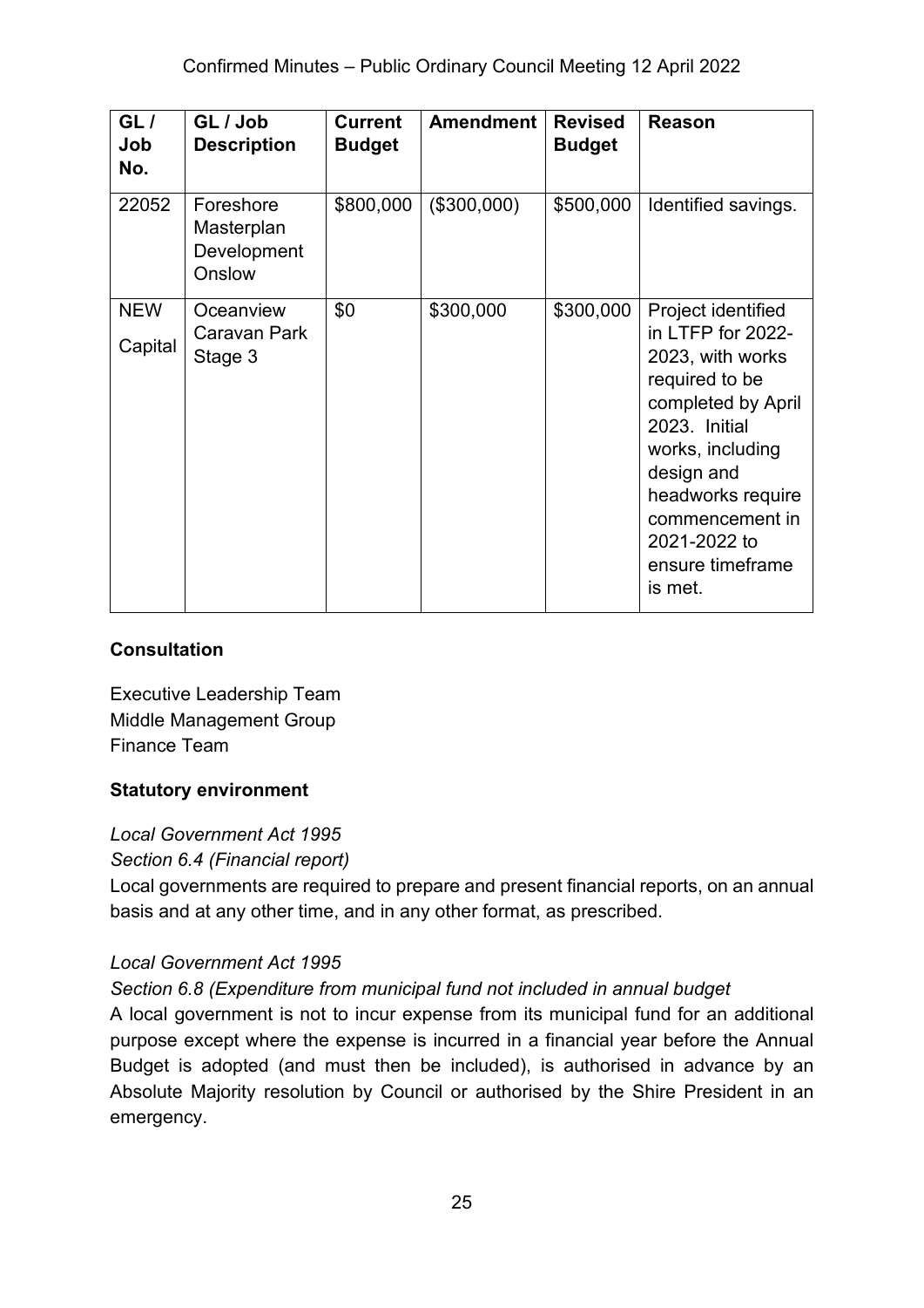| GL / Job No. | GL / Job Description | Current Budget | Amendment | Revised Budget | Reason |
|---|---|---|---|---|---|
| 22052 | Foreshore Masterplan Development Onslow | $800,000 | ($300,000) | $500,000 | Identified savings. |
| NEW Capital | Oceanview Caravan Park Stage 3 | $0 | $300,000 | $300,000 | Project identified in LTFP for 2022-2023, with works required to be completed by April 2023. Initial works, including design and headworks require commencement in 2021-2022 to ensure timeframe is met. |

**Consultation**

Executive Leadership Team
Middle Management Group
Finance Team

**Statutory environment**

*Local Government Act 1995*
*Section 6.4 (Financial report)*
Local governments are required to prepare and present financial reports, on an annual basis and at any other time, and in any other format, as prescribed.

*Local Government Act 1995*
*Section 6.8 (Expenditure from municipal fund not included in annual budget*
A local government is not to incur expense from its municipal fund for an additional purpose except where the expense is incurred in a financial year before the Annual Budget is adopted (and must then be included), is authorised in advance by an Absolute Majority resolution by Council or authorised by the Shire President in an emergency.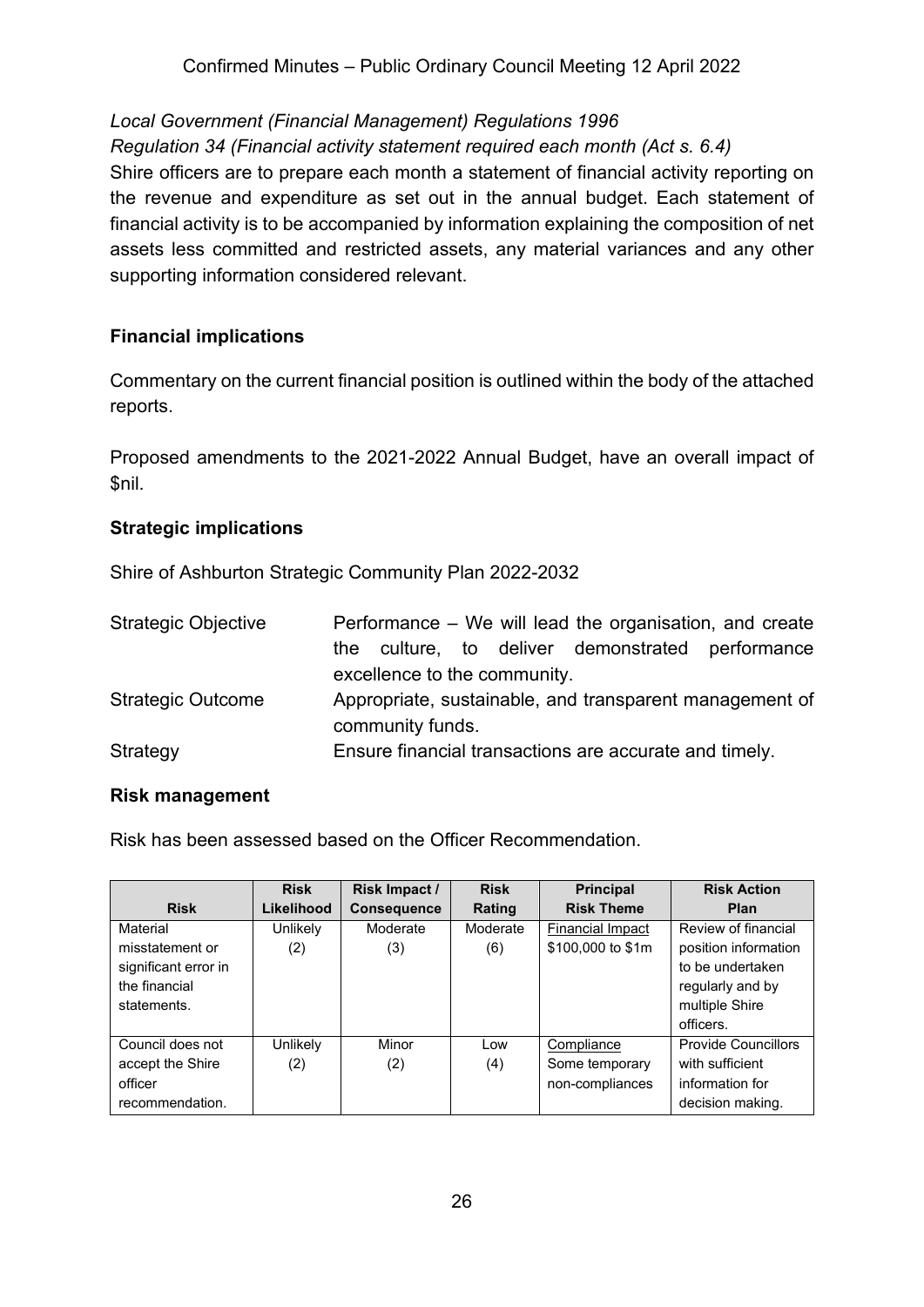*Local Government (Financial Management) Regulations 1996*

*Regulation 34 (Financial activity statement required each month (Act s. 6.4)*

Shire officers are to prepare each month a statement of financial activity reporting on the revenue and expenditure as set out in the annual budget. Each statement of financial activity is to be accompanied by information explaining the composition of net assets less committed and restricted assets, any material variances and any other supporting information considered relevant.

**Financial implications**

Commentary on the current financial position is outlined within the body of the attached reports.

Proposed amendments to the 2021-2022 Annual Budget, have an overall impact of $nil.

**Strategic implications**

Shire of Ashburton Strategic Community Plan 2022-2032

| | |
|---|---|
| Strategic Objective | Performance – We will lead the organisation, and create the culture, to deliver demonstrated performance excellence to the community. |
| Strategic Outcome | Appropriate, sustainable, and transparent management of community funds. |
| Strategy | Ensure financial transactions are accurate and timely. |

**Risk management**

Risk has been assessed based on the Officer Recommendation.

| Risk | Risk Likelihood | Risk Impact / Consequence | Risk Rating | Principal Risk Theme | Risk Action Plan |
|---|---|---|---|---|---|
| Material misstatement or significant error in the financial statements. | Unlikely (2) | Moderate (3) | Moderate (6) | Financial Impact $100,000 to $1m | Review of financial position information to be undertaken regularly and by multiple Shire officers. |
| Council does not accept the Shire officer recommendation. | Unlikely (2) | Minor (2) | Low (4) | Compliance Some temporary non-compliances | Provide Councillors with sufficient information for decision making. |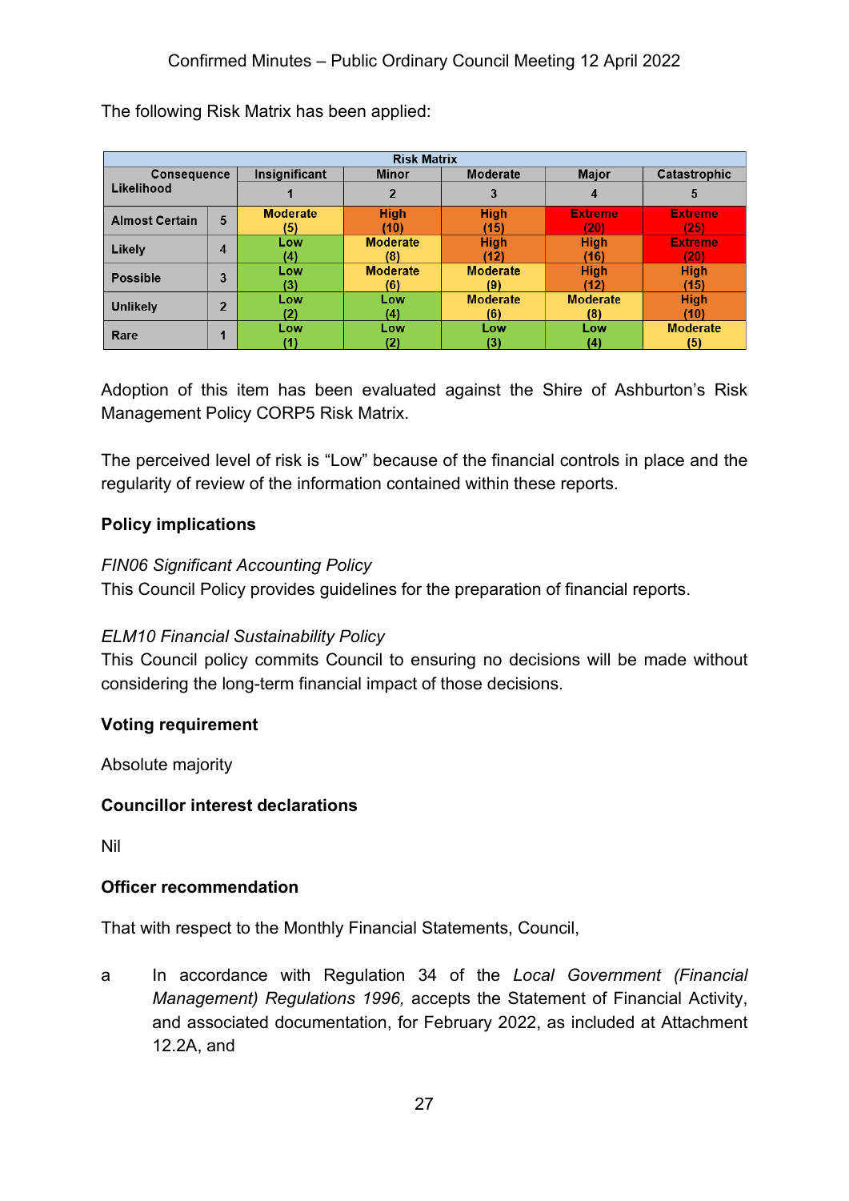The following Risk Matrix has been applied:

| Risk Matrix | | | | | | |
|---|---|---|---|---|---|---|
| Consequence / Likelihood | | Insignificant | Minor | Moderate | Major | Catastrophic |
| | | 1 | 2 | 3 | 4 | 5 |
| Almost Certain | 5 | Moderate (5) | High (10) | High (15) | Extreme (20) | Extreme (25) |
| Likely | 4 | Low (4) | Moderate (8) | High (12) | High (16) | Extreme (20) |
| Possible | 3 | Low (3) | Moderate (6) | Moderate (9) | High (12) | High (15) |
| Unlikely | 2 | Low (2) | Low (4) | Moderate (6) | Moderate (8) | High (10) |
| Rare | 1 | Low (1) | Low (2) | Low (3) | Low (4) | Moderate (5) |

Adoption of this item has been evaluated against the Shire of Ashburton's Risk Management Policy CORP5 Risk Matrix.

The perceived level of risk is "Low" because of the financial controls in place and the regularity of review of the information contained within these reports.

**Policy implications**

*FIN06 Significant Accounting Policy*
This Council Policy provides guidelines for the preparation of financial reports.

*ELM10 Financial Sustainability Policy*
This Council policy commits Council to ensuring no decisions will be made without considering the long-term financial impact of those decisions.

**Voting requirement**

Absolute majority

**Councillor interest declarations**

Nil

**Officer recommendation**

That with respect to the Monthly Financial Statements, Council,

a In accordance with Regulation 34 of the *Local Government (Financial Management) Regulations 1996,* accepts the Statement of Financial Activity, and associated documentation, for February 2022, as included at Attachment 12.2A, and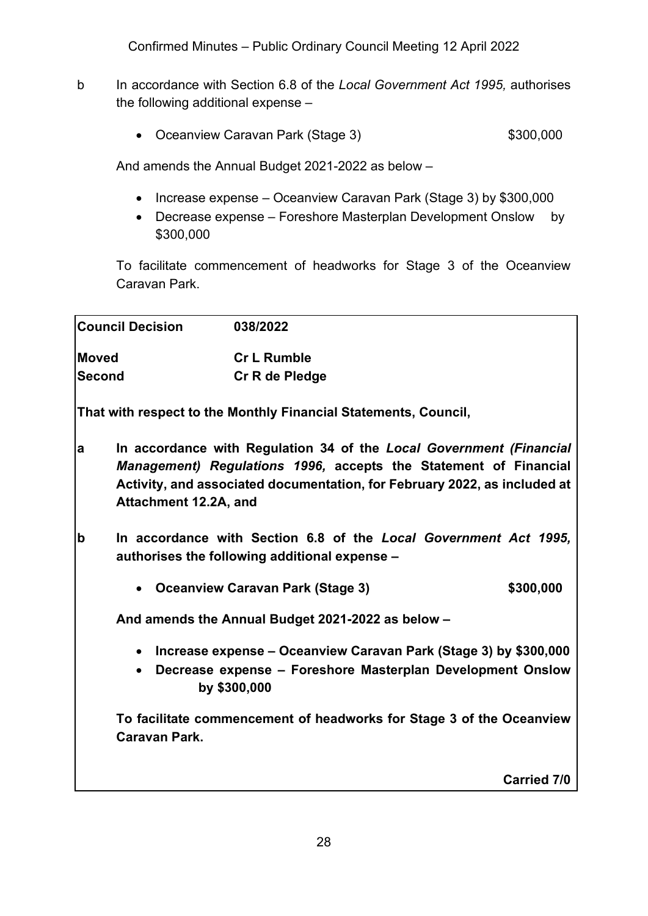b In accordance with Section 6.8 of the *Local Government Act 1995,* authorises the following additional expense –

- Oceanview Caravan Park (Stage 3) $300,000

And amends the Annual Budget 2021-2022 as below –

- Increase expense – Oceanview Caravan Park (Stage 3) by $300,000
- Decrease expense – Foreshore Masterplan Development Onslow by $300,000

To facilitate commencement of headworks for Stage 3 of the Oceanview Caravan Park.

| **Council Decision** | **038/2022** |
|---|---|
| **Moved** | **Cr L Rumble** |
| **Second** | **Cr R de Pledge** |

**That with respect to the Monthly Financial Statements, Council,**

**a In accordance with Regulation 34 of the *Local Government (Financial Management) Regulations 1996,* accepts the Statement of Financial Activity, and associated documentation, for February 2022, as included at Attachment 12.2A, and**

**b In accordance with Section 6.8 of the *Local Government Act 1995,* authorises the following additional expense –**

- **Oceanview Caravan Park (Stage 3) $300,000**

**And amends the Annual Budget 2021-2022 as below –**

- **Increase expense – Oceanview Caravan Park (Stage 3) by $300,000**
- **Decrease expense – Foreshore Masterplan Development Onslow by $300,000**

**To facilitate commencement of headworks for Stage 3 of the Oceanview Caravan Park.**

**Carried 7/0**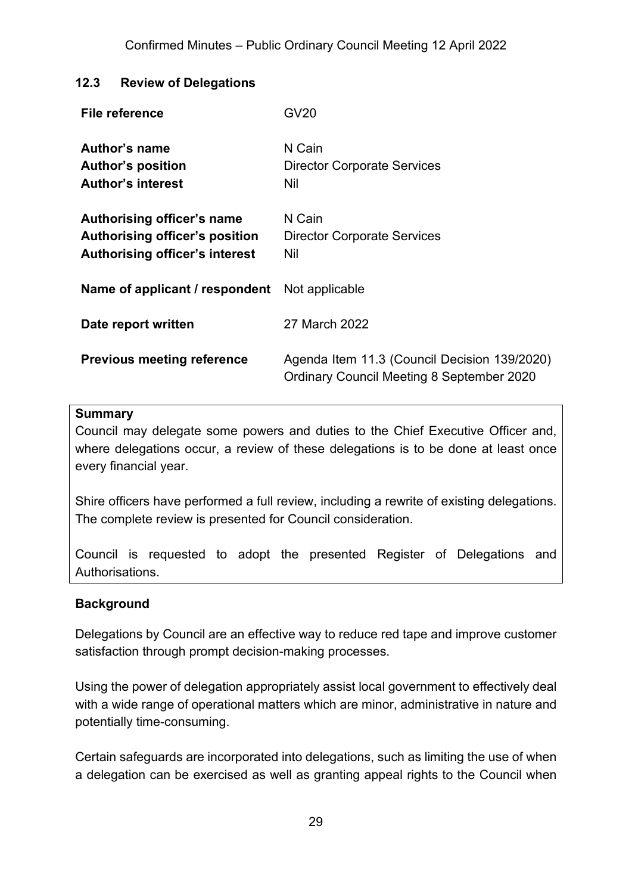### 12.3 Review of Delegations

| | |
|---|---|
| **File reference** | GV20 |
| **Author's name** | N Cain |
| **Author's position** | Director Corporate Services |
| **Author's interest** | Nil |
| **Authorising officer's name** | N Cain |
| **Authorising officer's position** | Director Corporate Services |
| **Authorising officer's interest** | Nil |
| **Name of applicant / respondent** | Not applicable |
| **Date report written** | 27 March 2022 |
| **Previous meeting reference** | Agenda Item 11.3 (Council Decision 139/2020) Ordinary Council Meeting 8 September 2020 |

**Summary**

Council may delegate some powers and duties to the Chief Executive Officer and, where delegations occur, a review of these delegations is to be done at least once every financial year.

Shire officers have performed a full review, including a rewrite of existing delegations. The complete review is presented for Council consideration.

Council is requested to adopt the presented Register of Delegations and Authorisations.

**Background**

Delegations by Council are an effective way to reduce red tape and improve customer satisfaction through prompt decision-making processes.

Using the power of delegation appropriately assist local government to effectively deal with a wide range of operational matters which are minor, administrative in nature and potentially time-consuming.

Certain safeguards are incorporated into delegations, such as limiting the use of when a delegation can be exercised as well as granting appeal rights to the Council when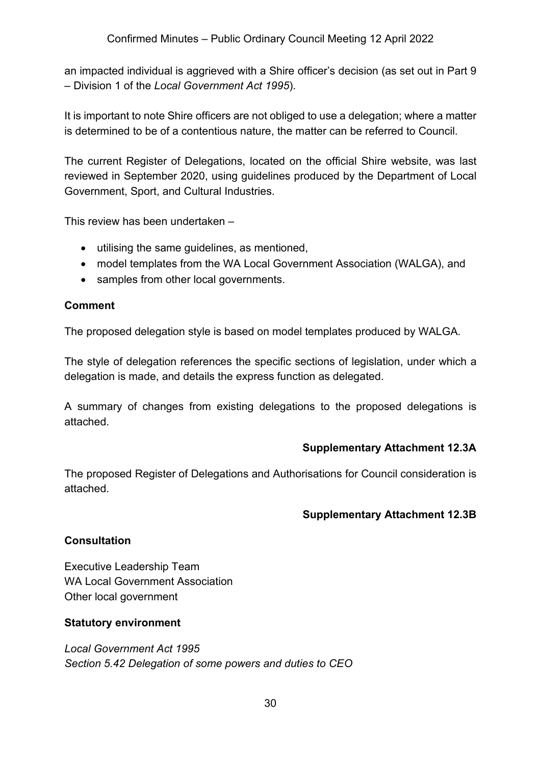an impacted individual is aggrieved with a Shire officer's decision (as set out in Part 9 – Division 1 of the *Local Government Act 1995*).

It is important to note Shire officers are not obliged to use a delegation; where a matter is determined to be of a contentious nature, the matter can be referred to Council.

The current Register of Delegations, located on the official Shire website, was last reviewed in September 2020, using guidelines produced by the Department of Local Government, Sport, and Cultural Industries.

This review has been undertaken –

- utilising the same guidelines, as mentioned,
- model templates from the WA Local Government Association (WALGA), and
- samples from other local governments.

**Comment**

The proposed delegation style is based on model templates produced by WALGA.

The style of delegation references the specific sections of legislation, under which a delegation is made, and details the express function as delegated.

A summary of changes from existing delegations to the proposed delegations is attached.

**Supplementary Attachment 12.3A**

The proposed Register of Delegations and Authorisations for Council consideration is attached.

**Supplementary Attachment 12.3B**

**Consultation**

Executive Leadership Team
WA Local Government Association
Other local government

**Statutory environment**

*Local Government Act 1995*
*Section 5.42 Delegation of some powers and duties to CEO*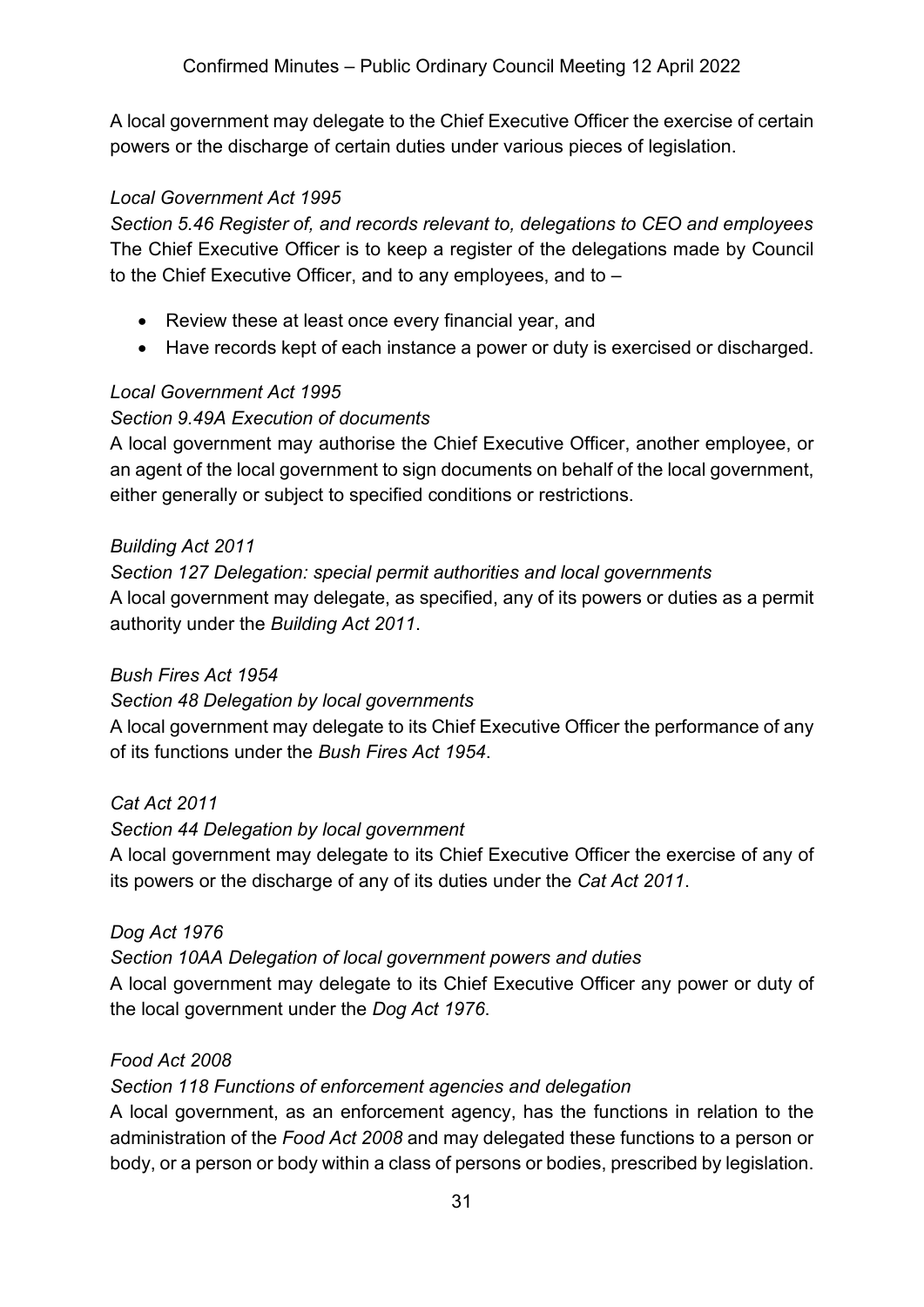A local government may delegate to the Chief Executive Officer the exercise of certain powers or the discharge of certain duties under various pieces of legislation.

*Local Government Act 1995*
*Section 5.46 Register of, and records relevant to, delegations to CEO and employees*
The Chief Executive Officer is to keep a register of the delegations made by Council to the Chief Executive Officer, and to any employees, and to –

- Review these at least once every financial year, and
- Have records kept of each instance a power or duty is exercised or discharged.

*Local Government Act 1995*
*Section 9.49A Execution of documents*
A local government may authorise the Chief Executive Officer, another employee, or an agent of the local government to sign documents on behalf of the local government, either generally or subject to specified conditions or restrictions.

*Building Act 2011*
*Section 127 Delegation: special permit authorities and local governments*
A local government may delegate, as specified, any of its powers or duties as a permit authority under the *Building Act 2011*.

*Bush Fires Act 1954*
*Section 48 Delegation by local governments*
A local government may delegate to its Chief Executive Officer the performance of any of its functions under the *Bush Fires Act 1954*.

*Cat Act 2011*
*Section 44 Delegation by local government*
A local government may delegate to its Chief Executive Officer the exercise of any of its powers or the discharge of any of its duties under the *Cat Act 2011*.

*Dog Act 1976*
*Section 10AA Delegation of local government powers and duties*
A local government may delegate to its Chief Executive Officer any power or duty of the local government under the *Dog Act 1976*.

*Food Act 2008*
*Section 118 Functions of enforcement agencies and delegation*
A local government, as an enforcement agency, has the functions in relation to the administration of the *Food Act 2008* and may delegated these functions to a person or body, or a person or body within a class of persons or bodies, prescribed by legislation.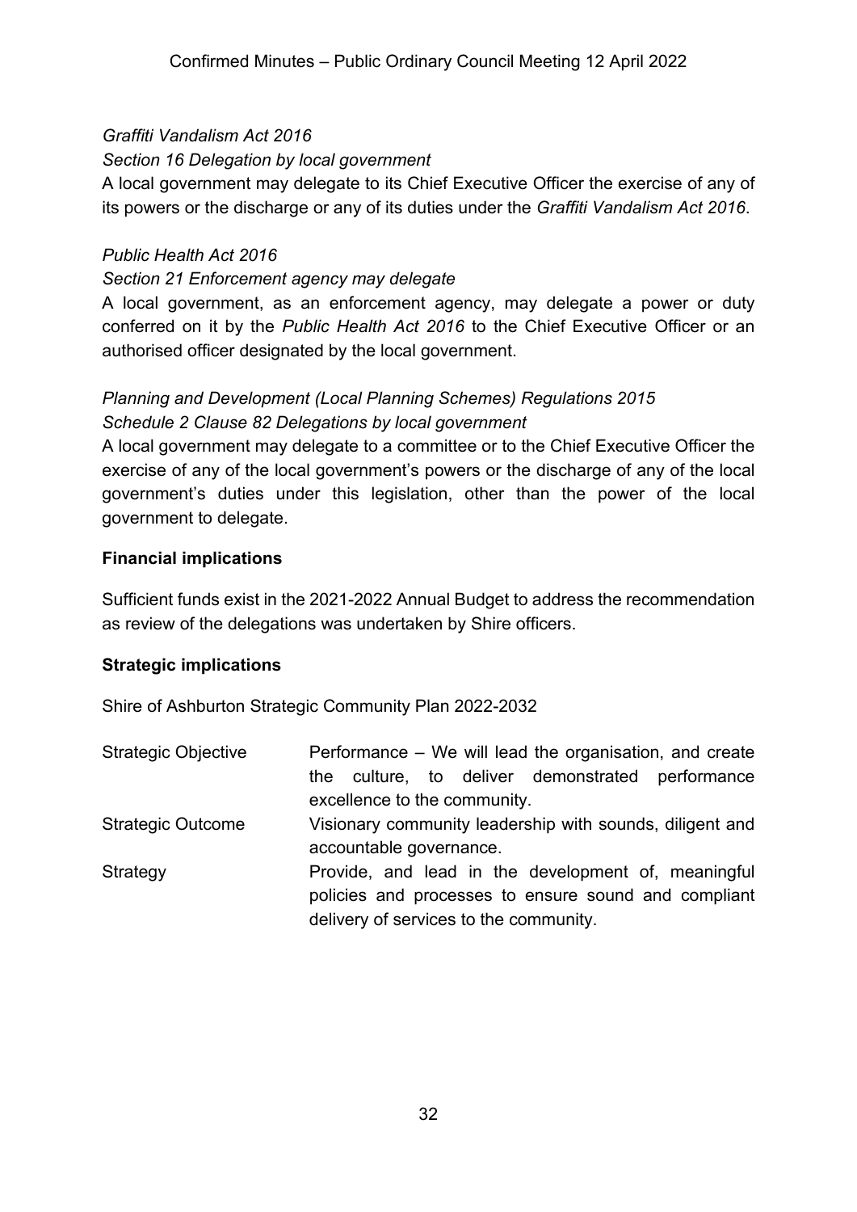*Graffiti Vandalism Act 2016*

*Section 16 Delegation by local government*

A local government may delegate to its Chief Executive Officer the exercise of any of its powers or the discharge or any of its duties under the *Graffiti Vandalism Act 2016*.

*Public Health Act 2016*

*Section 21 Enforcement agency may delegate*

A local government, as an enforcement agency, may delegate a power or duty conferred on it by the *Public Health Act 2016* to the Chief Executive Officer or an authorised officer designated by the local government.

*Planning and Development (Local Planning Schemes) Regulations 2015*

*Schedule 2 Clause 82 Delegations by local government*

A local government may delegate to a committee or to the Chief Executive Officer the exercise of any of the local government's powers or the discharge of any of the local government's duties under this legislation, other than the power of the local government to delegate.

**Financial implications**

Sufficient funds exist in the 2021-2022 Annual Budget to address the recommendation as review of the delegations was undertaken by Shire officers.

**Strategic implications**

Shire of Ashburton Strategic Community Plan 2022-2032

| | |
|---|---|
| Strategic Objective | Performance – We will lead the organisation, and create the culture, to deliver demonstrated performance excellence to the community. |
| Strategic Outcome | Visionary community leadership with sounds, diligent and accountable governance. |
| Strategy | Provide, and lead in the development of, meaningful policies and processes to ensure sound and compliant delivery of services to the community. |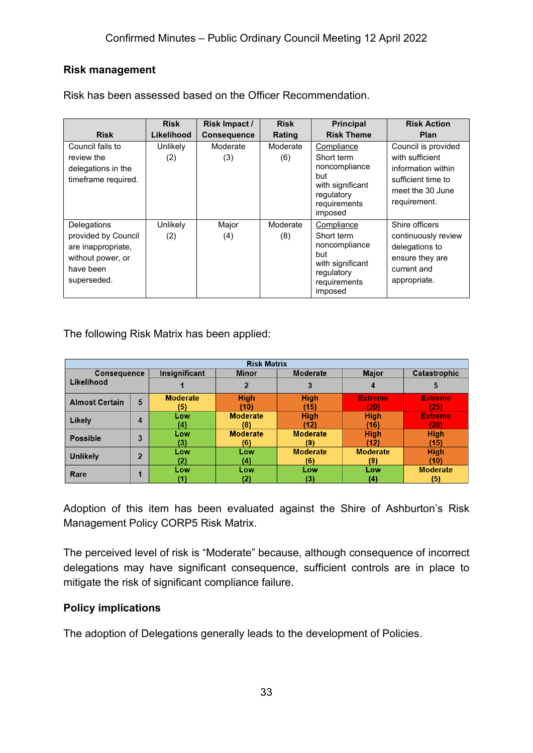**Risk management**

Risk has been assessed based on the Officer Recommendation.

| Risk | Risk Likelihood | Risk Impact / Consequence | Risk Rating | Principal Risk Theme | Risk Action Plan |
|---|---|---|---|---|---|
| Council fails to review the delegations in the timeframe required. | Unlikely (2) | Moderate (3) | Moderate (6) | Compliance<br>Short term noncompliance but with significant regulatory requirements imposed | Council is provided with sufficient information within sufficient time to meet the 30 June requirement. |
| Delegations provided by Council are inappropriate, without power, or have been superseded. | Unlikely (2) | Major (4) | Moderate (8) | Compliance<br>Short term noncompliance but with significant regulatory requirements imposed | Shire officers continuously review delegations to ensure they are current and appropriate. |

The following Risk Matrix has been applied:

| Risk Matrix | | | | | | |
|---|---|---|---|---|---|---|
| Consequence / Likelihood | | Insignificant | Minor | Moderate | Major | Catastrophic |
| | | 1 | 2 | 3 | 4 | 5 |
| Almost Certain | 5 | Moderate (5) | High (10) | High (15) | Extreme (20) | Extreme (25) |
| Likely | 4 | Low (4) | Moderate (8) | High (12) | High (16) | Extreme (20) |
| Possible | 3 | Low (3) | Moderate (6) | Moderate (9) | High (12) | High (15) |
| Unlikely | 2 | Low (2) | Low (4) | Moderate (6) | Moderate (8) | High (10) |
| Rare | 1 | Low (1) | Low (2) | Low (3) | Low (4) | Moderate (5) |

Adoption of this item has been evaluated against the Shire of Ashburton's Risk Management Policy CORP5 Risk Matrix.

The perceived level of risk is "Moderate" because, although consequence of incorrect delegations may have significant consequence, sufficient controls are in place to mitigate the risk of significant compliance failure.

**Policy implications**

The adoption of Delegations generally leads to the development of Policies.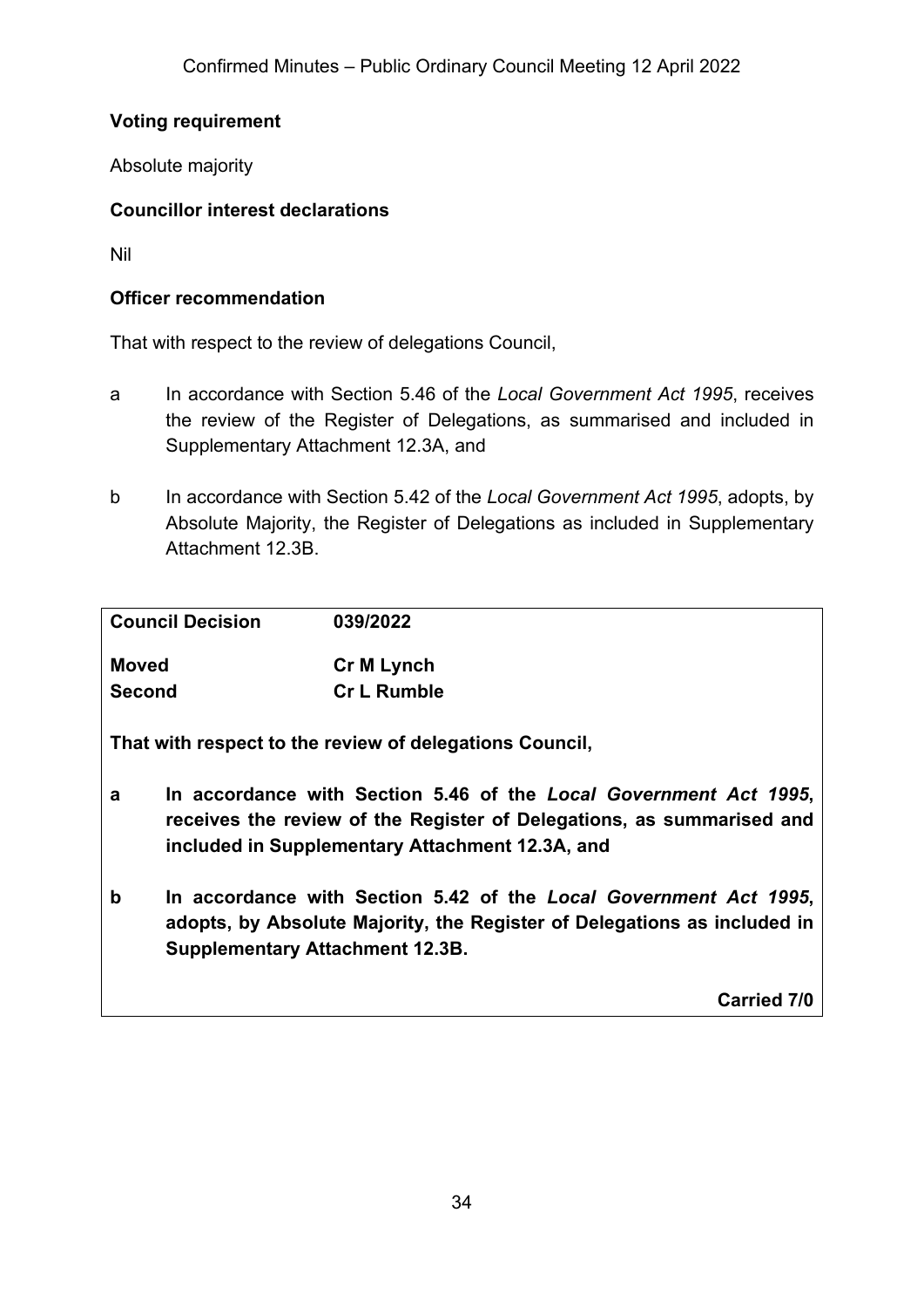**Voting requirement**

Absolute majority

**Councillor interest declarations**

Nil

**Officer recommendation**

That with respect to the review of delegations Council,

a In accordance with Section 5.46 of the *Local Government Act 1995*, receives the review of the Register of Delegations, as summarised and included in Supplementary Attachment 12.3A, and

b In accordance with Section 5.42 of the *Local Government Act 1995*, adopts, by Absolute Majority, the Register of Delegations as included in Supplementary Attachment 12.3B.

**Council Decision** **039/2022**

**Moved** **Cr M Lynch**
**Second** **Cr L Rumble**

**That with respect to the review of delegations Council,**

**a In accordance with Section 5.46 of the *Local Government Act 1995*, receives the review of the Register of Delegations, as summarised and included in Supplementary Attachment 12.3A, and**

**b In accordance with Section 5.42 of the *Local Government Act 1995*, adopts, by Absolute Majority, the Register of Delegations as included in Supplementary Attachment 12.3B.**

**Carried 7/0**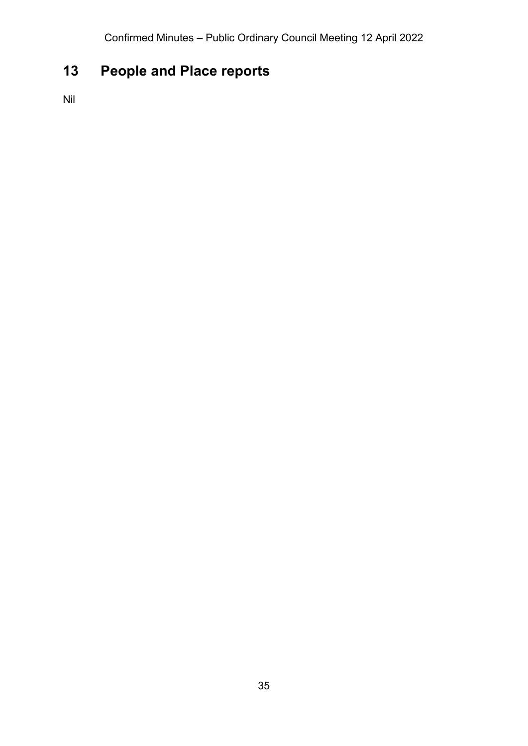# 13 People and Place reports

Nil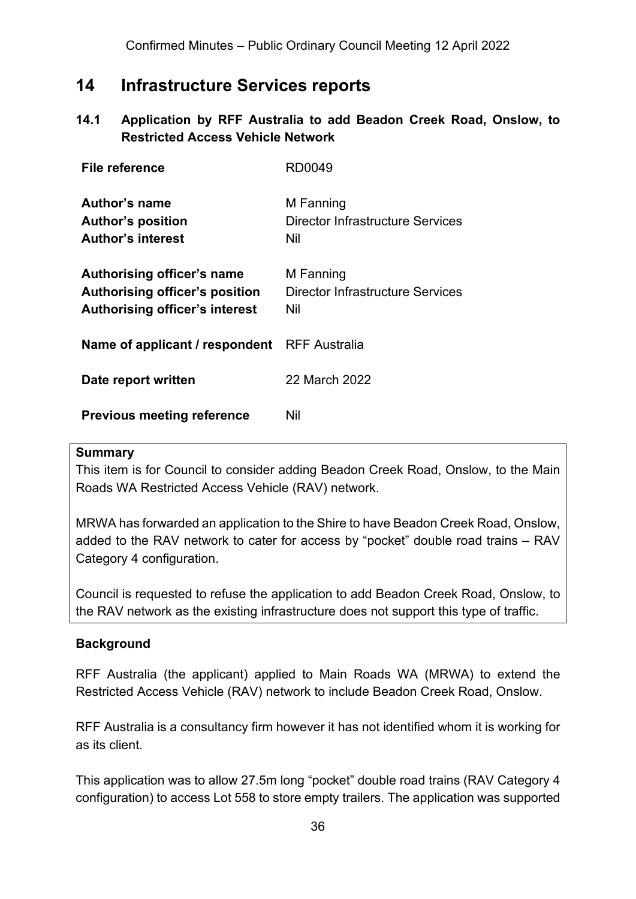# 14 Infrastructure Services reports

## 14.1 Application by RFF Australia to add Beadon Creek Road, Onslow, to Restricted Access Vehicle Network

| | |
|---|---|
| **File reference** | RD0049 |
| **Author's name** | M Fanning |
| **Author's position** | Director Infrastructure Services |
| **Author's interest** | Nil |
| **Authorising officer's name** | M Fanning |
| **Authorising officer's position** | Director Infrastructure Services |
| **Authorising officer's interest** | Nil |
| **Name of applicant / respondent** | RFF Australia |
| **Date report written** | 22 March 2022 |
| **Previous meeting reference** | Nil |

**Summary**

This item is for Council to consider adding Beadon Creek Road, Onslow, to the Main Roads WA Restricted Access Vehicle (RAV) network.

MRWA has forwarded an application to the Shire to have Beadon Creek Road, Onslow, added to the RAV network to cater for access by "pocket" double road trains – RAV Category 4 configuration.

Council is requested to refuse the application to add Beadon Creek Road, Onslow, to the RAV network as the existing infrastructure does not support this type of traffic.

**Background**

RFF Australia (the applicant) applied to Main Roads WA (MRWA) to extend the Restricted Access Vehicle (RAV) network to include Beadon Creek Road, Onslow.

RFF Australia is a consultancy firm however it has not identified whom it is working for as its client.

This application was to allow 27.5m long "pocket" double road trains (RAV Category 4 configuration) to access Lot 558 to store empty trailers. The application was supported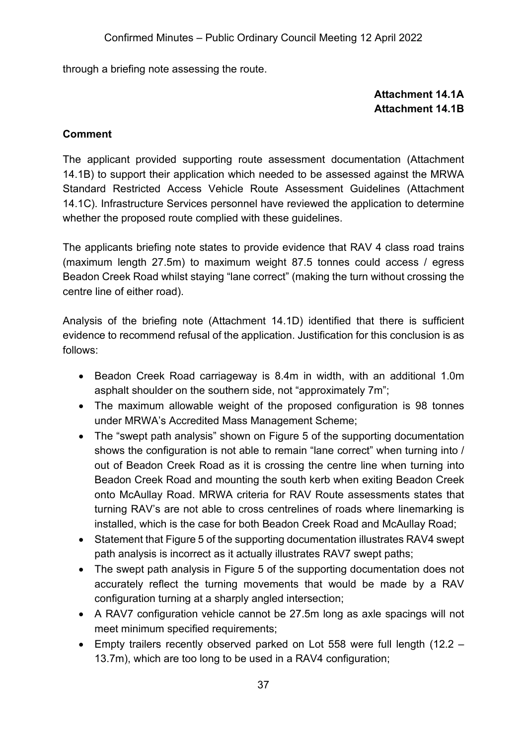through a briefing note assessing the route.

**Attachment 14.1A**
**Attachment 14.1B**

**Comment**

The applicant provided supporting route assessment documentation (Attachment 14.1B) to support their application which needed to be assessed against the MRWA Standard Restricted Access Vehicle Route Assessment Guidelines (Attachment 14.1C). Infrastructure Services personnel have reviewed the application to determine whether the proposed route complied with these guidelines.

The applicants briefing note states to provide evidence that RAV 4 class road trains (maximum length 27.5m) to maximum weight 87.5 tonnes could access / egress Beadon Creek Road whilst staying "lane correct" (making the turn without crossing the centre line of either road).

Analysis of the briefing note (Attachment 14.1D) identified that there is sufficient evidence to recommend refusal of the application. Justification for this conclusion is as follows:

- Beadon Creek Road carriageway is 8.4m in width, with an additional 1.0m asphalt shoulder on the southern side, not "approximately 7m";
- The maximum allowable weight of the proposed configuration is 98 tonnes under MRWA's Accredited Mass Management Scheme;
- The "swept path analysis" shown on Figure 5 of the supporting documentation shows the configuration is not able to remain "lane correct" when turning into / out of Beadon Creek Road as it is crossing the centre line when turning into Beadon Creek Road and mounting the south kerb when exiting Beadon Creek onto McAullay Road. MRWA criteria for RAV Route assessments states that turning RAV's are not able to cross centrelines of roads where linemarking is installed, which is the case for both Beadon Creek Road and McAullay Road;
- Statement that Figure 5 of the supporting documentation illustrates RAV4 swept path analysis is incorrect as it actually illustrates RAV7 swept paths;
- The swept path analysis in Figure 5 of the supporting documentation does not accurately reflect the turning movements that would be made by a RAV configuration turning at a sharply angled intersection;
- A RAV7 configuration vehicle cannot be 27.5m long as axle spacings will not meet minimum specified requirements;
- Empty trailers recently observed parked on Lot 558 were full length (12.2 – 13.7m), which are too long to be used in a RAV4 configuration;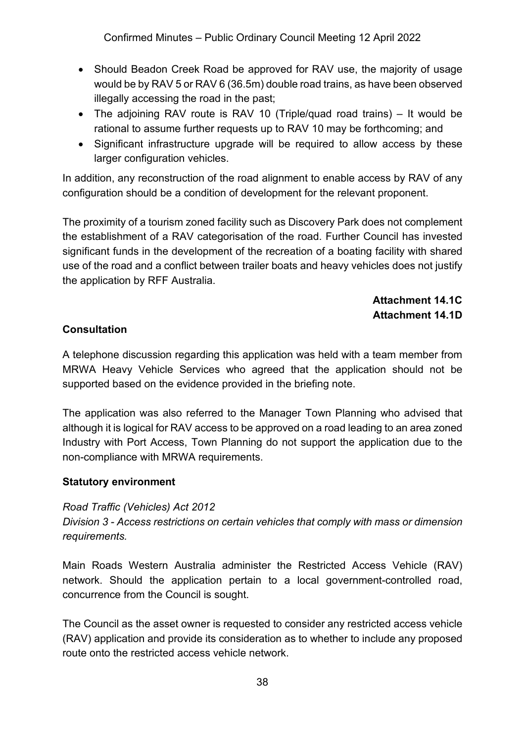- Should Beadon Creek Road be approved for RAV use, the majority of usage would be by RAV 5 or RAV 6 (36.5m) double road trains, as have been observed illegally accessing the road in the past;
- The adjoining RAV route is RAV 10 (Triple/quad road trains) – It would be rational to assume further requests up to RAV 10 may be forthcoming; and
- Significant infrastructure upgrade will be required to allow access by these larger configuration vehicles.

In addition, any reconstruction of the road alignment to enable access by RAV of any configuration should be a condition of development for the relevant proponent.

The proximity of a tourism zoned facility such as Discovery Park does not complement the establishment of a RAV categorisation of the road. Further Council has invested significant funds in the development of the recreation of a boating facility with shared use of the road and a conflict between trailer boats and heavy vehicles does not justify the application by RFF Australia.

**Attachment 14.1C**
**Attachment 14.1D**

**Consultation**

A telephone discussion regarding this application was held with a team member from MRWA Heavy Vehicle Services who agreed that the application should not be supported based on the evidence provided in the briefing note.

The application was also referred to the Manager Town Planning who advised that although it is logical for RAV access to be approved on a road leading to an area zoned Industry with Port Access, Town Planning do not support the application due to the non-compliance with MRWA requirements.

**Statutory environment**

*Road Traffic (Vehicles) Act 2012*
*Division 3 - Access restrictions on certain vehicles that comply with mass or dimension requirements.*

Main Roads Western Australia administer the Restricted Access Vehicle (RAV) network. Should the application pertain to a local government-controlled road, concurrence from the Council is sought.

The Council as the asset owner is requested to consider any restricted access vehicle (RAV) application and provide its consideration as to whether to include any proposed route onto the restricted access vehicle network.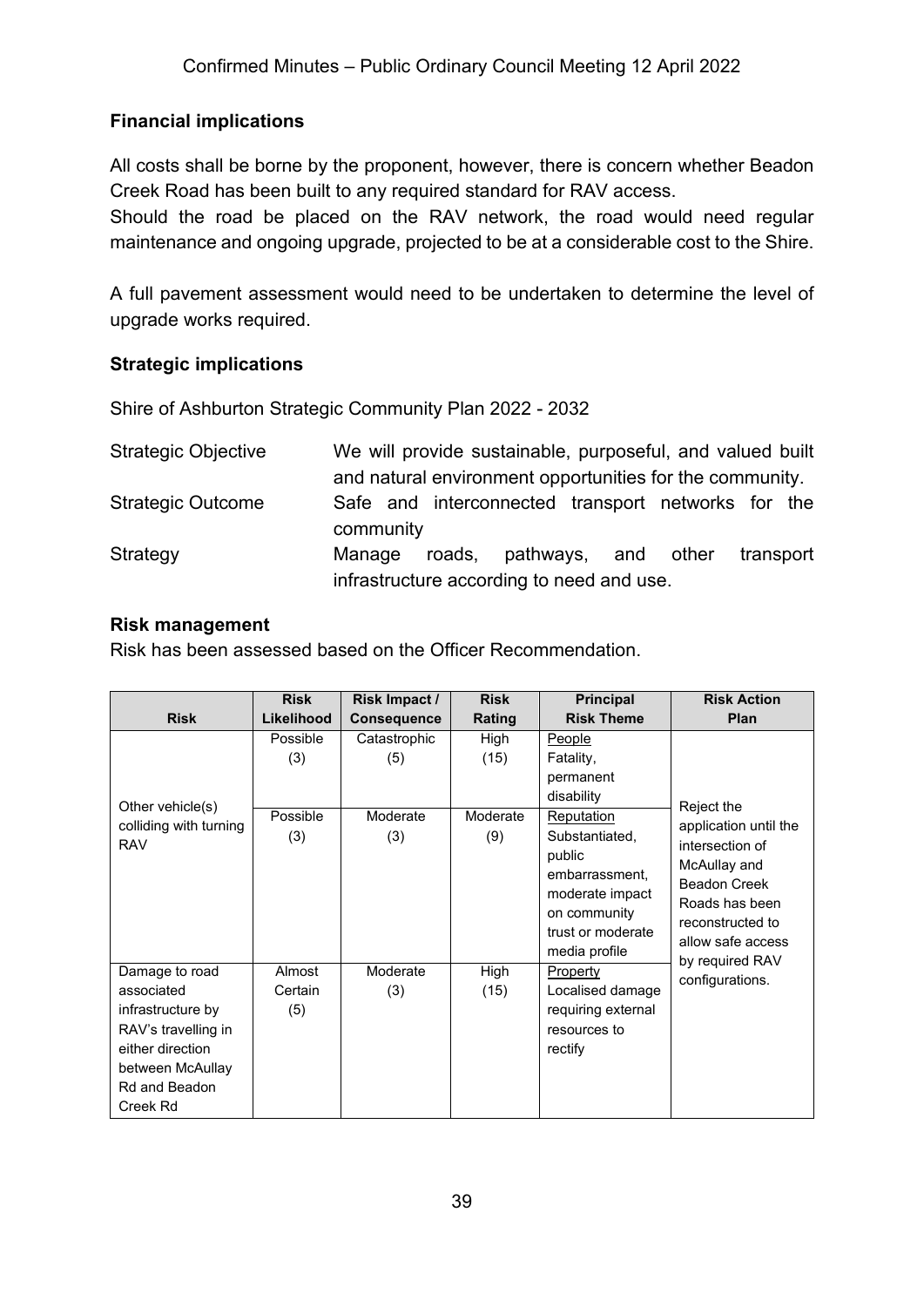## Financial implications

All costs shall be borne by the proponent, however, there is concern whether Beadon Creek Road has been built to any required standard for RAV access.
Should the road be placed on the RAV network, the road would need regular maintenance and ongoing upgrade, projected to be at a considerable cost to the Shire.

A full pavement assessment would need to be undertaken to determine the level of upgrade works required.

## Strategic implications

Shire of Ashburton Strategic Community Plan 2022 - 2032

| | |
|---|---|
| Strategic Objective | We will provide sustainable, purposeful, and valued built and natural environment opportunities for the community. |
| Strategic Outcome | Safe and interconnected transport networks for the community |
| Strategy | Manage roads, pathways, and other transport infrastructure according to need and use. |

## Risk management

Risk has been assessed based on the Officer Recommendation.

| Risk | Risk Likelihood | Risk Impact / Consequence | Risk Rating | Principal Risk Theme | Risk Action Plan |
|---|---|---|---|---|---|
| Other vehicle(s) colliding with turning RAV | Possible (3) | Catastrophic (5) | High (15) | People<br>Fatality, permanent disability | Reject the application until the intersection of McAullay and Beadon Creek Roads has been reconstructed to allow safe access by required RAV configurations. |
| | Possible (3) | Moderate (3) | Moderate (9) | Reputation<br>Substantiated, public embarrassment, moderate impact on community trust or moderate media profile | |
| Damage to road associated infrastructure by RAV's travelling in either direction between McAullay Rd and Beadon Creek Rd | Almost Certain (5) | Moderate (3) | High (15) | Property<br>Localised damage requiring external resources to rectify | |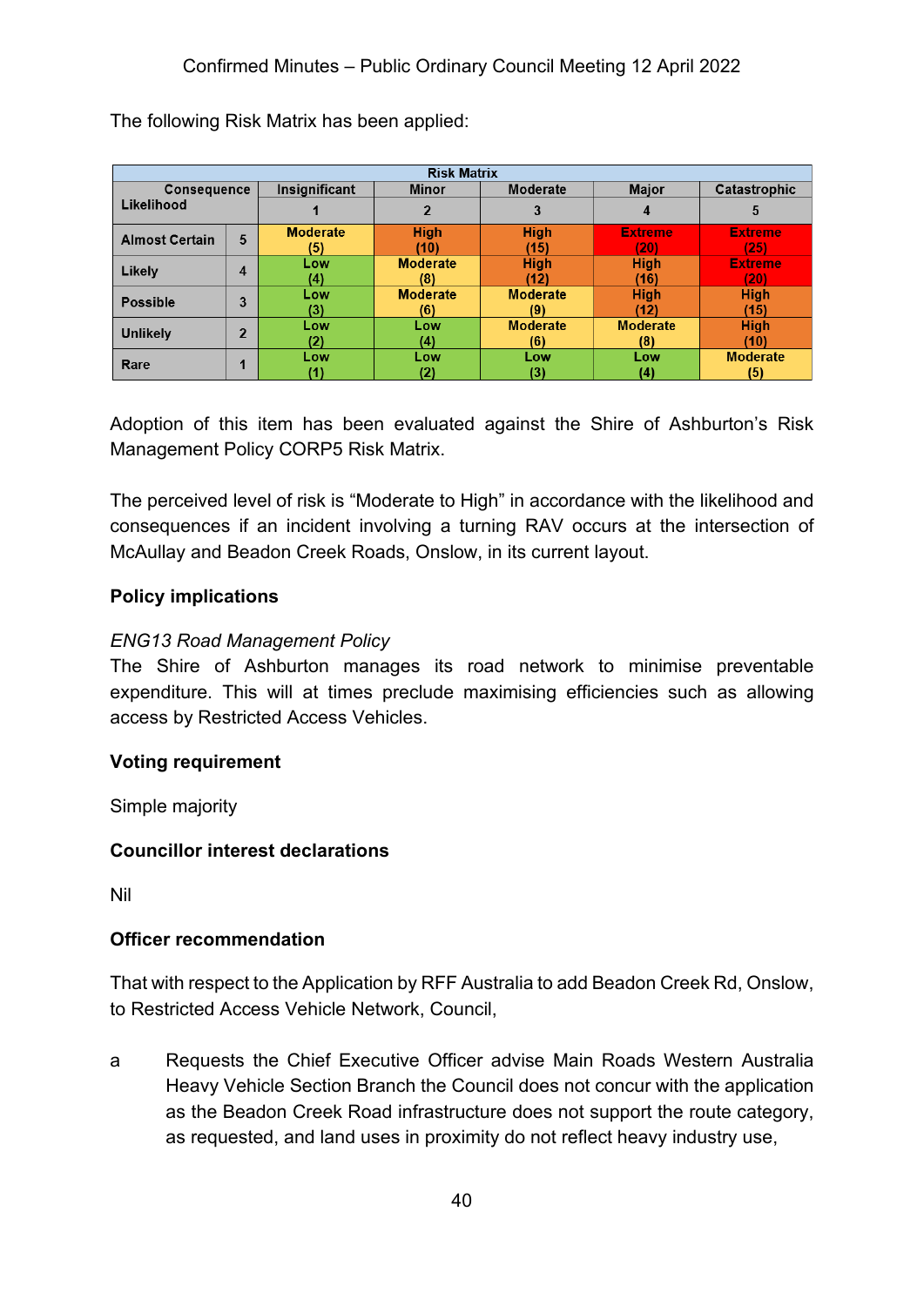The following Risk Matrix has been applied:

| Risk Matrix | | | | | | |
|---|---|---|---|---|---|---|
| Consequence / Likelihood | | Insignificant | Minor | Moderate | Major | Catastrophic |
| | | 1 | 2 | 3 | 4 | 5 |
| Almost Certain | 5 | Moderate (5) | High (10) | High (15) | Extreme (20) | Extreme (25) |
| Likely | 4 | Low (4) | Moderate (8) | High (12) | High (16) | Extreme (20) |
| Possible | 3 | Low (3) | Moderate (6) | Moderate (9) | High (12) | High (15) |
| Unlikely | 2 | Low (2) | Low (4) | Moderate (6) | Moderate (8) | High (10) |
| Rare | 1 | Low (1) | Low (2) | Low (3) | Low (4) | Moderate (5) |

Adoption of this item has been evaluated against the Shire of Ashburton's Risk Management Policy CORP5 Risk Matrix.

The perceived level of risk is "Moderate to High" in accordance with the likelihood and consequences if an incident involving a turning RAV occurs at the intersection of McAullay and Beadon Creek Roads, Onslow, in its current layout.

**Policy implications**

*ENG13 Road Management Policy*
The Shire of Ashburton manages its road network to minimise preventable expenditure. This will at times preclude maximising efficiencies such as allowing access by Restricted Access Vehicles.

**Voting requirement**

Simple majority

**Councillor interest declarations**

Nil

**Officer recommendation**

That with respect to the Application by RFF Australia to add Beadon Creek Rd, Onslow, to Restricted Access Vehicle Network, Council,

a Requests the Chief Executive Officer advise Main Roads Western Australia Heavy Vehicle Section Branch the Council does not concur with the application as the Beadon Creek Road infrastructure does not support the route category, as requested, and land uses in proximity do not reflect heavy industry use,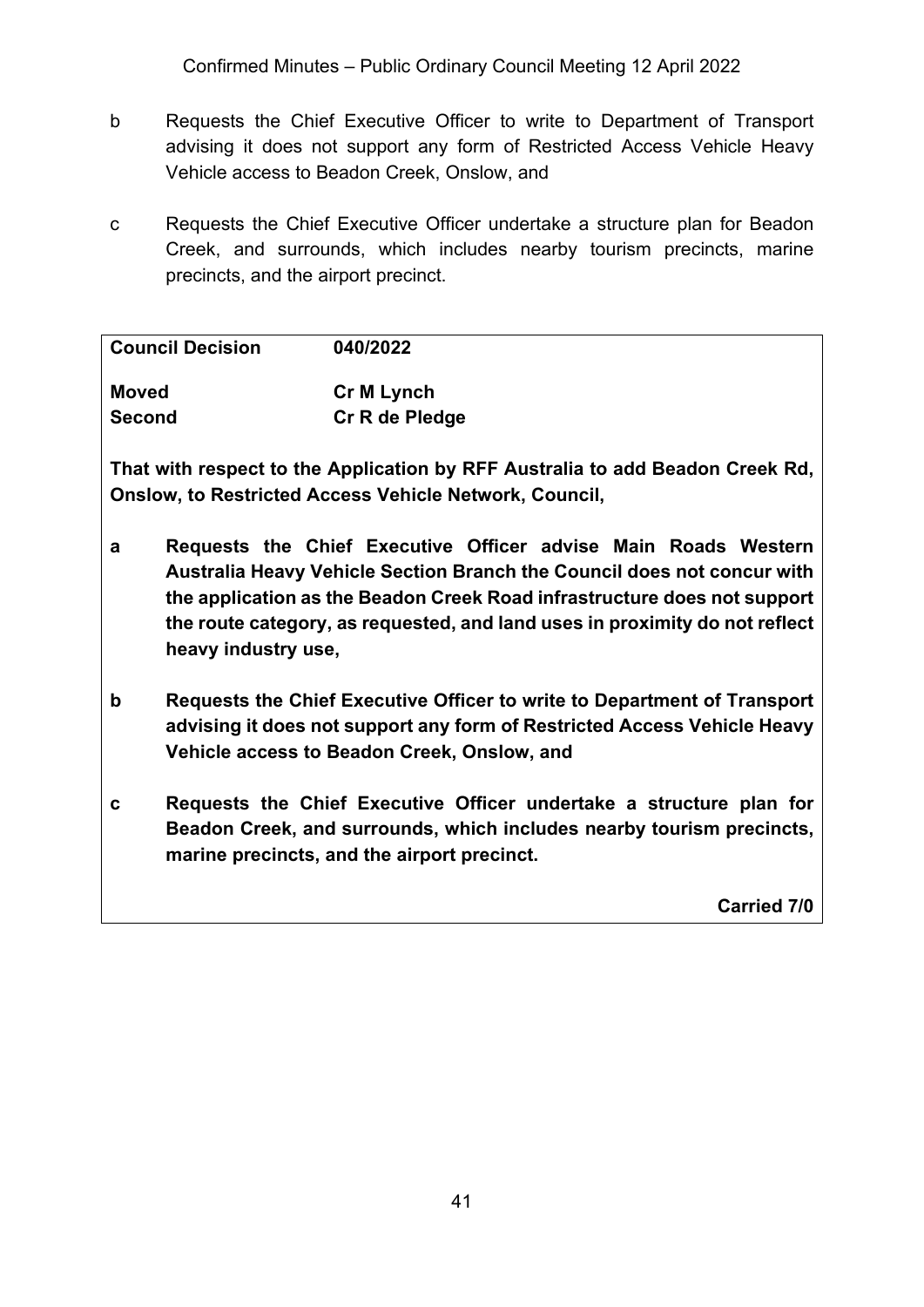b Requests the Chief Executive Officer to write to Department of Transport advising it does not support any form of Restricted Access Vehicle Heavy Vehicle access to Beadon Creek, Onslow, and

c Requests the Chief Executive Officer undertake a structure plan for Beadon Creek, and surrounds, which includes nearby tourism precincts, marine precincts, and the airport precinct.

| **Council Decision** | **040/2022** |
|---|---|
| **Moved** | **Cr M Lynch** |
| **Second** | **Cr R de Pledge** |

**That with respect to the Application by RFF Australia to add Beadon Creek Rd, Onslow, to Restricted Access Vehicle Network, Council,**

**a Requests the Chief Executive Officer advise Main Roads Western Australia Heavy Vehicle Section Branch the Council does not concur with the application as the Beadon Creek Road infrastructure does not support the route category, as requested, and land uses in proximity do not reflect heavy industry use,**

**b Requests the Chief Executive Officer to write to Department of Transport advising it does not support any form of Restricted Access Vehicle Heavy Vehicle access to Beadon Creek, Onslow, and**

**c Requests the Chief Executive Officer undertake a structure plan for Beadon Creek, and surrounds, which includes nearby tourism precincts, marine precincts, and the airport precinct.**

**Carried 7/0**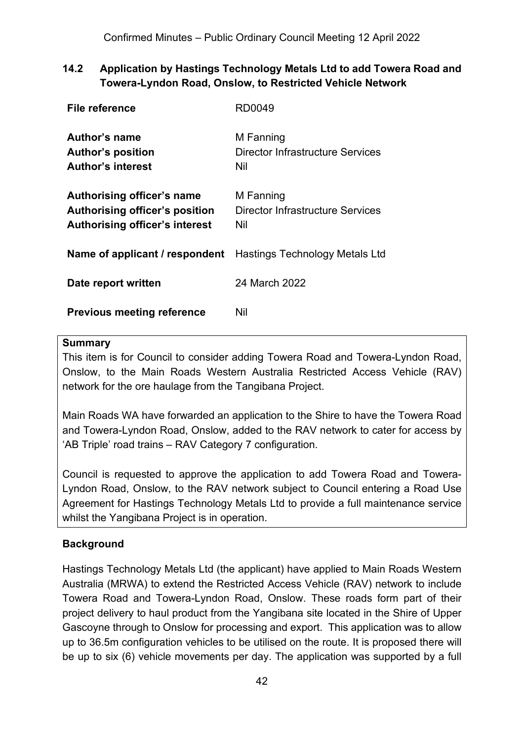## 14.2 Application by Hastings Technology Metals Ltd to add Towera Road and Towera-Lyndon Road, Onslow, to Restricted Vehicle Network

| | |
|---|---|
| **File reference** | RD0049 |
| **Author's name** | M Fanning |
| **Author's position** | Director Infrastructure Services |
| **Author's interest** | Nil |
| **Authorising officer's name** | M Fanning |
| **Authorising officer's position** | Director Infrastructure Services |
| **Authorising officer's interest** | Nil |
| **Name of applicant / respondent** | Hastings Technology Metals Ltd |
| **Date report written** | 24 March 2022 |
| **Previous meeting reference** | Nil |

**Summary**

This item is for Council to consider adding Towera Road and Towera-Lyndon Road, Onslow, to the Main Roads Western Australia Restricted Access Vehicle (RAV) network for the ore haulage from the Tangibana Project.

Main Roads WA have forwarded an application to the Shire to have the Towera Road and Towera-Lyndon Road, Onslow, added to the RAV network to cater for access by 'AB Triple' road trains – RAV Category 7 configuration.

Council is requested to approve the application to add Towera Road and Towera-Lyndon Road, Onslow, to the RAV network subject to Council entering a Road Use Agreement for Hastings Technology Metals Ltd to provide a full maintenance service whilst the Yangibana Project is in operation.

### Background

Hastings Technology Metals Ltd (the applicant) have applied to Main Roads Western Australia (MRWA) to extend the Restricted Access Vehicle (RAV) network to include Towera Road and Towera-Lyndon Road, Onslow. These roads form part of their project delivery to haul product from the Yangibana site located in the Shire of Upper Gascoyne through to Onslow for processing and export. This application was to allow up to 36.5m configuration vehicles to be utilised on the route. It is proposed there will be up to six (6) vehicle movements per day. The application was supported by a full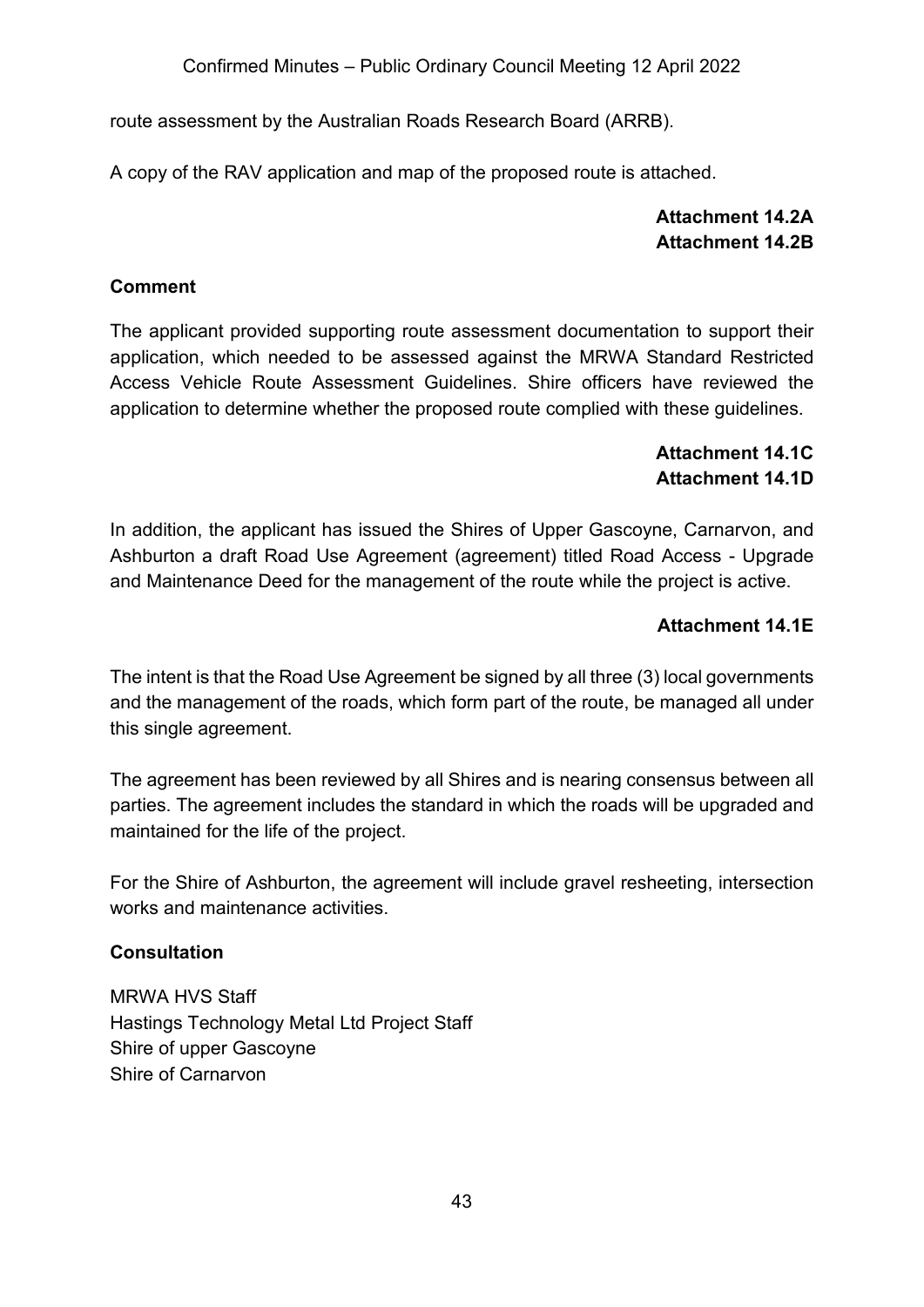route assessment by the Australian Roads Research Board (ARRB).

A copy of the RAV application and map of the proposed route is attached.

**Attachment 14.2A**
**Attachment 14.2B**

**Comment**

The applicant provided supporting route assessment documentation to support their application, which needed to be assessed against the MRWA Standard Restricted Access Vehicle Route Assessment Guidelines. Shire officers have reviewed the application to determine whether the proposed route complied with these guidelines.

**Attachment 14.1C**
**Attachment 14.1D**

In addition, the applicant has issued the Shires of Upper Gascoyne, Carnarvon, and Ashburton a draft Road Use Agreement (agreement) titled Road Access - Upgrade and Maintenance Deed for the management of the route while the project is active.

**Attachment 14.1E**

The intent is that the Road Use Agreement be signed by all three (3) local governments and the management of the roads, which form part of the route, be managed all under this single agreement.

The agreement has been reviewed by all Shires and is nearing consensus between all parties. The agreement includes the standard in which the roads will be upgraded and maintained for the life of the project.

For the Shire of Ashburton, the agreement will include gravel resheeting, intersection works and maintenance activities.

**Consultation**

MRWA HVS Staff
Hastings Technology Metal Ltd Project Staff
Shire of upper Gascoyne
Shire of Carnarvon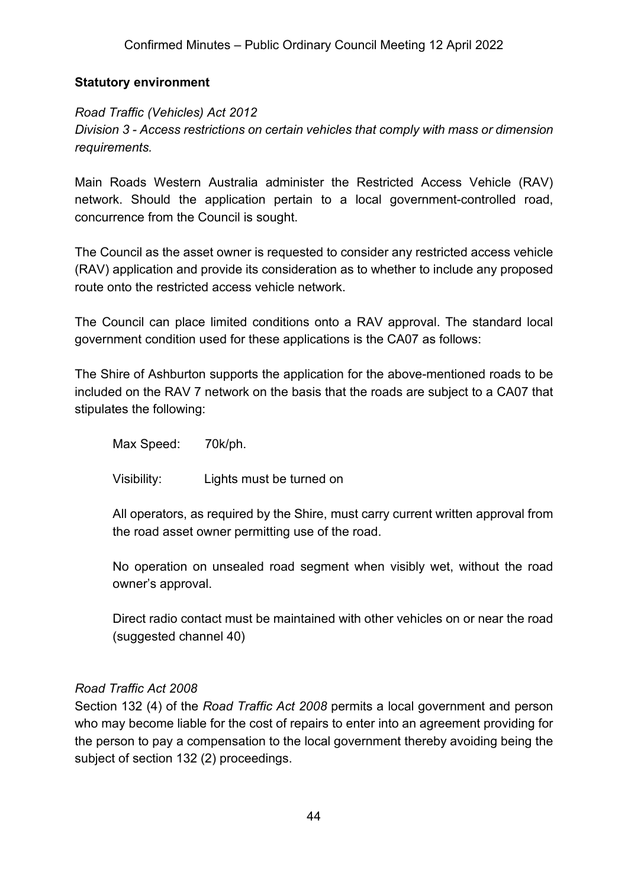**Statutory environment**

*Road Traffic (Vehicles) Act 2012*
*Division 3 - Access restrictions on certain vehicles that comply with mass or dimension requirements.*

Main Roads Western Australia administer the Restricted Access Vehicle (RAV) network. Should the application pertain to a local government-controlled road, concurrence from the Council is sought.

The Council as the asset owner is requested to consider any restricted access vehicle (RAV) application and provide its consideration as to whether to include any proposed route onto the restricted access vehicle network.

The Council can place limited conditions onto a RAV approval. The standard local government condition used for these applications is the CA07 as follows:

The Shire of Ashburton supports the application for the above-mentioned roads to be included on the RAV 7 network on the basis that the roads are subject to a CA07 that stipulates the following:

> Max Speed: 70k/ph.
>
> Visibility: Lights must be turned on
>
> All operators, as required by the Shire, must carry current written approval from the road asset owner permitting use of the road.
>
> No operation on unsealed road segment when visibly wet, without the road owner's approval.
>
> Direct radio contact must be maintained with other vehicles on or near the road (suggested channel 40)

*Road Traffic Act 2008*
Section 132 (4) of the *Road Traffic Act 2008* permits a local government and person who may become liable for the cost of repairs to enter into an agreement providing for the person to pay a compensation to the local government thereby avoiding being the subject of section 132 (2) proceedings.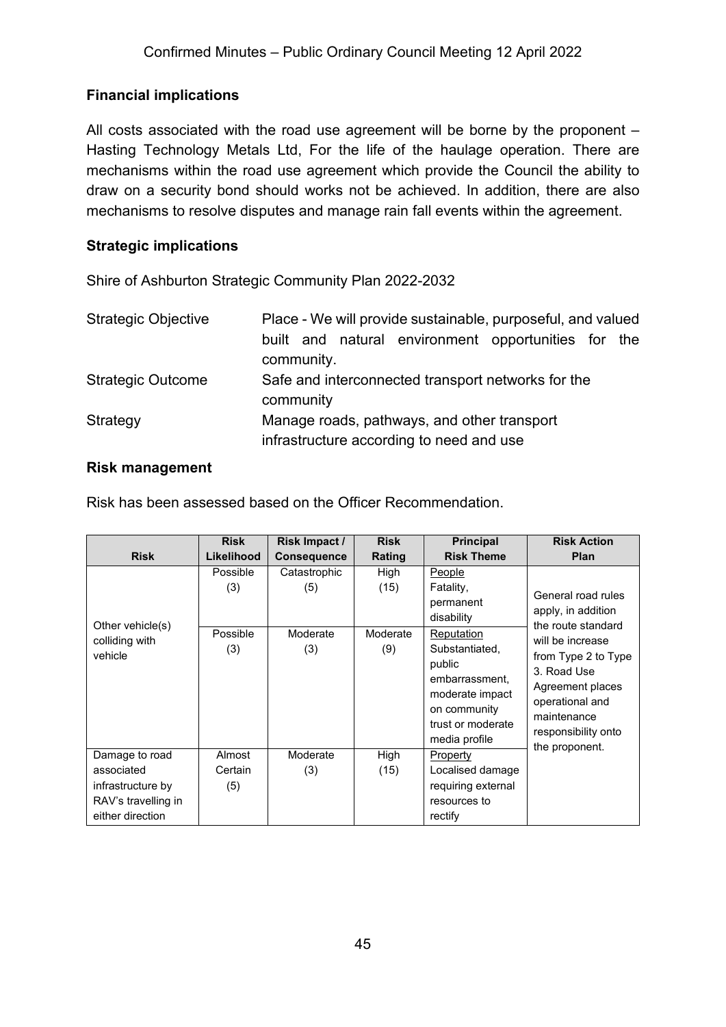### Financial implications

All costs associated with the road use agreement will be borne by the proponent – Hasting Technology Metals Ltd, For the life of the haulage operation. There are mechanisms within the road use agreement which provide the Council the ability to draw on a security bond should works not be achieved. In addition, there are also mechanisms to resolve disputes and manage rain fall events within the agreement.

### Strategic implications

Shire of Ashburton Strategic Community Plan 2022-2032

| | |
|---|---|
| Strategic Objective | Place - We will provide sustainable, purposeful, and valued built and natural environment opportunities for the community. |
| Strategic Outcome | Safe and interconnected transport networks for the community |
| Strategy | Manage roads, pathways, and other transport infrastructure according to need and use |

### Risk management

Risk has been assessed based on the Officer Recommendation.

| Risk | Risk Likelihood | Risk Impact / Consequence | Risk Rating | Principal Risk Theme | Risk Action Plan |
|---|---|---|---|---|---|
| Other vehicle(s) colliding with vehicle | Possible (3) | Catastrophic (5) | High (15) | People Fatality, permanent disability | General road rules apply, in addition the route standard will be increase from Type 2 to Type 3. Road Use Agreement places operational and maintenance responsibility onto the proponent. |
| | Possible (3) | Moderate (3) | Moderate (9) | Reputation Substantiated, public embarrassment, moderate impact on community trust or moderate media profile | |
| Damage to road associated infrastructure by RAV's travelling in either direction | Almost Certain (5) | Moderate (3) | High (15) | Property Localised damage requiring external resources to rectify | |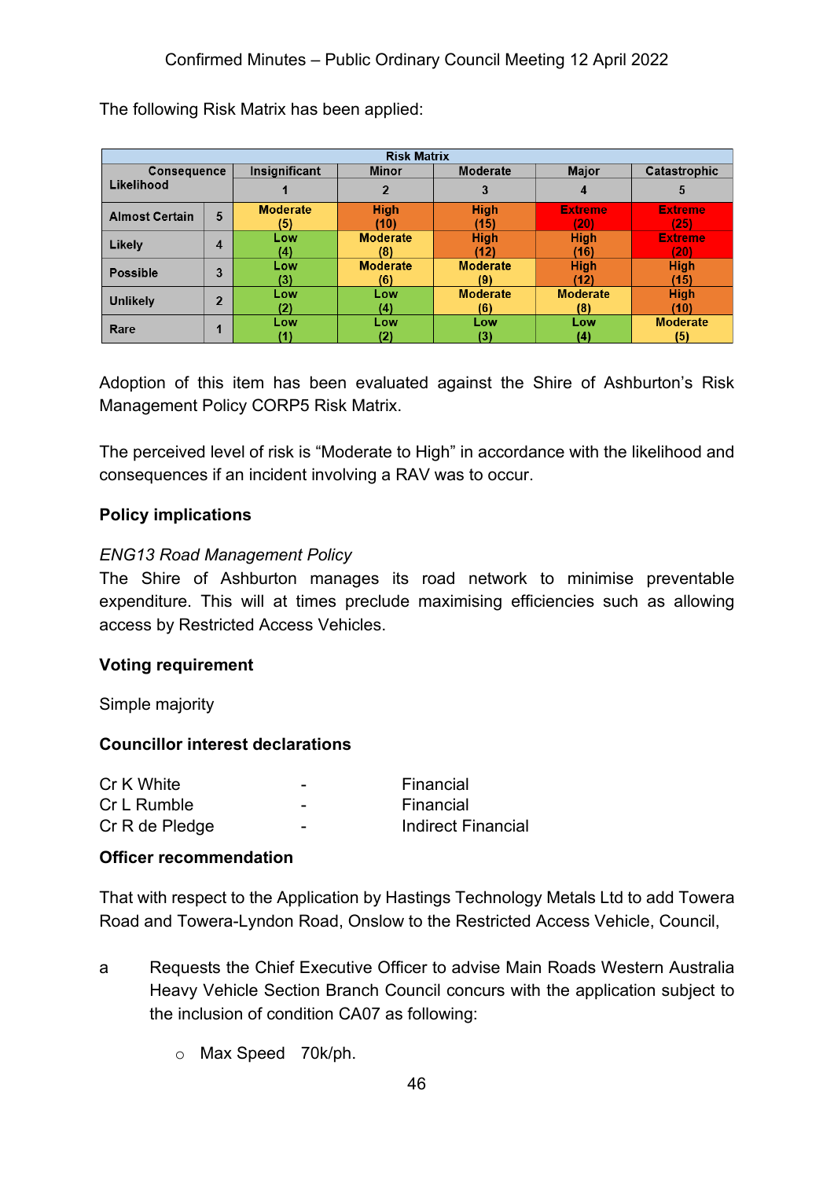The following Risk Matrix has been applied:

| Risk Matrix | | | | | | |
|---|---|---|---|---|---|---|
| Consequence / Likelihood | | Insignificant | Minor | Moderate | Major | Catastrophic |
| | | 1 | 2 | 3 | 4 | 5 |
| Almost Certain | 5 | Moderate (5) | High (10) | High (15) | Extreme (20) | Extreme (25) |
| Likely | 4 | Low (4) | Moderate (8) | High (12) | High (16) | Extreme (20) |
| Possible | 3 | Low (3) | Moderate (6) | Moderate (9) | High (12) | High (15) |
| Unlikely | 2 | Low (2) | Low (4) | Moderate (6) | Moderate (8) | High (10) |
| Rare | 1 | Low (1) | Low (2) | Low (3) | Low (4) | Moderate (5) |

Adoption of this item has been evaluated against the Shire of Ashburton's Risk Management Policy CORP5 Risk Matrix.

The perceived level of risk is "Moderate to High" in accordance with the likelihood and consequences if an incident involving a RAV was to occur.

**Policy implications**

*ENG13 Road Management Policy*
The Shire of Ashburton manages its road network to minimise preventable expenditure. This will at times preclude maximising efficiencies such as allowing access by Restricted Access Vehicles.

**Voting requirement**

Simple majority

**Councillor interest declarations**

| | | |
|---|---|---|
| Cr K White | - | Financial |
| Cr L Rumble | - | Financial |
| Cr R de Pledge | - | Indirect Financial |

**Officer recommendation**

That with respect to the Application by Hastings Technology Metals Ltd to add Towera Road and Towera-Lyndon Road, Onslow to the Restricted Access Vehicle, Council,

a Requests the Chief Executive Officer to advise Main Roads Western Australia Heavy Vehicle Section Branch Council concurs with the application subject to the inclusion of condition CA07 as following:

- Max Speed 70k/ph.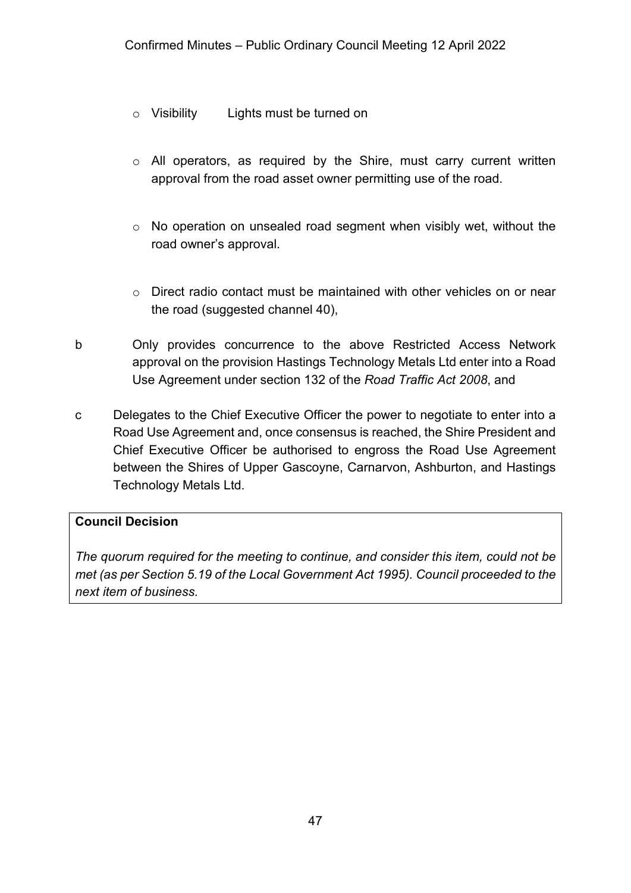- Visibility Lights must be turned on
- All operators, as required by the Shire, must carry current written approval from the road asset owner permitting use of the road.
- No operation on unsealed road segment when visibly wet, without the road owner's approval.
- Direct radio contact must be maintained with other vehicles on or near the road (suggested channel 40),

b Only provides concurrence to the above Restricted Access Network approval on the provision Hastings Technology Metals Ltd enter into a Road Use Agreement under section 132 of the *Road Traffic Act 2008*, and

c Delegates to the Chief Executive Officer the power to negotiate to enter into a Road Use Agreement and, once consensus is reached, the Shire President and Chief Executive Officer be authorised to engross the Road Use Agreement between the Shires of Upper Gascoyne, Carnarvon, Ashburton, and Hastings Technology Metals Ltd.

**Council Decision**

*The quorum required for the meeting to continue, and consider this item, could not be met (as per Section 5.19 of the Local Government Act 1995). Council proceeded to the next item of business.*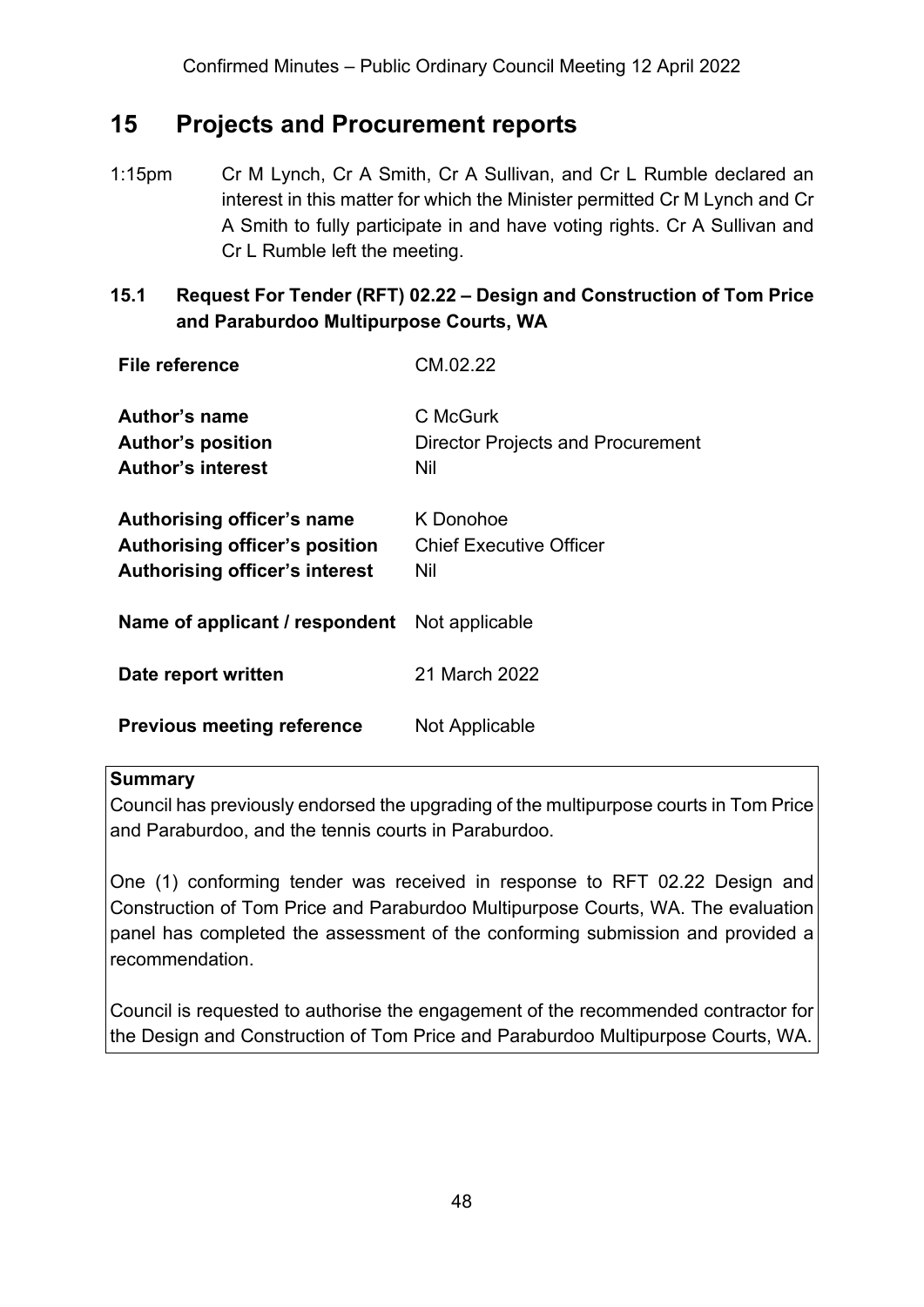# 15 Projects and Procurement reports

1:15pm Cr M Lynch, Cr A Smith, Cr A Sullivan, and Cr L Rumble declared an interest in this matter for which the Minister permitted Cr M Lynch and Cr A Smith to fully participate in and have voting rights. Cr A Sullivan and Cr L Rumble left the meeting.

## 15.1 Request For Tender (RFT) 02.22 – Design and Construction of Tom Price and Paraburdoo Multipurpose Courts, WA

| | |
|---|---|
| **File reference** | CM.02.22 |
| **Author's name** | C McGurk |
| **Author's position** | Director Projects and Procurement |
| **Author's interest** | Nil |
| **Authorising officer's name** | K Donohoe |
| **Authorising officer's position** | Chief Executive Officer |
| **Authorising officer's interest** | Nil |
| **Name of applicant / respondent** | Not applicable |
| **Date report written** | 21 March 2022 |
| **Previous meeting reference** | Not Applicable |

**Summary**

Council has previously endorsed the upgrading of the multipurpose courts in Tom Price and Paraburdoo, and the tennis courts in Paraburdoo.

One (1) conforming tender was received in response to RFT 02.22 Design and Construction of Tom Price and Paraburdoo Multipurpose Courts, WA. The evaluation panel has completed the assessment of the conforming submission and provided a recommendation.

Council is requested to authorise the engagement of the recommended contractor for the Design and Construction of Tom Price and Paraburdoo Multipurpose Courts, WA.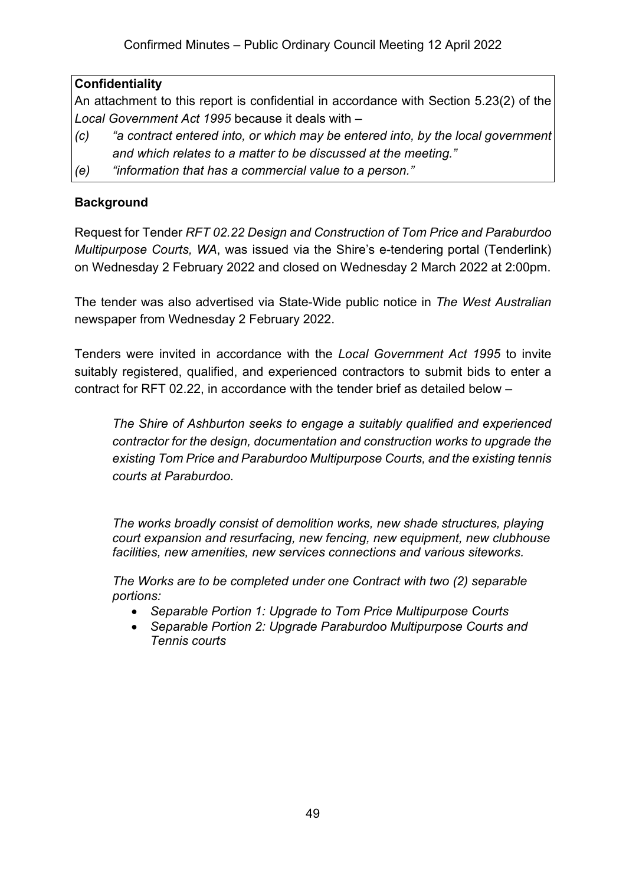**Confidentiality**

An attachment to this report is confidential in accordance with Section 5.23(2) of the *Local Government Act 1995* because it deals with –

*(c) "a contract entered into, or which may be entered into, by the local government and which relates to a matter to be discussed at the meeting."*

*(e) "information that has a commercial value to a person."*

**Background**

Request for Tender *RFT 02.22 Design and Construction of Tom Price and Paraburdoo Multipurpose Courts, WA*, was issued via the Shire's e-tendering portal (Tenderlink) on Wednesday 2 February 2022 and closed on Wednesday 2 March 2022 at 2:00pm.

The tender was also advertised via State-Wide public notice in *The West Australian* newspaper from Wednesday 2 February 2022.

Tenders were invited in accordance with the *Local Government Act 1995* to invite suitably registered, qualified, and experienced contractors to submit bids to enter a contract for RFT 02.22, in accordance with the tender brief as detailed below –

> *The Shire of Ashburton seeks to engage a suitably qualified and experienced contractor for the design, documentation and construction works to upgrade the existing Tom Price and Paraburdoo Multipurpose Courts, and the existing tennis courts at Paraburdoo.*
>
> *The works broadly consist of demolition works, new shade structures, playing court expansion and resurfacing, new fencing, new equipment, new clubhouse facilities, new amenities, new services connections and various siteworks.*
>
> *The Works are to be completed under one Contract with two (2) separable portions:*
>
> - *Separable Portion 1: Upgrade to Tom Price Multipurpose Courts*
> - *Separable Portion 2: Upgrade Paraburdoo Multipurpose Courts and Tennis courts*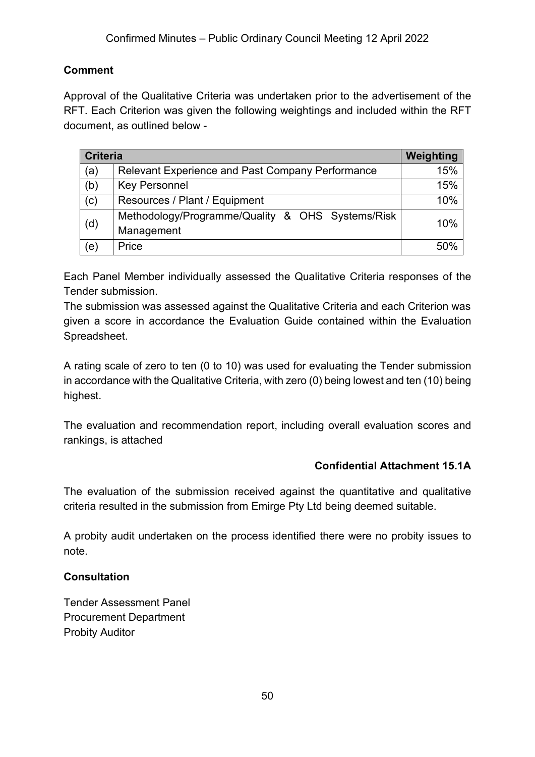**Comment**

Approval of the Qualitative Criteria was undertaken prior to the advertisement of the RFT. Each Criterion was given the following weightings and included within the RFT document, as outlined below -

| Criteria | | Weighting |
|---|---|---|
| (a) | Relevant Experience and Past Company Performance | 15% |
| (b) | Key Personnel | 15% |
| (c) | Resources / Plant / Equipment | 10% |
| (d) | Methodology/Programme/Quality & OHS Systems/Risk Management | 10% |
| (e) | Price | 50% |

Each Panel Member individually assessed the Qualitative Criteria responses of the Tender submission.
The submission was assessed against the Qualitative Criteria and each Criterion was given a score in accordance the Evaluation Guide contained within the Evaluation Spreadsheet.

A rating scale of zero to ten (0 to 10) was used for evaluating the Tender submission in accordance with the Qualitative Criteria, with zero (0) being lowest and ten (10) being highest.

The evaluation and recommendation report, including overall evaluation scores and rankings, is attached

**Confidential Attachment 15.1A**

The evaluation of the submission received against the quantitative and qualitative criteria resulted in the submission from Emirge Pty Ltd being deemed suitable.

A probity audit undertaken on the process identified there were no probity issues to note.

**Consultation**

Tender Assessment Panel
Procurement Department
Probity Auditor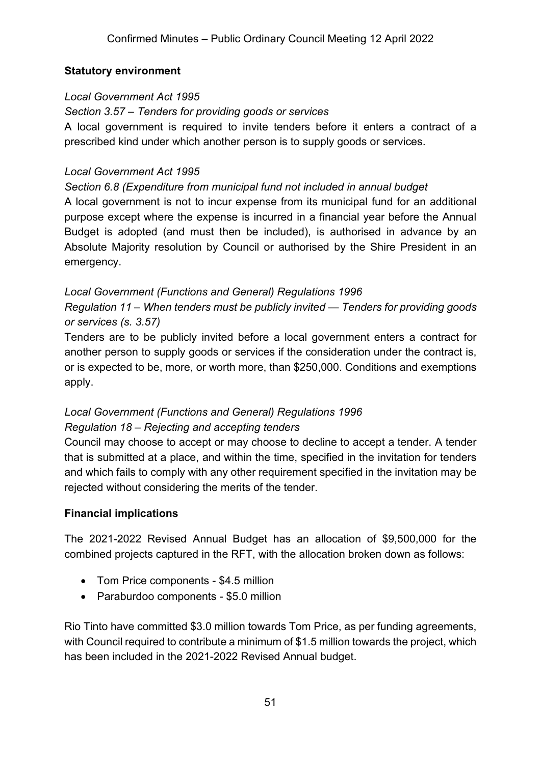**Statutory environment**

*Local Government Act 1995*

*Section 3.57 – Tenders for providing goods or services*

A local government is required to invite tenders before it enters a contract of a prescribed kind under which another person is to supply goods or services.

*Local Government Act 1995*

*Section 6.8 (Expenditure from municipal fund not included in annual budget*

A local government is not to incur expense from its municipal fund for an additional purpose except where the expense is incurred in a financial year before the Annual Budget is adopted (and must then be included), is authorised in advance by an Absolute Majority resolution by Council or authorised by the Shire President in an emergency.

*Local Government (Functions and General) Regulations 1996*

*Regulation 11 – When tenders must be publicly invited — Tenders for providing goods or services (s. 3.57)*

Tenders are to be publicly invited before a local government enters a contract for another person to supply goods or services if the consideration under the contract is, or is expected to be, more, or worth more, than $250,000. Conditions and exemptions apply.

*Local Government (Functions and General) Regulations 1996*

*Regulation 18 – Rejecting and accepting tenders*

Council may choose to accept or may choose to decline to accept a tender. A tender that is submitted at a place, and within the time, specified in the invitation for tenders and which fails to comply with any other requirement specified in the invitation may be rejected without considering the merits of the tender.

**Financial implications**

The 2021-2022 Revised Annual Budget has an allocation of $9,500,000 for the combined projects captured in the RFT, with the allocation broken down as follows:

- Tom Price components - $4.5 million
- Paraburdoo components - $5.0 million

Rio Tinto have committed $3.0 million towards Tom Price, as per funding agreements, with Council required to contribute a minimum of $1.5 million towards the project, which has been included in the 2021-2022 Revised Annual budget.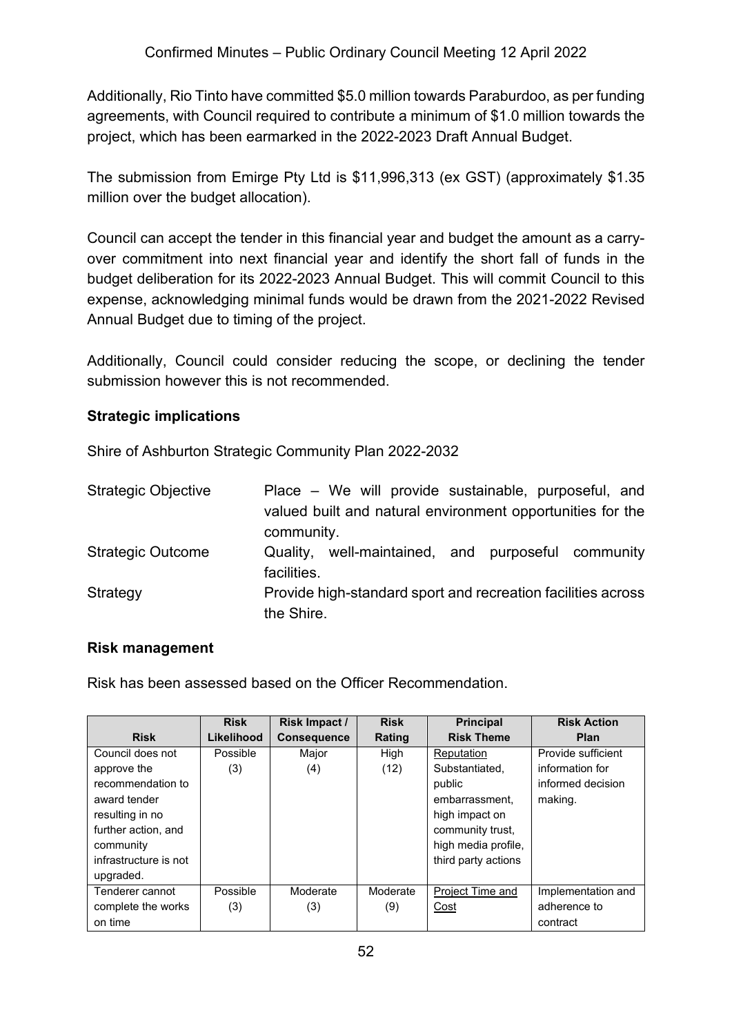Additionally, Rio Tinto have committed $5.0 million towards Paraburdoo, as per funding agreements, with Council required to contribute a minimum of $1.0 million towards the project, which has been earmarked in the 2022-2023 Draft Annual Budget.

The submission from Emirge Pty Ltd is $11,996,313 (ex GST) (approximately $1.35 million over the budget allocation).

Council can accept the tender in this financial year and budget the amount as a carry-over commitment into next financial year and identify the short fall of funds in the budget deliberation for its 2022-2023 Annual Budget. This will commit Council to this expense, acknowledging minimal funds would be drawn from the 2021-2022 Revised Annual Budget due to timing of the project.

Additionally, Council could consider reducing the scope, or declining the tender submission however this is not recommended.

**Strategic implications**

Shire of Ashburton Strategic Community Plan 2022-2032

| | |
|---|---|
| Strategic Objective | Place – We will provide sustainable, purposeful, and valued built and natural environment opportunities for the community. |
| Strategic Outcome | Quality, well-maintained, and purposeful community facilities. |
| Strategy | Provide high-standard sport and recreation facilities across the Shire. |

**Risk management**

Risk has been assessed based on the Officer Recommendation.

| Risk | Risk Likelihood | Risk Impact / Consequence | Risk Rating | Principal Risk Theme | Risk Action Plan |
|---|---|---|---|---|---|
| Council does not approve the recommendation to award tender resulting in no further action, and community infrastructure is not upgraded. | Possible (3) | Major (4) | High (12) | Reputation Substantiated, public embarrassment, high impact on community trust, high media profile, third party actions | Provide sufficient information for informed decision making. |
| Tenderer cannot complete the works on time | Possible (3) | Moderate (3) | Moderate (9) | Project Time and Cost | Implementation and adherence to contract |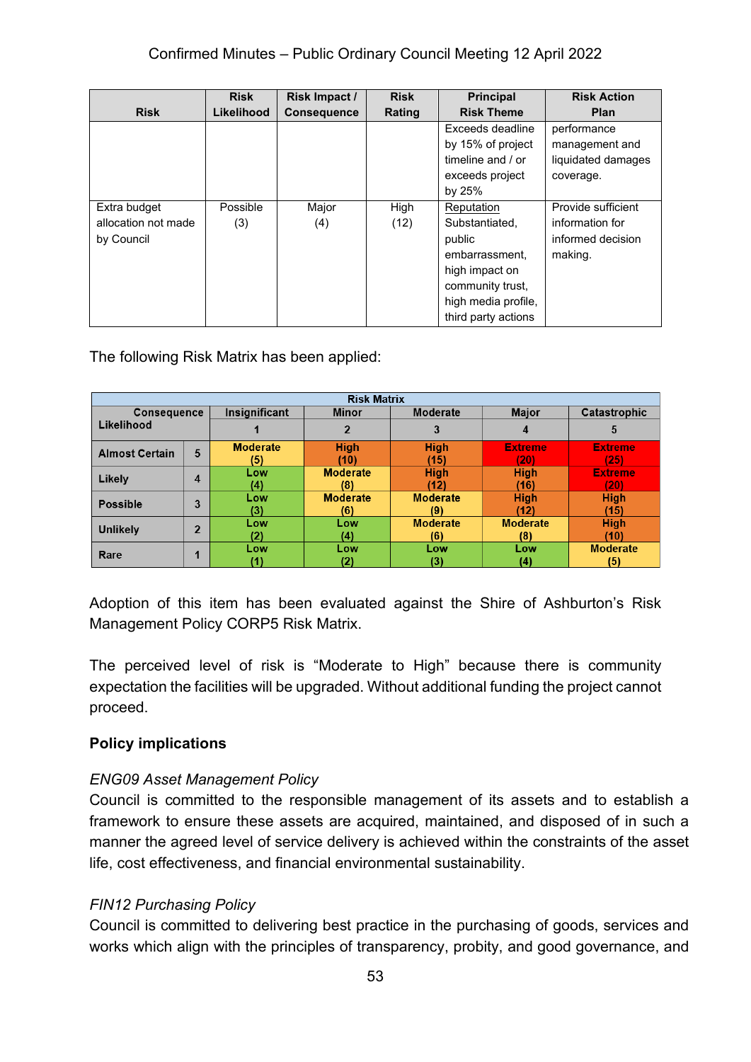| Risk | Risk Likelihood | Risk Impact / Consequence | Risk Rating | Principal Risk Theme | Risk Action Plan |
|---|---|---|---|---|---|
| | | | | Exceeds deadline by 15% of project timeline and / or exceeds project by 25% | performance management and liquidated damages coverage. |
| Extra budget allocation not made by Council | Possible (3) | Major (4) | High (12) | Reputation Substantiated, public embarrassment, high impact on community trust, high media profile, third party actions | Provide sufficient information for informed decision making. |

The following Risk Matrix has been applied:

| Risk Matrix | | | | | | |
|---|---|---|---|---|---|---|
| Consequence / Likelihood | | Insignificant | Minor | Moderate | Major | Catastrophic |
| | | 1 | 2 | 3 | 4 | 5 |
| Almost Certain | 5 | Moderate (5) | High (10) | High (15) | Extreme (20) | Extreme (25) |
| Likely | 4 | Low (4) | Moderate (8) | High (12) | High (16) | Extreme (20) |
| Possible | 3 | Low (3) | Moderate (6) | Moderate (9) | High (12) | High (15) |
| Unlikely | 2 | Low (2) | Low (4) | Moderate (6) | Moderate (8) | High (10) |
| Rare | 1 | Low (1) | Low (2) | Low (3) | Low (4) | Moderate (5) |

Adoption of this item has been evaluated against the Shire of Ashburton's Risk Management Policy CORP5 Risk Matrix.

The perceived level of risk is "Moderate to High" because there is community expectation the facilities will be upgraded. Without additional funding the project cannot proceed.

**Policy implications**

*ENG09 Asset Management Policy*
Council is committed to the responsible management of its assets and to establish a framework to ensure these assets are acquired, maintained, and disposed of in such a manner the agreed level of service delivery is achieved within the constraints of the asset life, cost effectiveness, and financial environmental sustainability.

*FIN12 Purchasing Policy*
Council is committed to delivering best practice in the purchasing of goods, services and works which align with the principles of transparency, probity, and good governance, and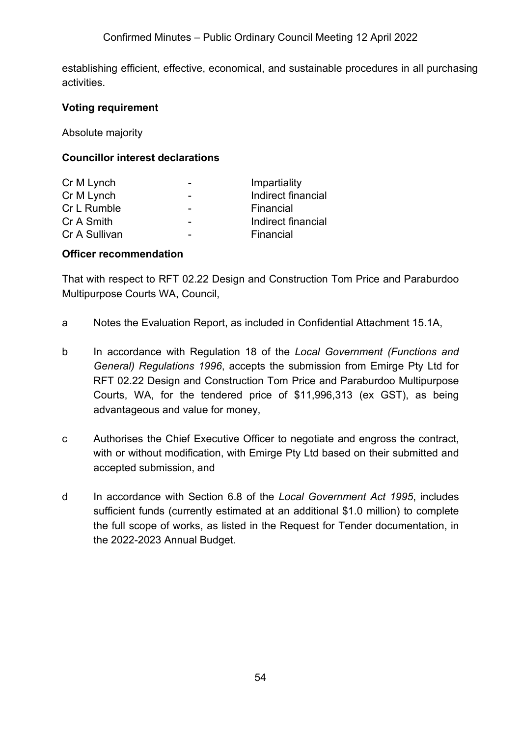establishing efficient, effective, economical, and sustainable procedures in all purchasing activities.

**Voting requirement**

Absolute majority

**Councillor interest declarations**

| | | |
|---|---|---|
| Cr M Lynch | - | Impartiality |
| Cr M Lynch | - | Indirect financial |
| Cr L Rumble | - | Financial |
| Cr A Smith | - | Indirect financial |
| Cr A Sullivan | - | Financial |

**Officer recommendation**

That with respect to RFT 02.22 Design and Construction Tom Price and Paraburdoo Multipurpose Courts WA, Council,

a Notes the Evaluation Report, as included in Confidential Attachment 15.1A,

b In accordance with Regulation 18 of the *Local Government (Functions and General) Regulations 1996*, accepts the submission from Emirge Pty Ltd for RFT 02.22 Design and Construction Tom Price and Paraburdoo Multipurpose Courts, WA, for the tendered price of $11,996,313 (ex GST), as being advantageous and value for money,

c Authorises the Chief Executive Officer to negotiate and engross the contract, with or without modification, with Emirge Pty Ltd based on their submitted and accepted submission, and

d In accordance with Section 6.8 of the *Local Government Act 1995*, includes sufficient funds (currently estimated at an additional $1.0 million) to complete the full scope of works, as listed in the Request for Tender documentation, in the 2022-2023 Annual Budget.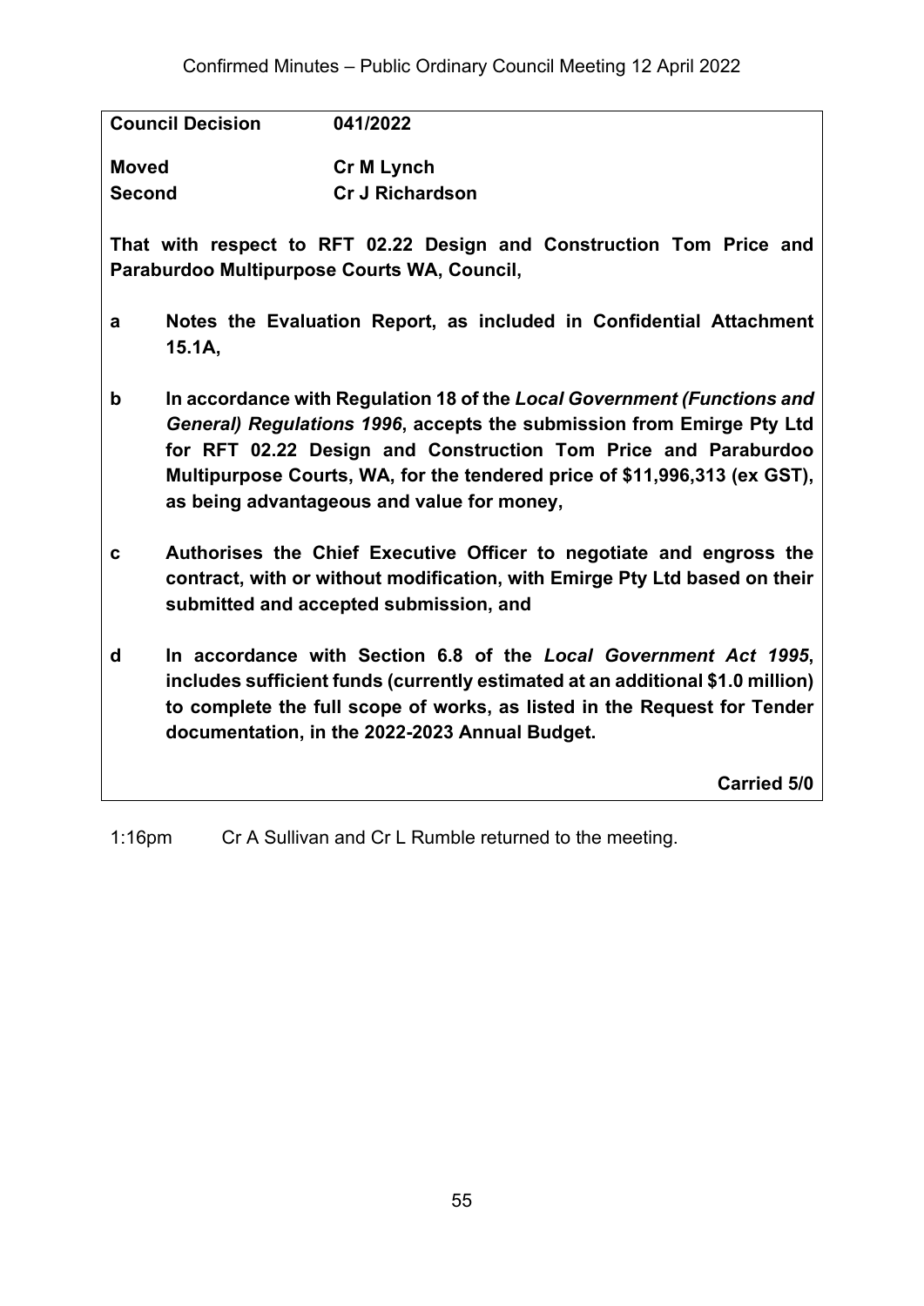**Council Decision** **041/2022**

**Moved** **Cr M Lynch**
**Second** **Cr J Richardson**

**That with respect to RFT 02.22 Design and Construction Tom Price and Paraburdoo Multipurpose Courts WA, Council,**

**a** **Notes the Evaluation Report, as included in Confidential Attachment 15.1A,**

**b** **In accordance with Regulation 18 of the *Local Government (Functions and General) Regulations 1996*, accepts the submission from Emirge Pty Ltd for RFT 02.22 Design and Construction Tom Price and Paraburdoo Multipurpose Courts, WA, for the tendered price of $11,996,313 (ex GST), as being advantageous and value for money,**

**c** **Authorises the Chief Executive Officer to negotiate and engross the contract, with or without modification, with Emirge Pty Ltd based on their submitted and accepted submission, and**

**d** **In accordance with Section 6.8 of the *Local Government Act 1995*, includes sufficient funds (currently estimated at an additional $1.0 million) to complete the full scope of works, as listed in the Request for Tender documentation, in the 2022-2023 Annual Budget.**

**Carried 5/0**

1:16pm Cr A Sullivan and Cr L Rumble returned to the meeting.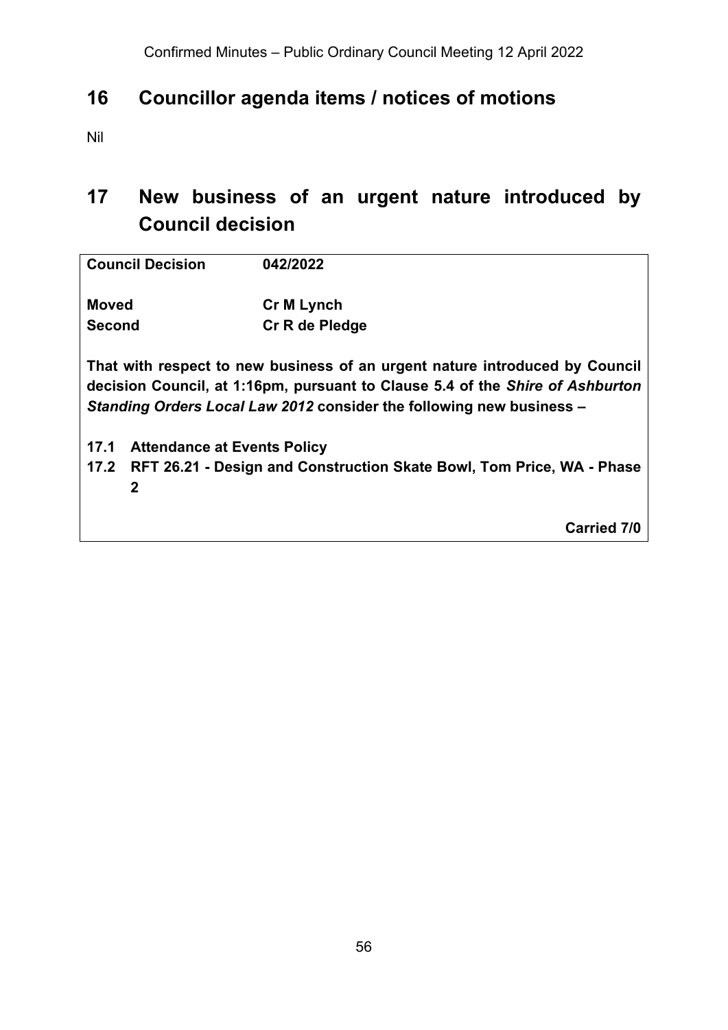# 16 Councillor agenda items / notices of motions

Nil

# 17 New business of an urgent nature introduced by Council decision

| **Council Decision** | **042/2022** |
|---|---|
| **Moved** | **Cr M Lynch** |
| **Second** | **Cr R de Pledge** |

**That with respect to new business of an urgent nature introduced by Council decision Council, at 1:16pm, pursuant to Clause 5.4 of the *Shire of Ashburton Standing Orders Local Law 2012* consider the following new business –**

**17.1 Attendance at Events Policy**

**17.2 RFT 26.21 - Design and Construction Skate Bowl, Tom Price, WA - Phase 2**

**Carried 7/0**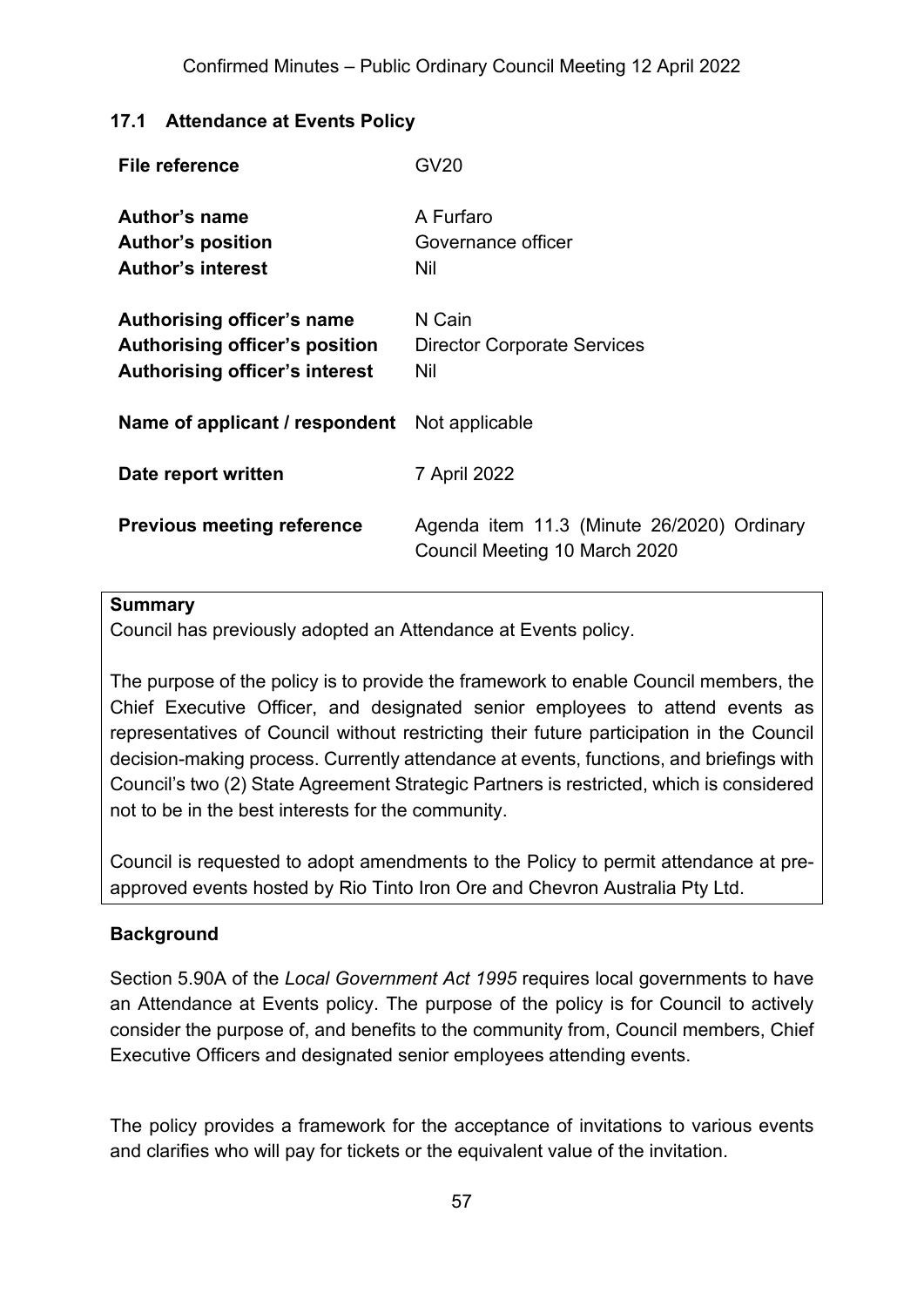### 17.1 Attendance at Events Policy

| | |
|---|---|
| **File reference** | GV20 |
| **Author's name** | A Furfaro |
| **Author's position** | Governance officer |
| **Author's interest** | Nil |
| **Authorising officer's name** | N Cain |
| **Authorising officer's position** | Director Corporate Services |
| **Authorising officer's interest** | Nil |
| **Name of applicant / respondent** | Not applicable |
| **Date report written** | 7 April 2022 |
| **Previous meeting reference** | Agenda item 11.3 (Minute 26/2020) Ordinary Council Meeting 10 March 2020 |

**Summary**

Council has previously adopted an Attendance at Events policy.

The purpose of the policy is to provide the framework to enable Council members, the Chief Executive Officer, and designated senior employees to attend events as representatives of Council without restricting their future participation in the Council decision-making process. Currently attendance at events, functions, and briefings with Council's two (2) State Agreement Strategic Partners is restricted, which is considered not to be in the best interests for the community.

Council is requested to adopt amendments to the Policy to permit attendance at pre-approved events hosted by Rio Tinto Iron Ore and Chevron Australia Pty Ltd.

**Background**

Section 5.90A of the *Local Government Act 1995* requires local governments to have an Attendance at Events policy. The purpose of the policy is for Council to actively consider the purpose of, and benefits to the community from, Council members, Chief Executive Officers and designated senior employees attending events.

The policy provides a framework for the acceptance of invitations to various events and clarifies who will pay for tickets or the equivalent value of the invitation.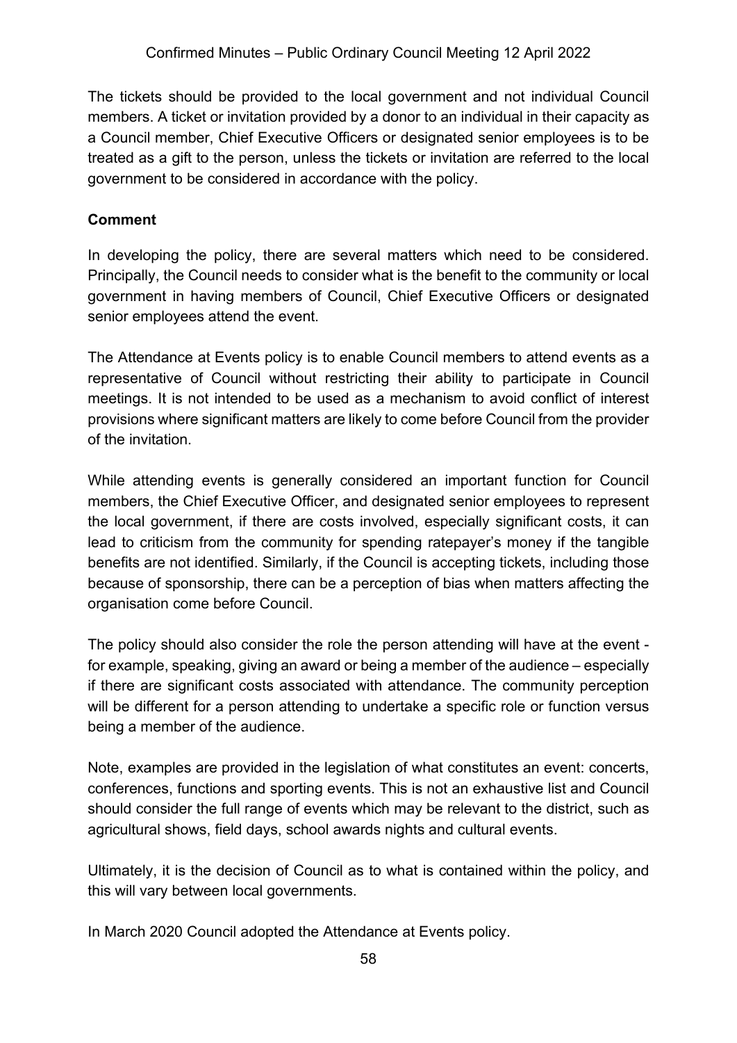The tickets should be provided to the local government and not individual Council members. A ticket or invitation provided by a donor to an individual in their capacity as a Council member, Chief Executive Officers or designated senior employees is to be treated as a gift to the person, unless the tickets or invitation are referred to the local government to be considered in accordance with the policy.

**Comment**

In developing the policy, there are several matters which need to be considered. Principally, the Council needs to consider what is the benefit to the community or local government in having members of Council, Chief Executive Officers or designated senior employees attend the event.

The Attendance at Events policy is to enable Council members to attend events as a representative of Council without restricting their ability to participate in Council meetings. It is not intended to be used as a mechanism to avoid conflict of interest provisions where significant matters are likely to come before Council from the provider of the invitation.

While attending events is generally considered an important function for Council members, the Chief Executive Officer, and designated senior employees to represent the local government, if there are costs involved, especially significant costs, it can lead to criticism from the community for spending ratepayer's money if the tangible benefits are not identified. Similarly, if the Council is accepting tickets, including those because of sponsorship, there can be a perception of bias when matters affecting the organisation come before Council.

The policy should also consider the role the person attending will have at the event - for example, speaking, giving an award or being a member of the audience – especially if there are significant costs associated with attendance. The community perception will be different for a person attending to undertake a specific role or function versus being a member of the audience.

Note, examples are provided in the legislation of what constitutes an event: concerts, conferences, functions and sporting events. This is not an exhaustive list and Council should consider the full range of events which may be relevant to the district, such as agricultural shows, field days, school awards nights and cultural events.

Ultimately, it is the decision of Council as to what is contained within the policy, and this will vary between local governments.

In March 2020 Council adopted the Attendance at Events policy.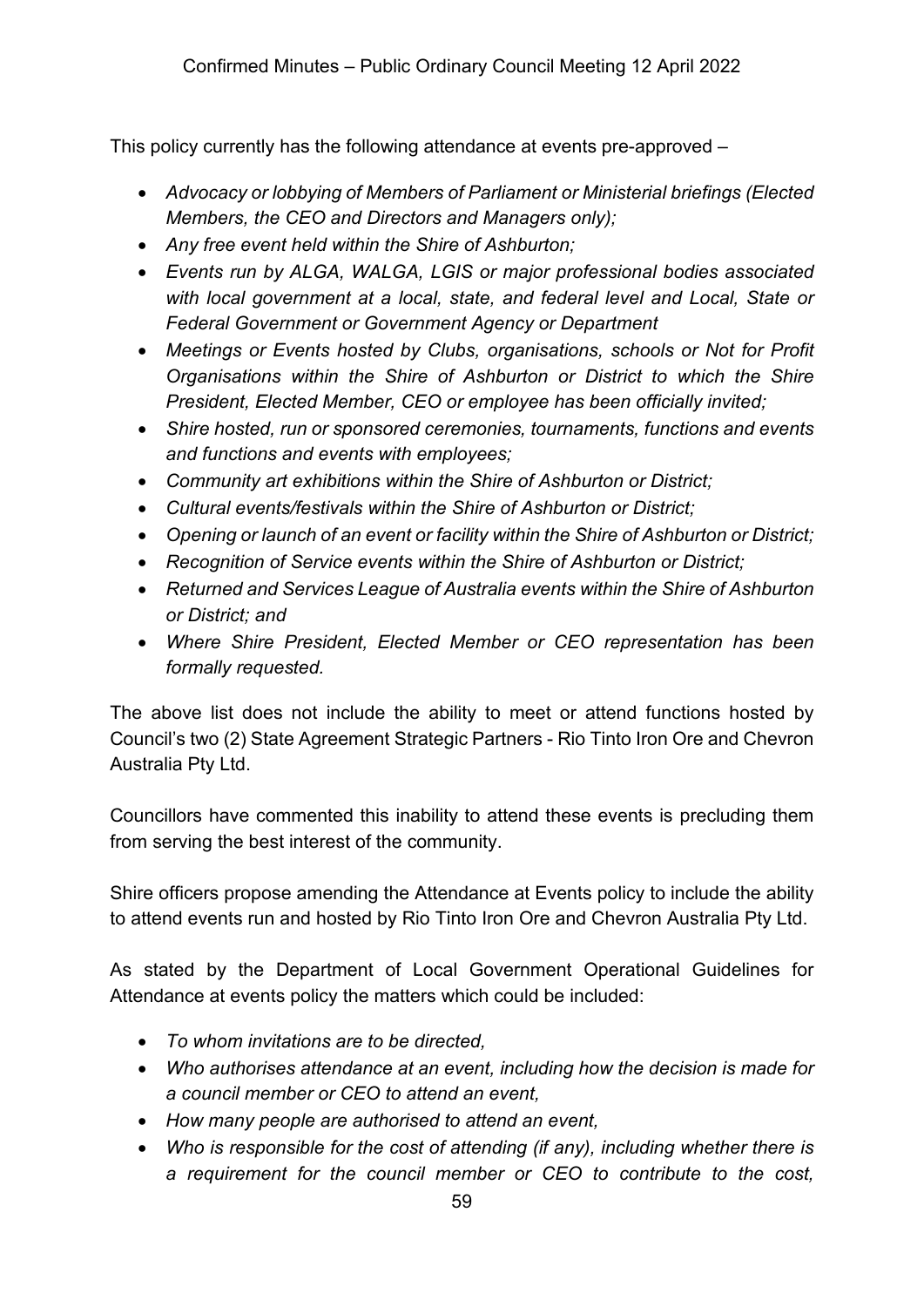This policy currently has the following attendance at events pre-approved –

- *Advocacy or lobbying of Members of Parliament or Ministerial briefings (Elected Members, the CEO and Directors and Managers only);*
- *Any free event held within the Shire of Ashburton;*
- *Events run by ALGA, WALGA, LGIS or major professional bodies associated with local government at a local, state, and federal level and Local, State or Federal Government or Government Agency or Department*
- *Meetings or Events hosted by Clubs, organisations, schools or Not for Profit Organisations within the Shire of Ashburton or District to which the Shire President, Elected Member, CEO or employee has been officially invited;*
- *Shire hosted, run or sponsored ceremonies, tournaments, functions and events and functions and events with employees;*
- *Community art exhibitions within the Shire of Ashburton or District;*
- *Cultural events/festivals within the Shire of Ashburton or District;*
- *Opening or launch of an event or facility within the Shire of Ashburton or District;*
- *Recognition of Service events within the Shire of Ashburton or District;*
- *Returned and Services League of Australia events within the Shire of Ashburton or District; and*
- *Where Shire President, Elected Member or CEO representation has been formally requested.*

The above list does not include the ability to meet or attend functions hosted by Council's two (2) State Agreement Strategic Partners - Rio Tinto Iron Ore and Chevron Australia Pty Ltd.

Councillors have commented this inability to attend these events is precluding them from serving the best interest of the community.

Shire officers propose amending the Attendance at Events policy to include the ability to attend events run and hosted by Rio Tinto Iron Ore and Chevron Australia Pty Ltd.

As stated by the Department of Local Government Operational Guidelines for Attendance at events policy the matters which could be included:

- *To whom invitations are to be directed,*
- *Who authorises attendance at an event, including how the decision is made for a council member or CEO to attend an event,*
- *How many people are authorised to attend an event,*
- *Who is responsible for the cost of attending (if any), including whether there is a requirement for the council member or CEO to contribute to the cost,*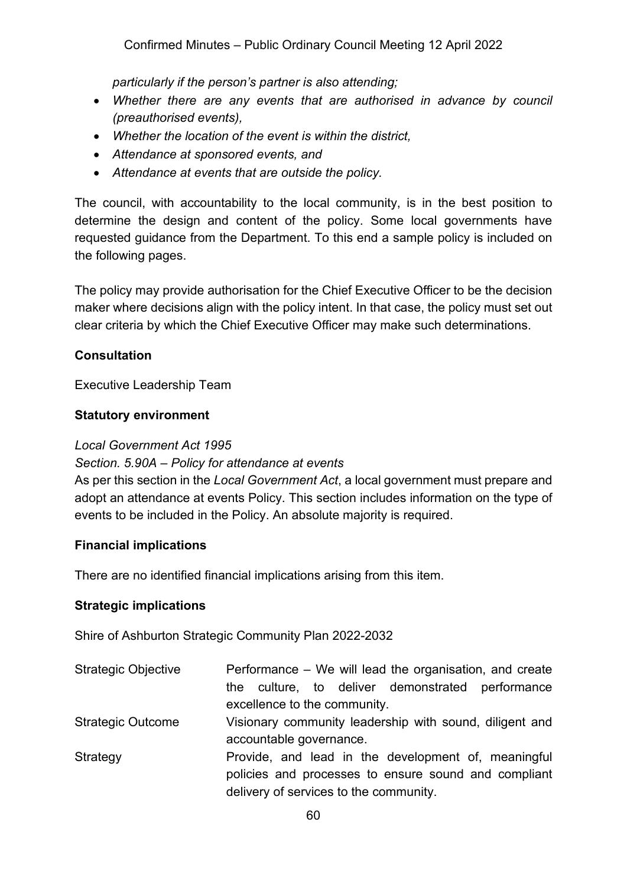*particularly if the person's partner is also attending;*

- *Whether there are any events that are authorised in advance by council (preauthorised events),*
- *Whether the location of the event is within the district,*
- *Attendance at sponsored events, and*
- *Attendance at events that are outside the policy.*

The council, with accountability to the local community, is in the best position to determine the design and content of the policy. Some local governments have requested guidance from the Department. To this end a sample policy is included on the following pages.

The policy may provide authorisation for the Chief Executive Officer to be the decision maker where decisions align with the policy intent. In that case, the policy must set out clear criteria by which the Chief Executive Officer may make such determinations.

**Consultation**

Executive Leadership Team

**Statutory environment**

*Local Government Act 1995*

*Section. 5.90A – Policy for attendance at events*

As per this section in the *Local Government Act*, a local government must prepare and adopt an attendance at events Policy. This section includes information on the type of events to be included in the Policy. An absolute majority is required.

**Financial implications**

There are no identified financial implications arising from this item.

**Strategic implications**

Shire of Ashburton Strategic Community Plan 2022-2032

| | |
|---|---|
| Strategic Objective | Performance – We will lead the organisation, and create the culture, to deliver demonstrated performance excellence to the community. |
| Strategic Outcome | Visionary community leadership with sound, diligent and accountable governance. |
| Strategy | Provide, and lead in the development of, meaningful policies and processes to ensure sound and compliant delivery of services to the community. |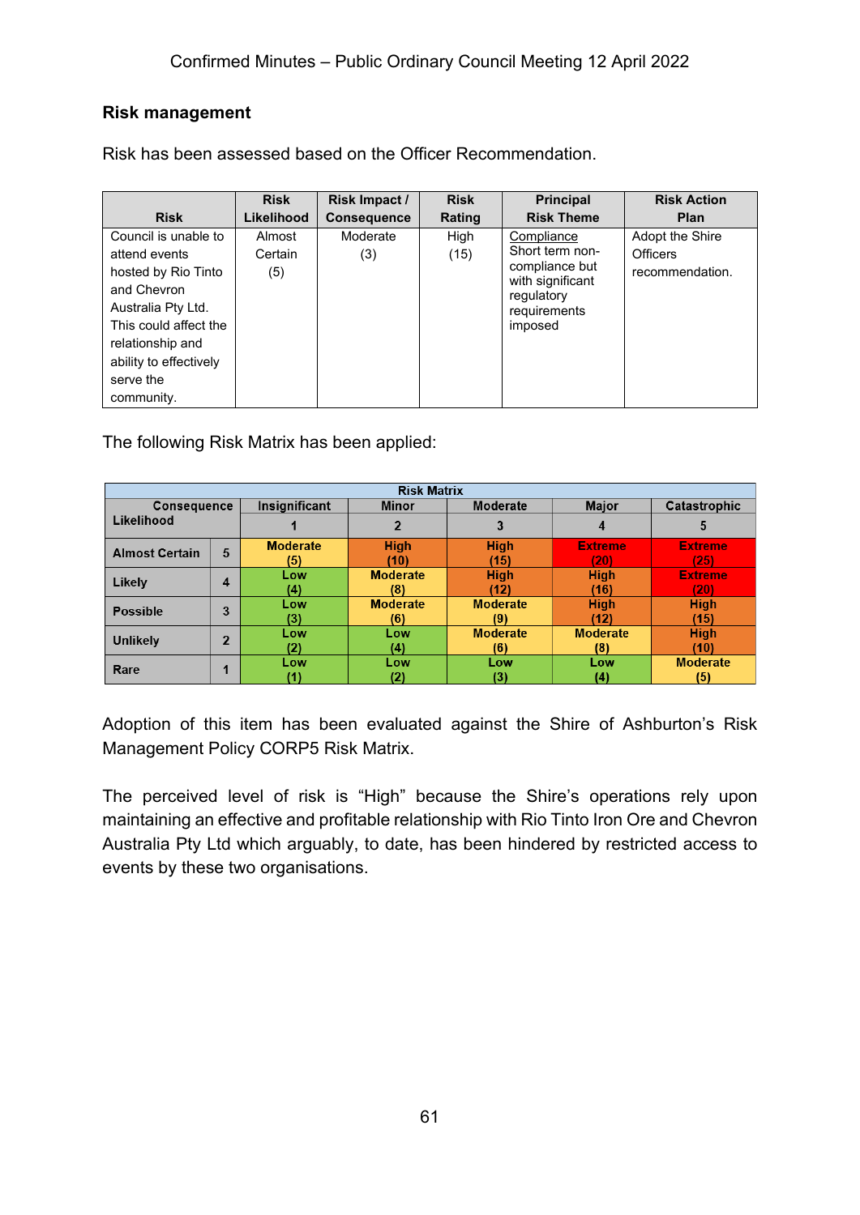### Risk management

Risk has been assessed based on the Officer Recommendation.

| Risk | Risk Likelihood | Risk Impact / Consequence | Risk Rating | Principal Risk Theme | Risk Action Plan |
|---|---|---|---|---|---|
| Council is unable to attend events hosted by Rio Tinto and Chevron Australia Pty Ltd. This could affect the relationship and ability to effectively serve the community. | Almost Certain (5) | Moderate (3) | High (15) | Compliance Short term non-compliance but with significant regulatory requirements imposed | Adopt the Shire Officers recommendation. |

The following Risk Matrix has been applied:

| Risk Matrix | | | | | | |
|---|---|---|---|---|---|---|
| Consequence / Likelihood | | Insignificant | Minor | Moderate | Major | Catastrophic |
| | | 1 | 2 | 3 | 4 | 5 |
| Almost Certain | 5 | Moderate (5) | High (10) | High (15) | Extreme (20) | Extreme (25) |
| Likely | 4 | Low (4) | Moderate (8) | High (12) | High (16) | Extreme (20) |
| Possible | 3 | Low (3) | Moderate (6) | Moderate (9) | High (12) | High (15) |
| Unlikely | 2 | Low (2) | Low (4) | Moderate (6) | Moderate (8) | High (10) |
| Rare | 1 | Low (1) | Low (2) | Low (3) | Low (4) | Moderate (5) |

Adoption of this item has been evaluated against the Shire of Ashburton's Risk Management Policy CORP5 Risk Matrix.

The perceived level of risk is "High" because the Shire's operations rely upon maintaining an effective and profitable relationship with Rio Tinto Iron Ore and Chevron Australia Pty Ltd which arguably, to date, has been hindered by restricted access to events by these two organisations.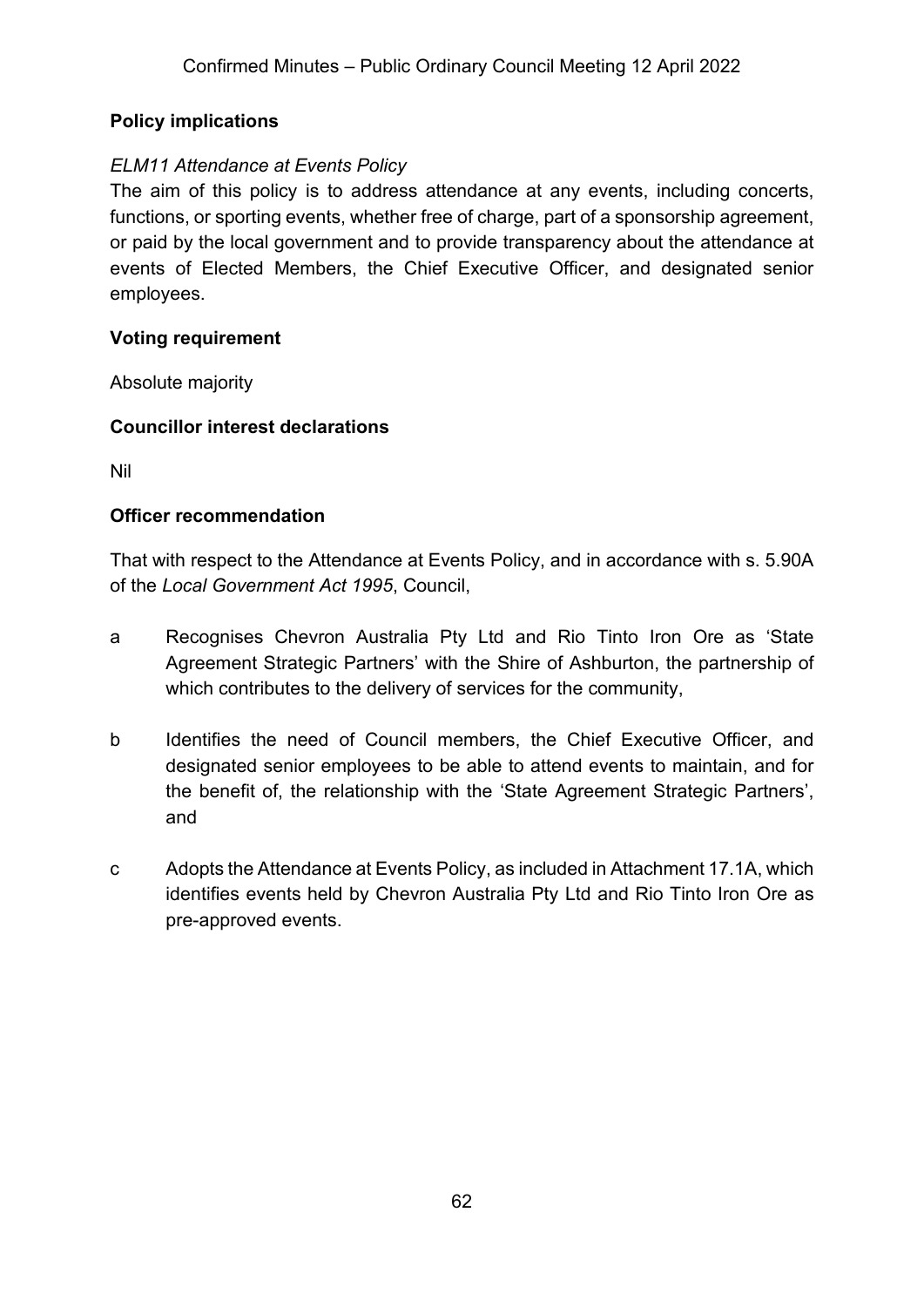## Policy implications

*ELM11 Attendance at Events Policy*

The aim of this policy is to address attendance at any events, including concerts, functions, or sporting events, whether free of charge, part of a sponsorship agreement, or paid by the local government and to provide transparency about the attendance at events of Elected Members, the Chief Executive Officer, and designated senior employees.

## Voting requirement

Absolute majority

## Councillor interest declarations

Nil

## Officer recommendation

That with respect to the Attendance at Events Policy, and in accordance with s. 5.90A of the *Local Government Act 1995*, Council,

a Recognises Chevron Australia Pty Ltd and Rio Tinto Iron Ore as 'State Agreement Strategic Partners' with the Shire of Ashburton, the partnership of which contributes to the delivery of services for the community,

b Identifies the need of Council members, the Chief Executive Officer, and designated senior employees to be able to attend events to maintain, and for the benefit of, the relationship with the 'State Agreement Strategic Partners', and

c Adopts the Attendance at Events Policy, as included in Attachment 17.1A, which identifies events held by Chevron Australia Pty Ltd and Rio Tinto Iron Ore as pre-approved events.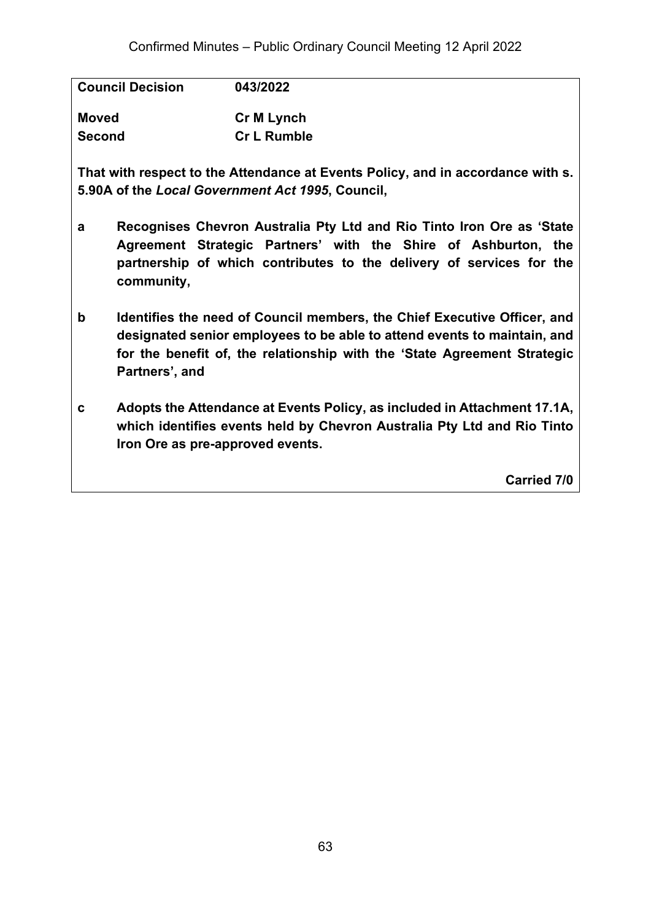**Council Decision** **043/2022**

**Moved** **Cr M Lynch**
**Second** **Cr L Rumble**

**That with respect to the Attendance at Events Policy, and in accordance with s. 5.90A of the *Local Government Act 1995*, Council,**

**a** **Recognises Chevron Australia Pty Ltd and Rio Tinto Iron Ore as 'State Agreement Strategic Partners' with the Shire of Ashburton, the partnership of which contributes to the delivery of services for the community,**

**b** **Identifies the need of Council members, the Chief Executive Officer, and designated senior employees to be able to attend events to maintain, and for the benefit of, the relationship with the 'State Agreement Strategic Partners', and**

**c** **Adopts the Attendance at Events Policy, as included in Attachment 17.1A, which identifies events held by Chevron Australia Pty Ltd and Rio Tinto Iron Ore as pre-approved events.**

**Carried 7/0**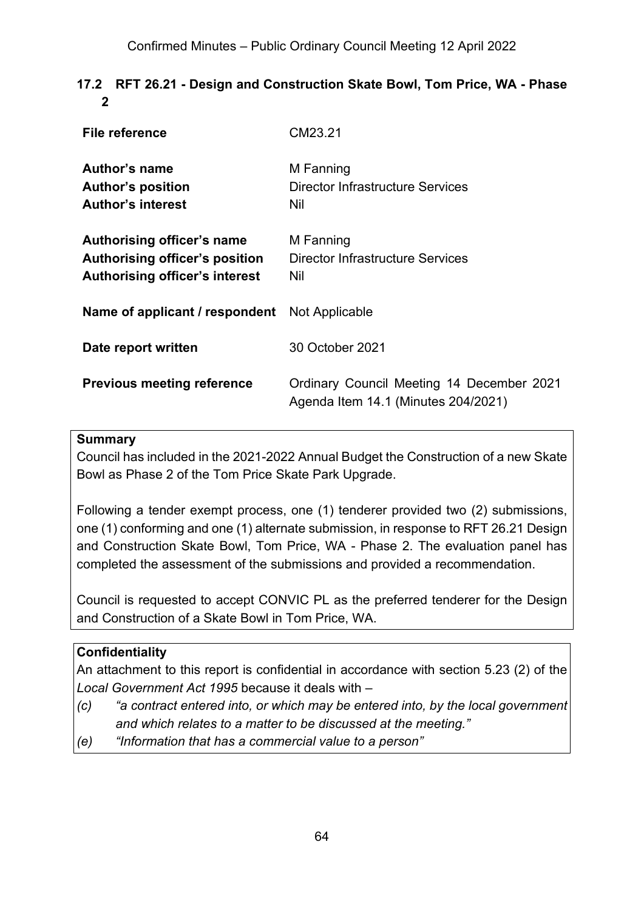## 17.2 RFT 26.21 - Design and Construction Skate Bowl, Tom Price, WA - Phase 2

| | |
|---|---|
| **File reference** | CM23.21 |
| **Author's name** | M Fanning |
| **Author's position** | Director Infrastructure Services |
| **Author's interest** | Nil |
| **Authorising officer's name** | M Fanning |
| **Authorising officer's position** | Director Infrastructure Services |
| **Authorising officer's interest** | Nil |
| **Name of applicant / respondent** | Not Applicable |
| **Date report written** | 30 October 2021 |
| **Previous meeting reference** | Ordinary Council Meeting 14 December 2021 Agenda Item 14.1 (Minutes 204/2021) |

**Summary**

Council has included in the 2021-2022 Annual Budget the Construction of a new Skate Bowl as Phase 2 of the Tom Price Skate Park Upgrade.

Following a tender exempt process, one (1) tenderer provided two (2) submissions, one (1) conforming and one (1) alternate submission, in response to RFT 26.21 Design and Construction Skate Bowl, Tom Price, WA - Phase 2. The evaluation panel has completed the assessment of the submissions and provided a recommendation.

Council is requested to accept CONVIC PL as the preferred tenderer for the Design and Construction of a Skate Bowl in Tom Price, WA.

**Confidentiality**

An attachment to this report is confidential in accordance with section 5.23 (2) of the *Local Government Act 1995* because it deals with –

*(c)* *"a contract entered into, or which may be entered into, by the local government and which relates to a matter to be discussed at the meeting."*

*(e)* *"Information that has a commercial value to a person"*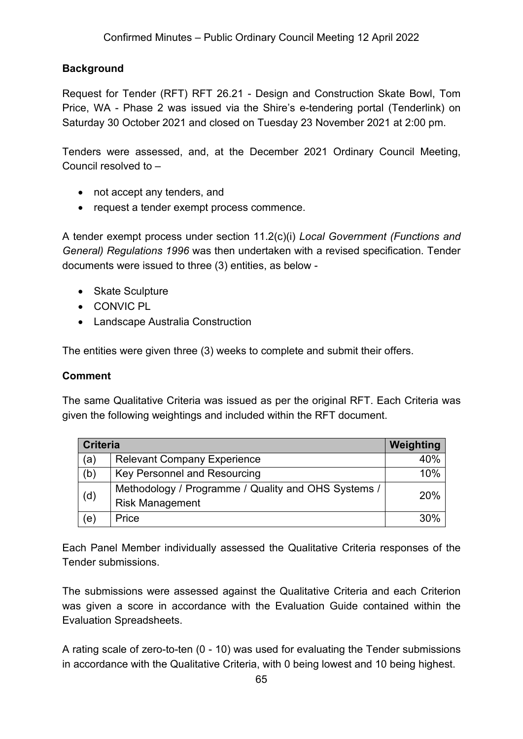**Background**

Request for Tender (RFT) RFT 26.21 - Design and Construction Skate Bowl, Tom Price, WA - Phase 2 was issued via the Shire's e-tendering portal (Tenderlink) on Saturday 30 October 2021 and closed on Tuesday 23 November 2021 at 2:00 pm.

Tenders were assessed, and, at the December 2021 Ordinary Council Meeting, Council resolved to –

- not accept any tenders, and
- request a tender exempt process commence.

A tender exempt process under section 11.2(c)(i) *Local Government (Functions and General) Regulations 1996* was then undertaken with a revised specification. Tender documents were issued to three (3) entities, as below -

- Skate Sculpture
- CONVIC PL
- Landscape Australia Construction

The entities were given three (3) weeks to complete and submit their offers.

**Comment**

The same Qualitative Criteria was issued as per the original RFT. Each Criteria was given the following weightings and included within the RFT document.

| Criteria | | Weighting |
|---|---|---|
| (a) | Relevant Company Experience | 40% |
| (b) | Key Personnel and Resourcing | 10% |
| (d) | Methodology / Programme / Quality and OHS Systems / Risk Management | 20% |
| (e) | Price | 30% |

Each Panel Member individually assessed the Qualitative Criteria responses of the Tender submissions.

The submissions were assessed against the Qualitative Criteria and each Criterion was given a score in accordance with the Evaluation Guide contained within the Evaluation Spreadsheets.

A rating scale of zero-to-ten (0 - 10) was used for evaluating the Tender submissions in accordance with the Qualitative Criteria, with 0 being lowest and 10 being highest.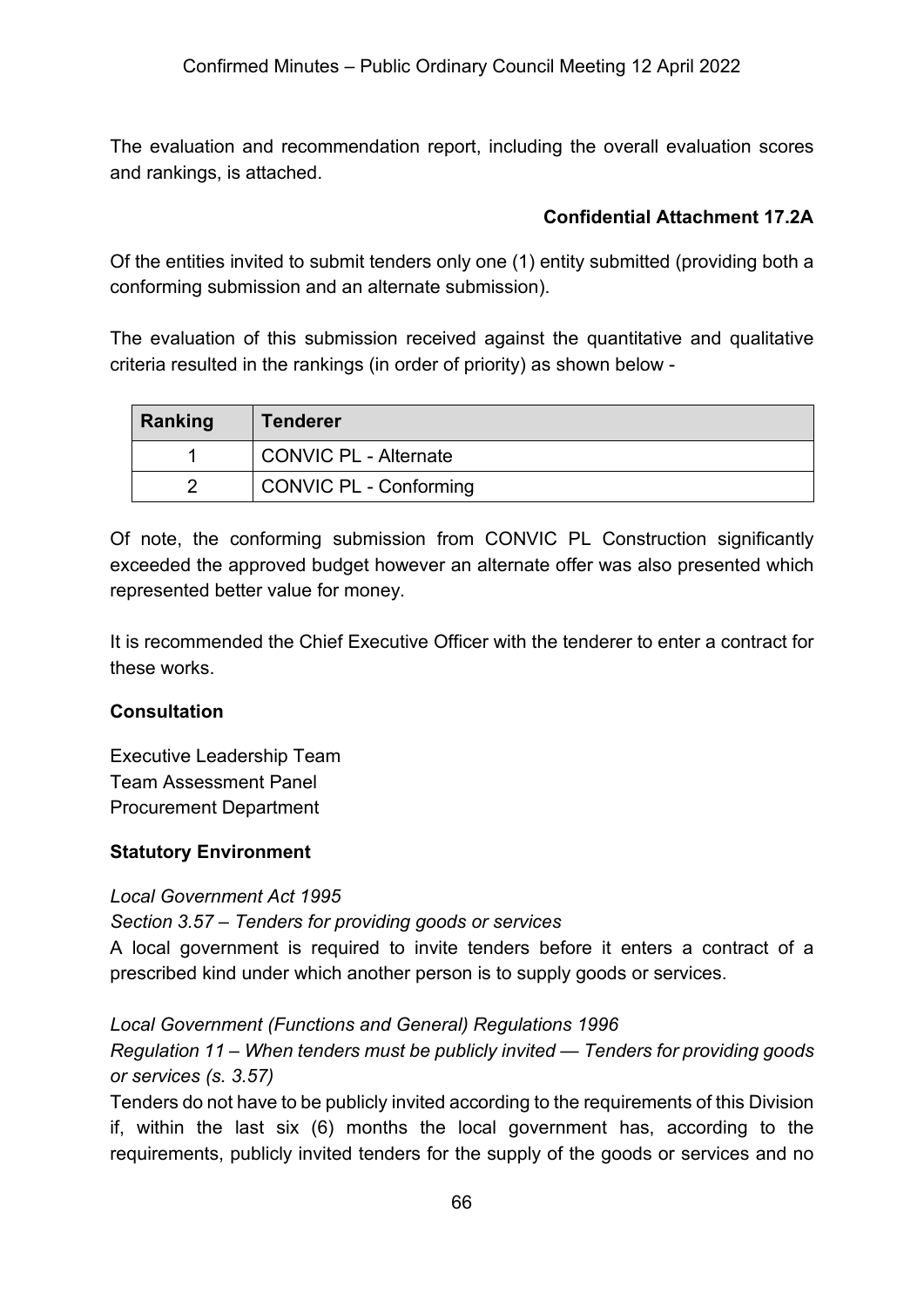The evaluation and recommendation report, including the overall evaluation scores and rankings, is attached.

**Confidential Attachment 17.2A**

Of the entities invited to submit tenders only one (1) entity submitted (providing both a conforming submission and an alternate submission).

The evaluation of this submission received against the quantitative and qualitative criteria resulted in the rankings (in order of priority) as shown below -

| Ranking | Tenderer |
|---|---|
| 1 | CONVIC PL - Alternate |
| 2 | CONVIC PL - Conforming |

Of note, the conforming submission from CONVIC PL Construction significantly exceeded the approved budget however an alternate offer was also presented which represented better value for money.

It is recommended the Chief Executive Officer with the tenderer to enter a contract for these works.

**Consultation**

Executive Leadership Team
Team Assessment Panel
Procurement Department

**Statutory Environment**

*Local Government Act 1995*
*Section 3.57 – Tenders for providing goods or services*
A local government is required to invite tenders before it enters a contract of a prescribed kind under which another person is to supply goods or services.

*Local Government (Functions and General) Regulations 1996*
*Regulation 11 – When tenders must be publicly invited — Tenders for providing goods or services (s. 3.57)*
Tenders do not have to be publicly invited according to the requirements of this Division if, within the last six (6) months the local government has, according to the requirements, publicly invited tenders for the supply of the goods or services and no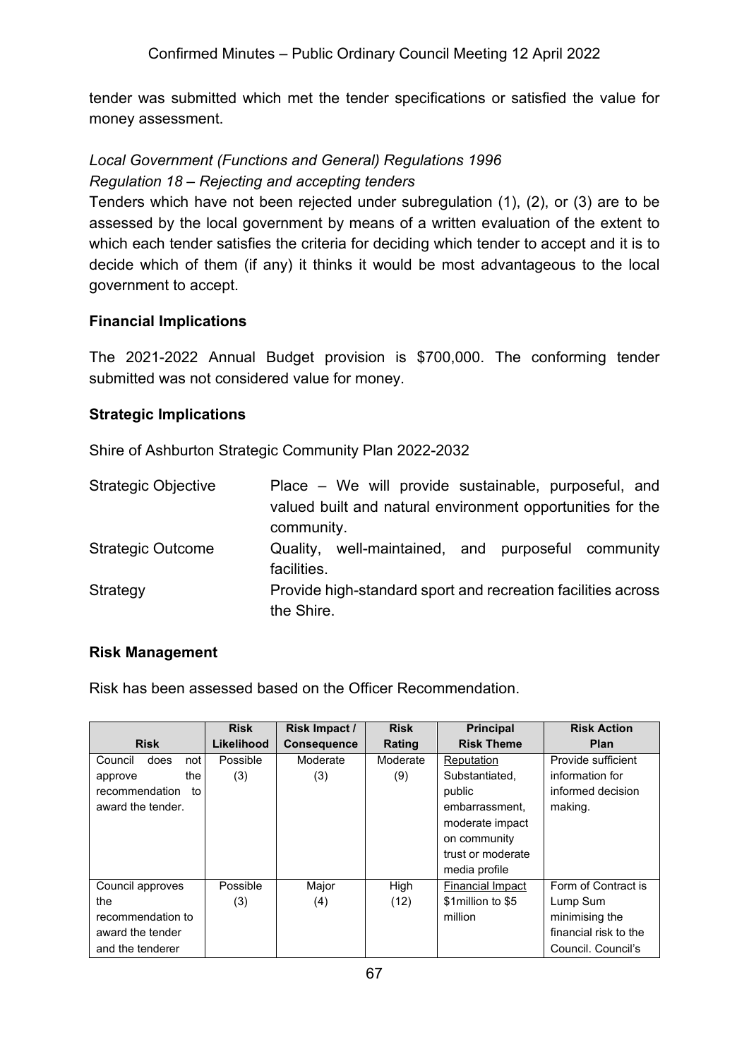tender was submitted which met the tender specifications or satisfied the value for money assessment.

*Local Government (Functions and General) Regulations 1996*
*Regulation 18 – Rejecting and accepting tenders*
Tenders which have not been rejected under subregulation (1), (2), or (3) are to be assessed by the local government by means of a written evaluation of the extent to which each tender satisfies the criteria for deciding which tender to accept and it is to decide which of them (if any) it thinks it would be most advantageous to the local government to accept.

**Financial Implications**

The 2021-2022 Annual Budget provision is $700,000. The conforming tender submitted was not considered value for money.

**Strategic Implications**

Shire of Ashburton Strategic Community Plan 2022-2032

| | |
|---|---|
| Strategic Objective | Place – We will provide sustainable, purposeful, and valued built and natural environment opportunities for the community. |
| Strategic Outcome | Quality, well-maintained, and purposeful community facilities. |
| Strategy | Provide high-standard sport and recreation facilities across the Shire. |

**Risk Management**

Risk has been assessed based on the Officer Recommendation.

| Risk | Risk Likelihood | Risk Impact / Consequence | Risk Rating | Principal Risk Theme | Risk Action Plan |
|---|---|---|---|---|---|
| Council does not approve the recommendation to award the tender. | Possible (3) | Moderate (3) | Moderate (9) | Reputation Substantiated, public embarrassment, moderate impact on community trust or moderate media profile | Provide sufficient information for informed decision making. |
| Council approves the recommendation to award the tender and the tenderer | Possible (3) | Major (4) | High (12) | Financial Impact $1million to $5 million | Form of Contract is Lump Sum minimising the financial risk to the Council. Council's |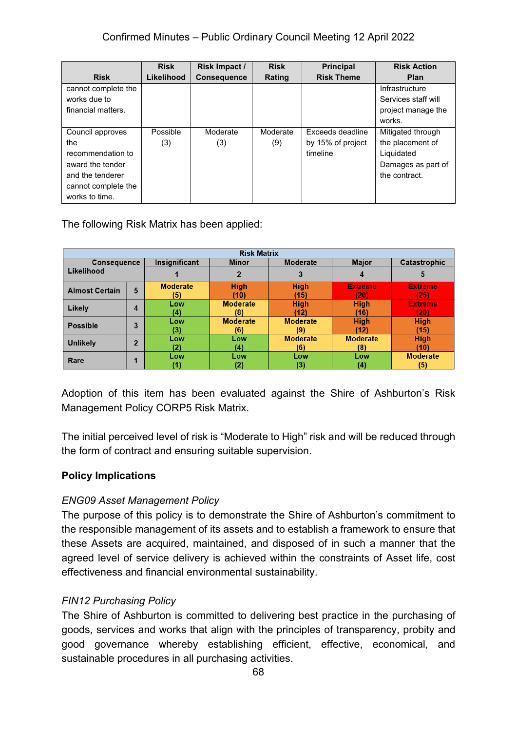| Risk | Risk Likelihood | Risk Impact / Consequence | Risk Rating | Principal Risk Theme | Risk Action Plan |
|---|---|---|---|---|---|
| cannot complete the works due to financial matters. | | | | | Infrastructure Services staff will project manage the works. |
| Council approves the recommendation to award the tender and the tenderer cannot complete the works to time. | Possible (3) | Moderate (3) | Moderate (9) | Exceeds deadline by 15% of project timeline | Mitigated through the placement of Liquidated Damages as part of the contract. |

The following Risk Matrix has been applied:

| Risk Matrix | | | | | | |
|---|---|---|---|---|---|---|
| Consequence / Likelihood | | Insignificant | Minor | Moderate | Major | Catastrophic |
| | | 1 | 2 | 3 | 4 | 5 |
| Almost Certain | 5 | Moderate (5) | High (10) | High (15) | Extreme (20) | Extreme (25) |
| Likely | 4 | Low (4) | Moderate (8) | High (12) | High (16) | Extreme (20) |
| Possible | 3 | Low (3) | Moderate (6) | Moderate (9) | High (12) | High (15) |
| Unlikely | 2 | Low (2) | Low (4) | Moderate (6) | Moderate (8) | High (10) |
| Rare | 1 | Low (1) | Low (2) | Low (3) | Low (4) | Moderate (5) |

Adoption of this item has been evaluated against the Shire of Ashburton's Risk Management Policy CORP5 Risk Matrix.

The initial perceived level of risk is "Moderate to High" risk and will be reduced through the form of contract and ensuring suitable supervision.

**Policy Implications**

*ENG09 Asset Management Policy*

The purpose of this policy is to demonstrate the Shire of Ashburton's commitment to the responsible management of its assets and to establish a framework to ensure that these Assets are acquired, maintained, and disposed of in such a manner that the agreed level of service delivery is achieved within the constraints of Asset life, cost effectiveness and financial environmental sustainability.

*FIN12 Purchasing Policy*

The Shire of Ashburton is committed to delivering best practice in the purchasing of goods, services and works that align with the principles of transparency, probity and good governance whereby establishing efficient, effective, economical, and sustainable procedures in all purchasing activities.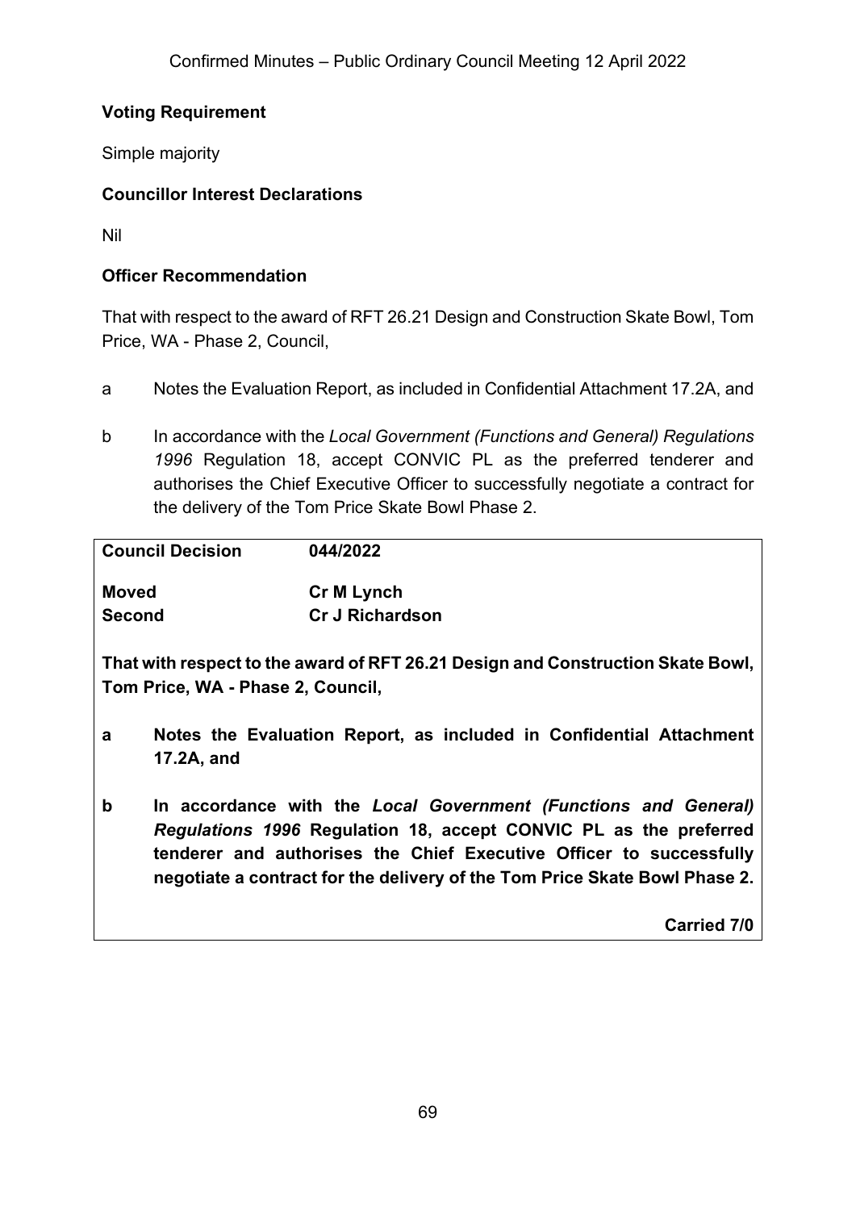**Voting Requirement**

Simple majority

**Councillor Interest Declarations**

Nil

**Officer Recommendation**

That with respect to the award of RFT 26.21 Design and Construction Skate Bowl, Tom Price, WA - Phase 2, Council,

a Notes the Evaluation Report, as included in Confidential Attachment 17.2A, and

b In accordance with the *Local Government (Functions and General) Regulations 1996* Regulation 18, accept CONVIC PL as the preferred tenderer and authorises the Chief Executive Officer to successfully negotiate a contract for the delivery of the Tom Price Skate Bowl Phase 2.

| **Council Decision** | **044/2022** |
|---|---|
| **Moved** | **Cr M Lynch** |
| **Second** | **Cr J Richardson** |

**That with respect to the award of RFT 26.21 Design and Construction Skate Bowl, Tom Price, WA - Phase 2, Council,**

**a Notes the Evaluation Report, as included in Confidential Attachment 17.2A, and**

**b In accordance with the *Local Government (Functions and General) Regulations 1996* Regulation 18, accept CONVIC PL as the preferred tenderer and authorises the Chief Executive Officer to successfully negotiate a contract for the delivery of the Tom Price Skate Bowl Phase 2.**

**Carried 7/0**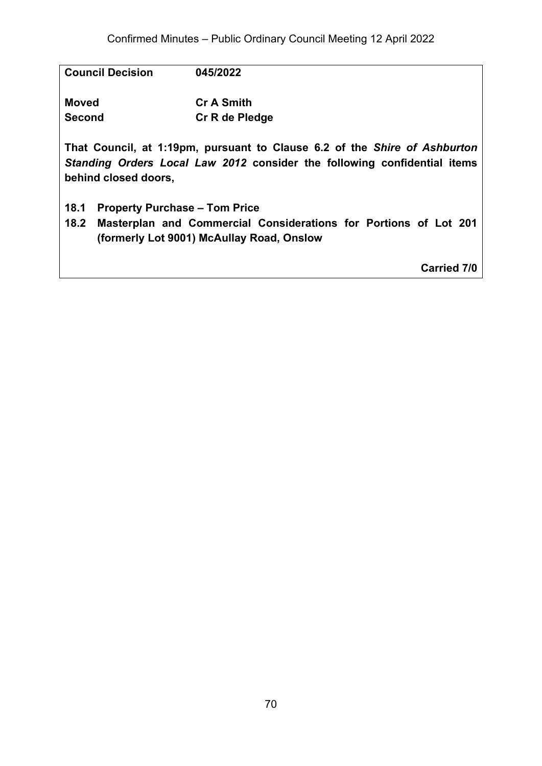**Council Decision** **045/2022**

**Moved** **Cr A Smith**
**Second** **Cr R de Pledge**

**That Council, at 1:19pm, pursuant to Clause 6.2 of the *Shire of Ashburton Standing Orders Local Law 2012* consider the following confidential items behind closed doors,**

**18.1 Property Purchase – Tom Price**
**18.2 Masterplan and Commercial Considerations for Portions of Lot 201 (formerly Lot 9001) McAullay Road, Onslow**

**Carried 7/0**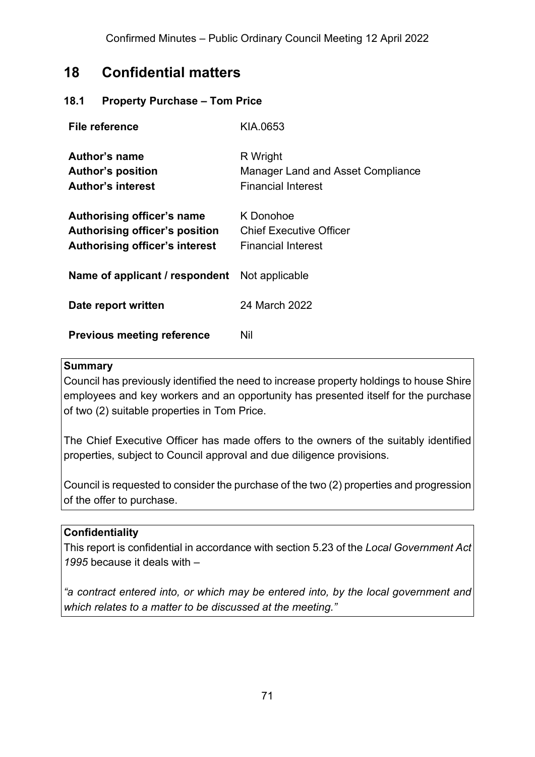# 18 Confidential matters

## 18.1 Property Purchase – Tom Price

| | |
|---|---|
| **File reference** | KIA.0653 |
| **Author's name** | R Wright |
| **Author's position** | Manager Land and Asset Compliance |
| **Author's interest** | Financial Interest |
| **Authorising officer's name** | K Donohoe |
| **Authorising officer's position** | Chief Executive Officer |
| **Authorising officer's interest** | Financial Interest |
| **Name of applicant / respondent** | Not applicable |
| **Date report written** | 24 March 2022 |
| **Previous meeting reference** | Nil |

**Summary**

Council has previously identified the need to increase property holdings to house Shire employees and key workers and an opportunity has presented itself for the purchase of two (2) suitable properties in Tom Price.

The Chief Executive Officer has made offers to the owners of the suitably identified properties, subject to Council approval and due diligence provisions.

Council is requested to consider the purchase of the two (2) properties and progression of the offer to purchase.

**Confidentiality**

This report is confidential in accordance with section 5.23 of the *Local Government Act 1995* because it deals with –

*"a contract entered into, or which may be entered into, by the local government and which relates to a matter to be discussed at the meeting."*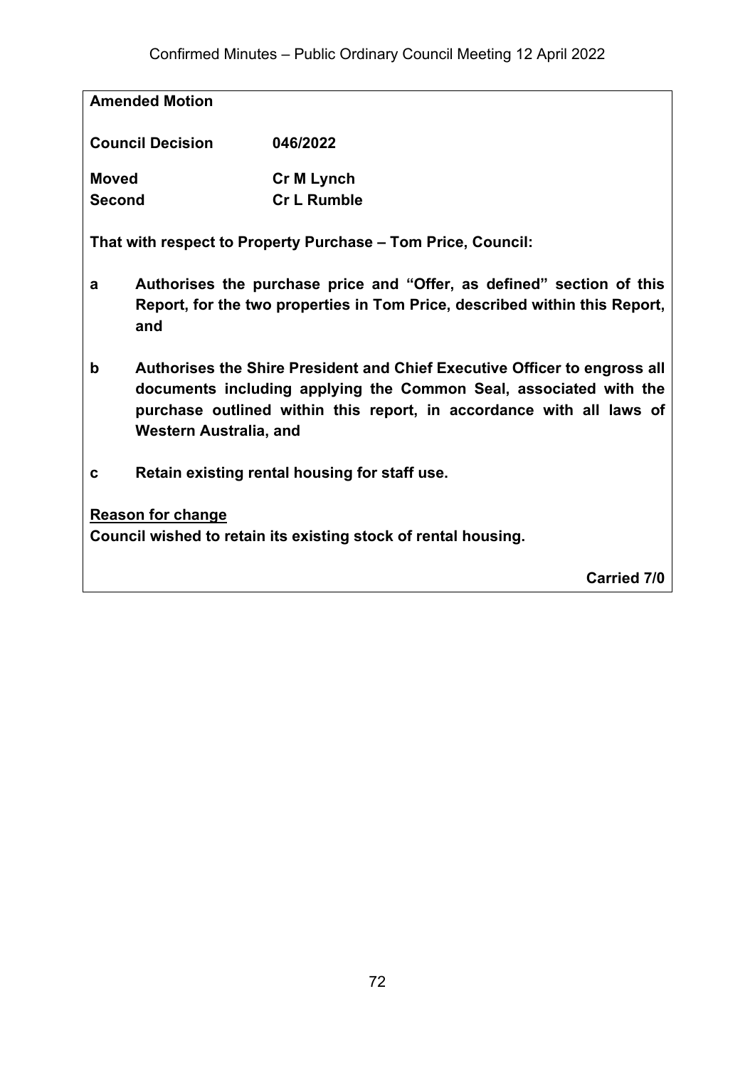**Amended Motion**

| | |
|---|---|
| **Council Decision** | **046/2022** |
| **Moved** | **Cr M Lynch** |
| **Second** | **Cr L Rumble** |

**That with respect to Property Purchase – Tom Price, Council:**

**a** **Authorises the purchase price and "Offer, as defined" section of this Report, for the two properties in Tom Price, described within this Report, and**

**b** **Authorises the Shire President and Chief Executive Officer to engross all documents including applying the Common Seal, associated with the purchase outlined within this report, in accordance with all laws of Western Australia, and**

**c** **Retain existing rental housing for staff use.**

**Reason for change**
**Council wished to retain its existing stock of rental housing.**

**Carried 7/0**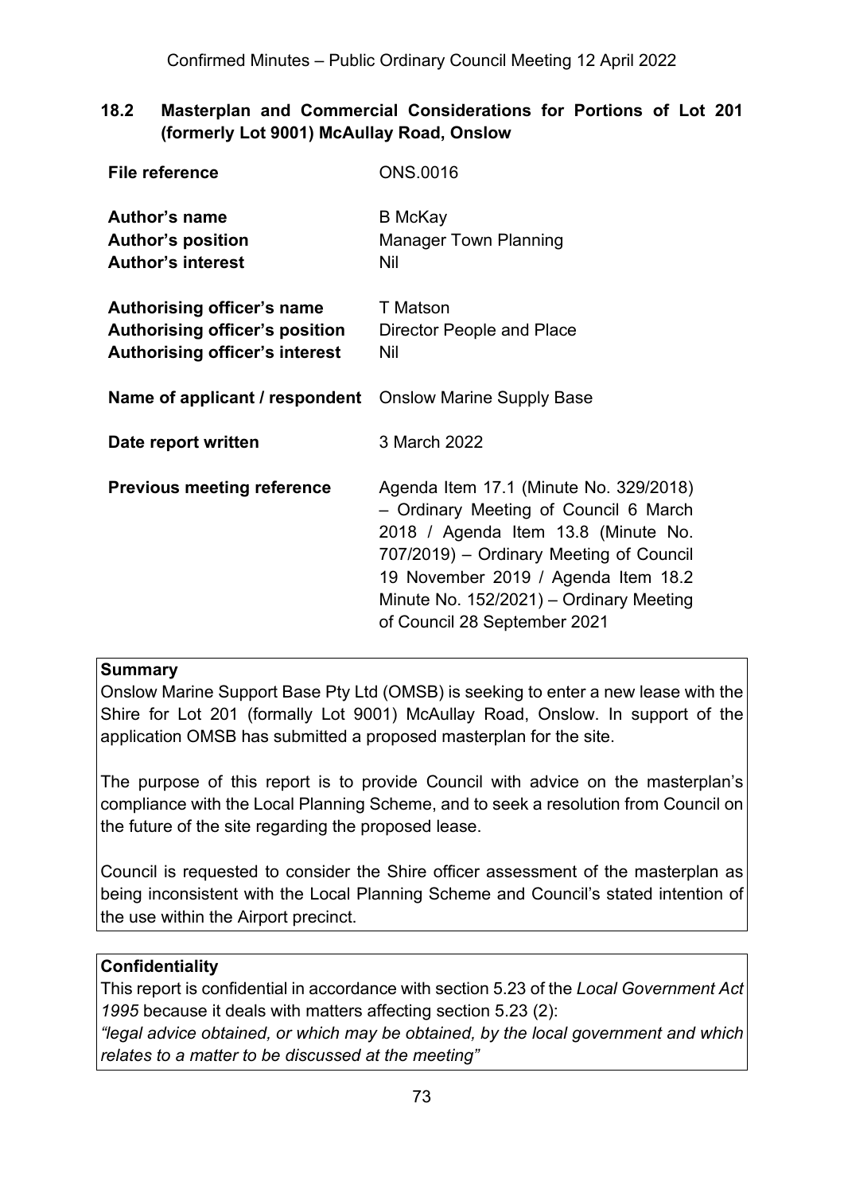## 18.2 Masterplan and Commercial Considerations for Portions of Lot 201 (formerly Lot 9001) McAullay Road, Onslow

| | |
|---|---|
| **File reference** | ONS.0016 |
| **Author's name** | B McKay |
| **Author's position** | Manager Town Planning |
| **Author's interest** | Nil |
| **Authorising officer's name** | T Matson |
| **Authorising officer's position** | Director People and Place |
| **Authorising officer's interest** | Nil |
| **Name of applicant / respondent** | Onslow Marine Supply Base |
| **Date report written** | 3 March 2022 |
| **Previous meeting reference** | Agenda Item 17.1 (Minute No. 329/2018) – Ordinary Meeting of Council 6 March 2018 / Agenda Item 13.8 (Minute No. 707/2019) – Ordinary Meeting of Council 19 November 2019 / Agenda Item 18.2 Minute No. 152/2021) – Ordinary Meeting of Council 28 September 2021 |

**Summary**

Onslow Marine Support Base Pty Ltd (OMSB) is seeking to enter a new lease with the Shire for Lot 201 (formally Lot 9001) McAullay Road, Onslow. In support of the application OMSB has submitted a proposed masterplan for the site.

The purpose of this report is to provide Council with advice on the masterplan's compliance with the Local Planning Scheme, and to seek a resolution from Council on the future of the site regarding the proposed lease.

Council is requested to consider the Shire officer assessment of the masterplan as being inconsistent with the Local Planning Scheme and Council's stated intention of the use within the Airport precinct.

**Confidentiality**

This report is confidential in accordance with section 5.23 of the *Local Government Act 1995* because it deals with matters affecting section 5.23 (2):

*"legal advice obtained, or which may be obtained, by the local government and which relates to a matter to be discussed at the meeting"*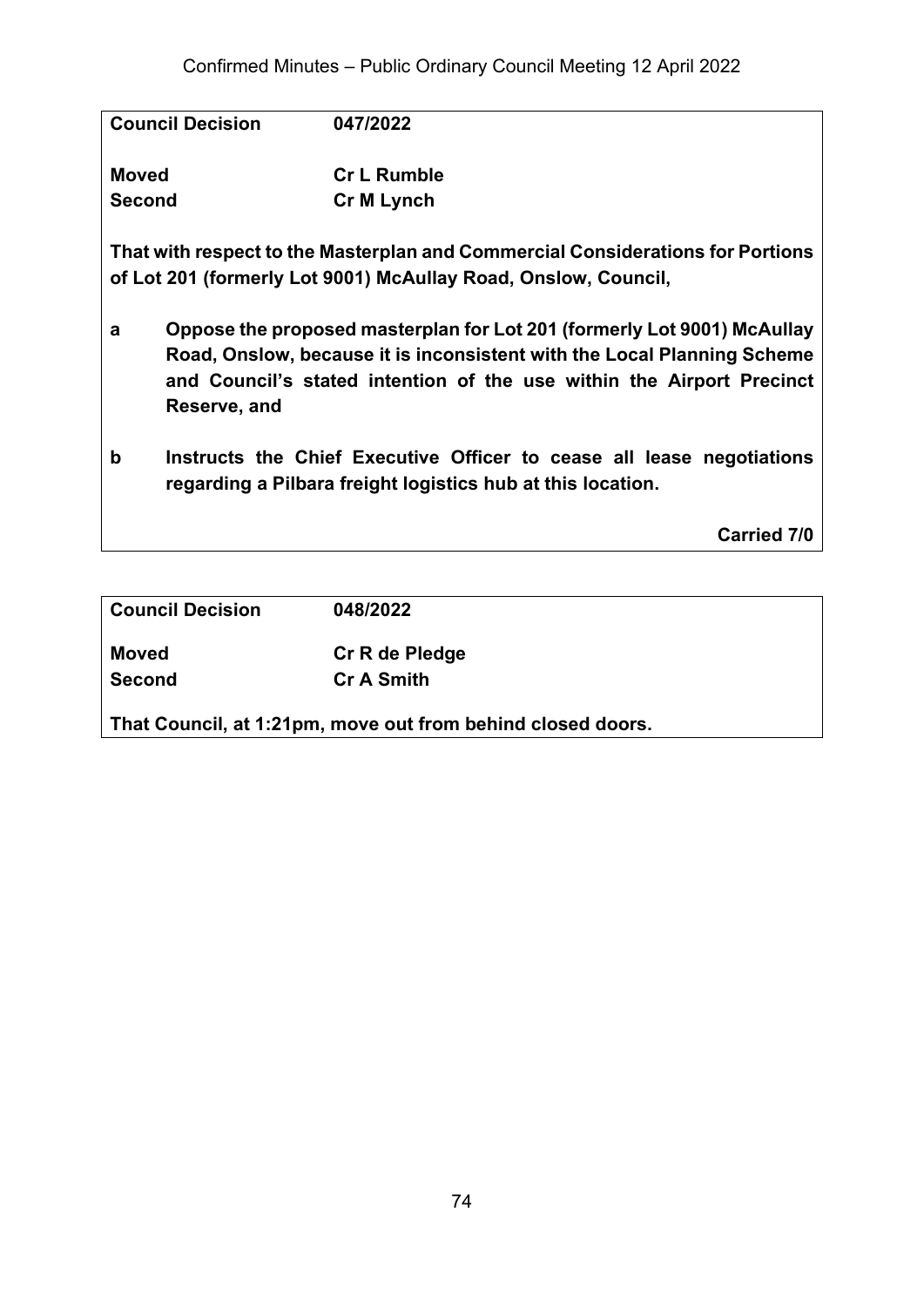**Council Decision** **047/2022**

**Moved** **Cr L Rumble**
**Second** **Cr M Lynch**

**That with respect to the Masterplan and Commercial Considerations for Portions of Lot 201 (formerly Lot 9001) McAullay Road, Onslow, Council,**

**a** **Oppose the proposed masterplan for Lot 201 (formerly Lot 9001) McAullay Road, Onslow, because it is inconsistent with the Local Planning Scheme and Council's stated intention of the use within the Airport Precinct Reserve, and**

**b** **Instructs the Chief Executive Officer to cease all lease negotiations regarding a Pilbara freight logistics hub at this location.**

**Carried 7/0**

**Council Decision** **048/2022**

**Moved** **Cr R de Pledge**
**Second** **Cr A Smith**

**That Council, at 1:21pm, move out from behind closed doors.**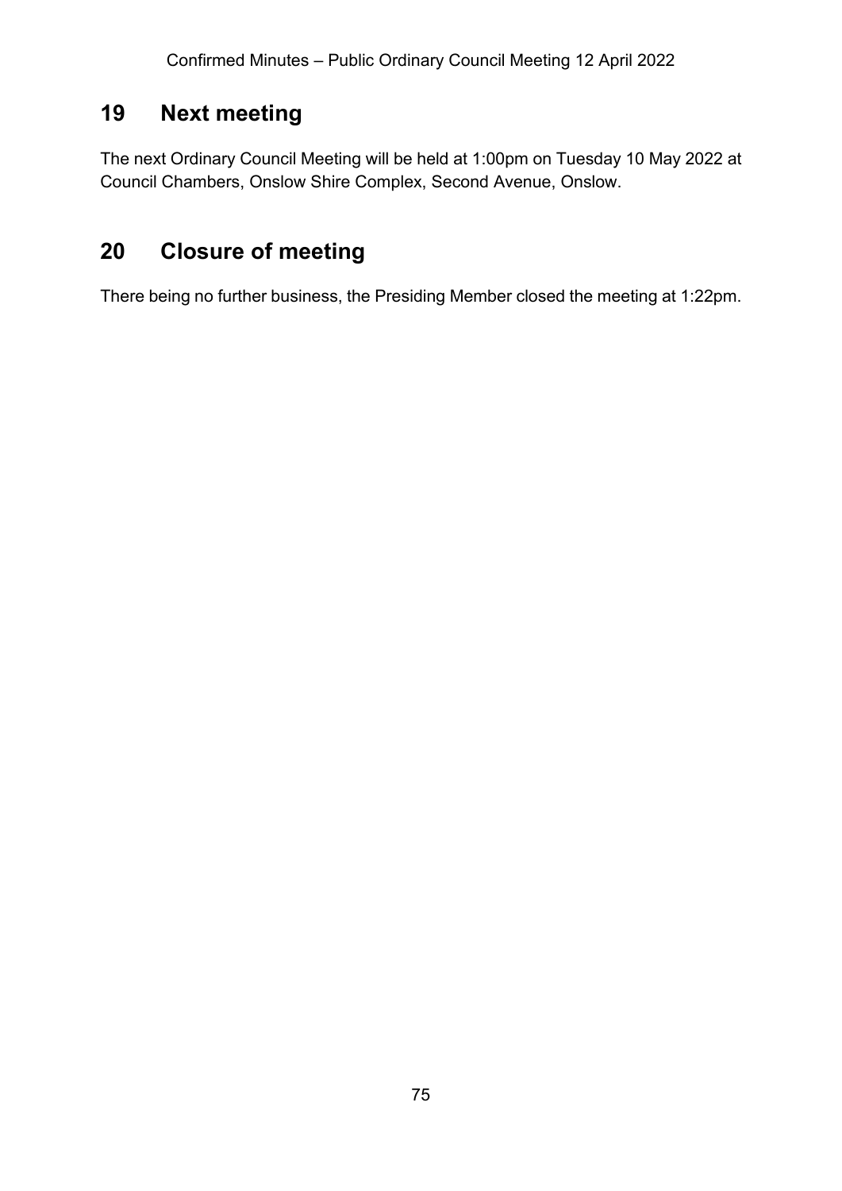## 19 Next meeting

The next Ordinary Council Meeting will be held at 1:00pm on Tuesday 10 May 2022 at Council Chambers, Onslow Shire Complex, Second Avenue, Onslow.

## 20 Closure of meeting

There being no further business, the Presiding Member closed the meeting at 1:22pm.